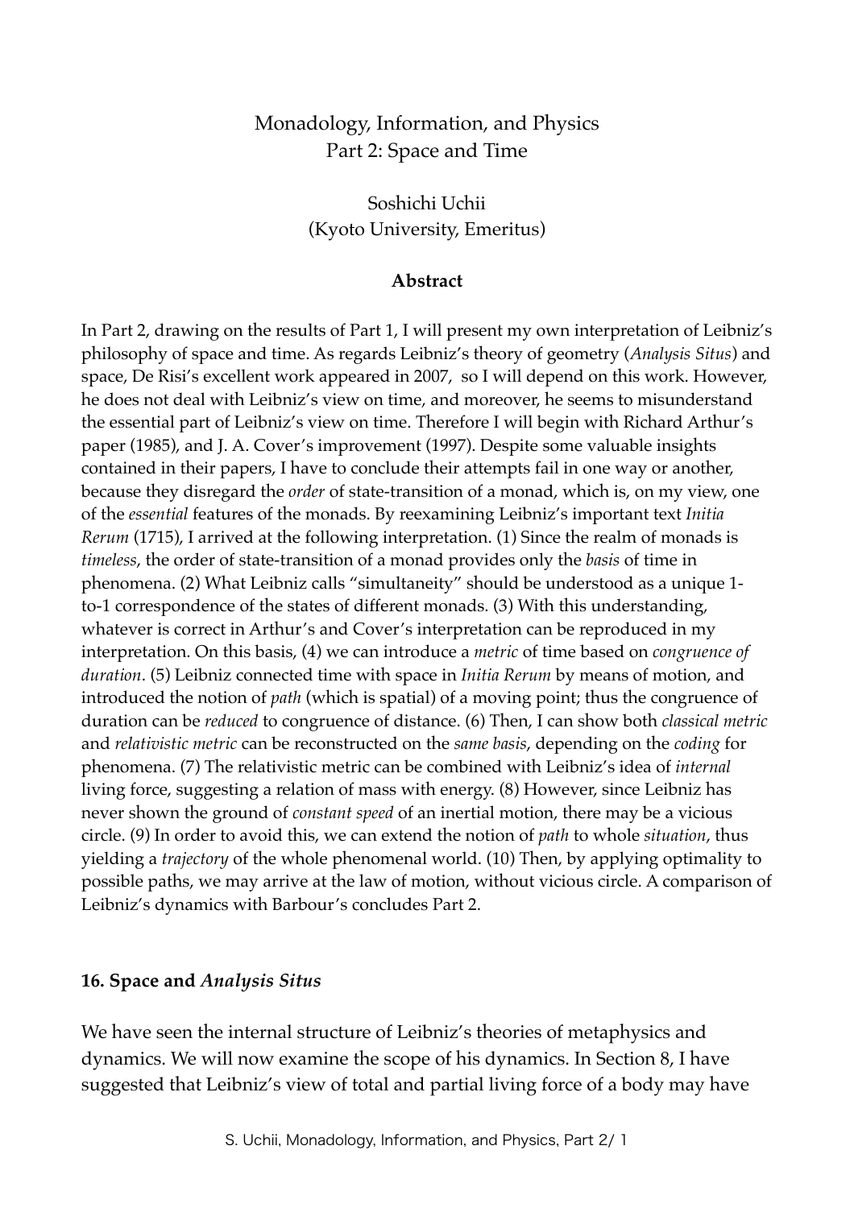# Monadology, Information, and Physics
## Part 2: Space and Time

Soshichi Uchii
(Kyoto University, Emeritus)

### Abstract

In Part 2, drawing on the results of Part 1, I will present my own interpretation of Leibniz's philosophy of space and time. As regards Leibniz's theory of geometry (*Analysis Situs*) and space, De Risi's excellent work appeared in 2007, so I will depend on this work. However, he does not deal with Leibniz's view on time, and moreover, he seems to misunderstand the essential part of Leibniz's view on time. Therefore I will begin with Richard Arthur's paper (1985), and J. A. Cover's improvement (1997). Despite some valuable insights contained in their papers, I have to conclude their attempts fail in one way or another, because they disregard the *order* of state-transition of a monad, which is, on my view, one of the *essential* features of the monads. By reexamining Leibniz's important text *Initia Rerum* (1715), I arrived at the following interpretation. (1) Since the realm of monads is *timeless*, the order of state-transition of a monad provides only the *basis* of time in phenomena. (2) What Leibniz calls "simultaneity" should be understood as a unique 1-to-1 correspondence of the states of different monads. (3) With this understanding, whatever is correct in Arthur's and Cover's interpretation can be reproduced in my interpretation. On this basis, (4) we can introduce a *metric* of time based on *congruence of duration*. (5) Leibniz connected time with space in *Initia Rerum* by means of motion, and introduced the notion of *path* (which is spatial) of a moving point; thus the congruence of duration can be *reduced* to congruence of distance. (6) Then, I can show both *classical metric* and *relativistic metric* can be reconstructed on the *same basis*, depending on the *coding* for phenomena. (7) The relativistic metric can be combined with Leibniz's idea of *internal* living force, suggesting a relation of mass with energy. (8) However, since Leibniz has never shown the ground of *constant speed* of an inertial motion, there may be a vicious circle. (9) In order to avoid this, we can extend the notion of *path* to whole *situation*, thus yielding a *trajectory* of the whole phenomenal world. (10) Then, by applying optimality to possible paths, we may arrive at the law of motion, without vicious circle. A comparison of Leibniz's dynamics with Barbour's concludes Part 2.

## 16. Space and *Analysis Situs*

We have seen the internal structure of Leibniz's theories of metaphysics and dynamics. We will now examine the scope of his dynamics. In Section 8, I have suggested that Leibniz's view of total and partial living force of a body may have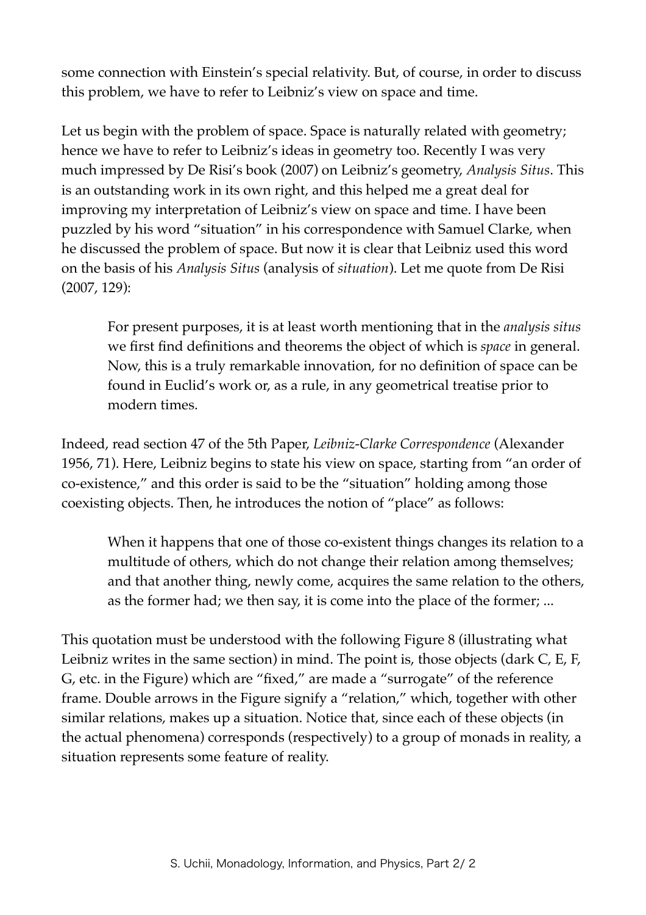some connection with Einstein's special relativity. But, of course, in order to discuss this problem, we have to refer to Leibniz's view on space and time.

Let us begin with the problem of space. Space is naturally related with geometry; hence we have to refer to Leibniz's ideas in geometry too. Recently I was very much impressed by De Risi's book (2007) on Leibniz's geometry, *Analysis Situs*. This is an outstanding work in its own right, and this helped me a great deal for improving my interpretation of Leibniz's view on space and time. I have been puzzled by his word "situation" in his correspondence with Samuel Clarke, when he discussed the problem of space. But now it is clear that Leibniz used this word on the basis of his *Analysis Situs* (analysis of *situation*). Let me quote from De Risi (2007, 129):

> For present purposes, it is at least worth mentioning that in the *analysis situs* we first find definitions and theorems the object of which is *space* in general. Now, this is a truly remarkable innovation, for no definition of space can be found in Euclid's work or, as a rule, in any geometrical treatise prior to modern times.

Indeed, read section 47 of the 5th Paper, *Leibniz-Clarke Correspondence* (Alexander 1956, 71). Here, Leibniz begins to state his view on space, starting from "an order of co-existence," and this order is said to be the "situation" holding among those coexisting objects. Then, he introduces the notion of "place" as follows:

> When it happens that one of those co-existent things changes its relation to a multitude of others, which do not change their relation among themselves; and that another thing, newly come, acquires the same relation to the others, as the former had; we then say, it is come into the place of the former; ...

This quotation must be understood with the following Figure 8 (illustrating what Leibniz writes in the same section) in mind. The point is, those objects (dark C, E, F, G, etc. in the Figure) which are "fixed," are made a "surrogate" of the reference frame. Double arrows in the Figure signify a "relation," which, together with other similar relations, makes up a situation. Notice that, since each of these objects (in the actual phenomena) corresponds (respectively) to a group of monads in reality, a situation represents some feature of reality.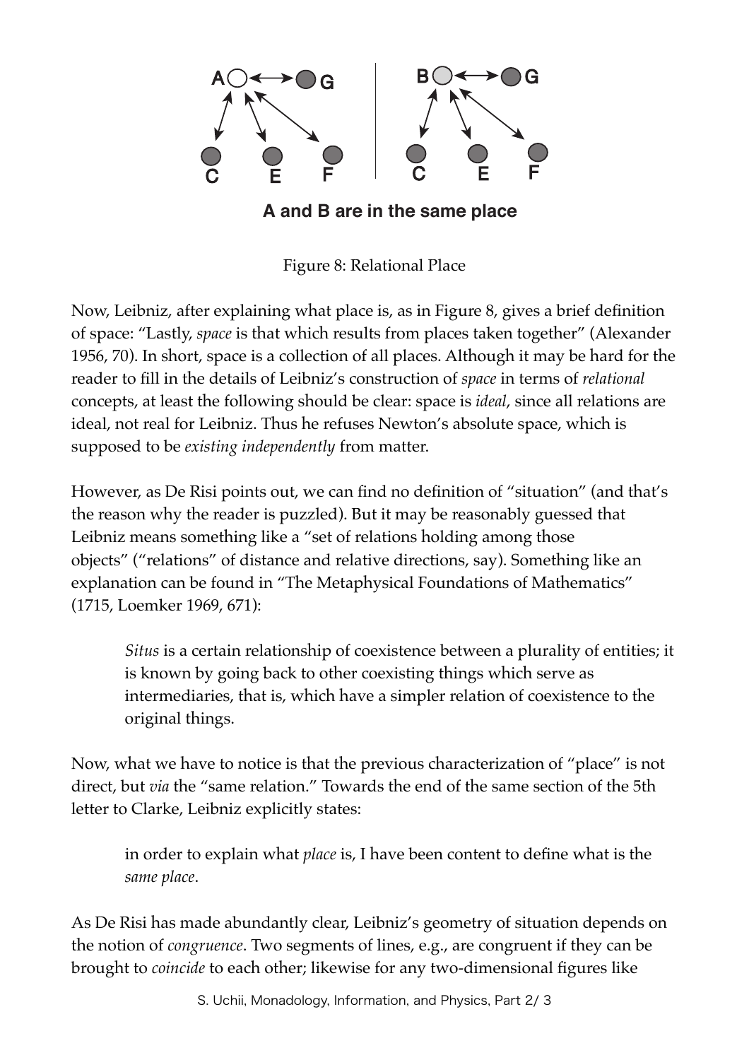A and B are in the same place

Figure 8: Relational Place

Now, Leibniz, after explaining what place is, as in Figure 8, gives a brief definition of space: “Lastly, *space* is that which results from places taken together” (Alexander 1956, 70). In short, space is a collection of all places. Although it may be hard for the reader to fill in the details of Leibniz’s construction of *space* in terms of *relational* concepts, at least the following should be clear: space is *ideal*, since all relations are ideal, not real for Leibniz. Thus he refuses Newton’s absolute space, which is supposed to be *existing independently* from matter.

However, as De Risi points out, we can find no definition of “situation” (and that’s the reason why the reader is puzzled). But it may be reasonably guessed that Leibniz means something like a “set of relations holding among those objects” (“relations” of distance and relative directions, say). Something like an explanation can be found in “The Metaphysical Foundations of Mathematics” (1715, Loemker 1969, 671):

> *Situs* is a certain relationship of coexistence between a plurality of entities; it is known by going back to other coexisting things which serve as intermediaries, that is, which have a simpler relation of coexistence to the original things.

Now, what we have to notice is that the previous characterization of “place” is not direct, but *via* the “same relation.” Towards the end of the same section of the 5th letter to Clarke, Leibniz explicitly states:

> in order to explain what *place* is, I have been content to define what is the *same place*.

As De Risi has made abundantly clear, Leibniz’s geometry of situation depends on the notion of *congruence*. Two segments of lines, e.g., are congruent if they can be brought to *coincide* to each other; likewise for any two-dimensional figures like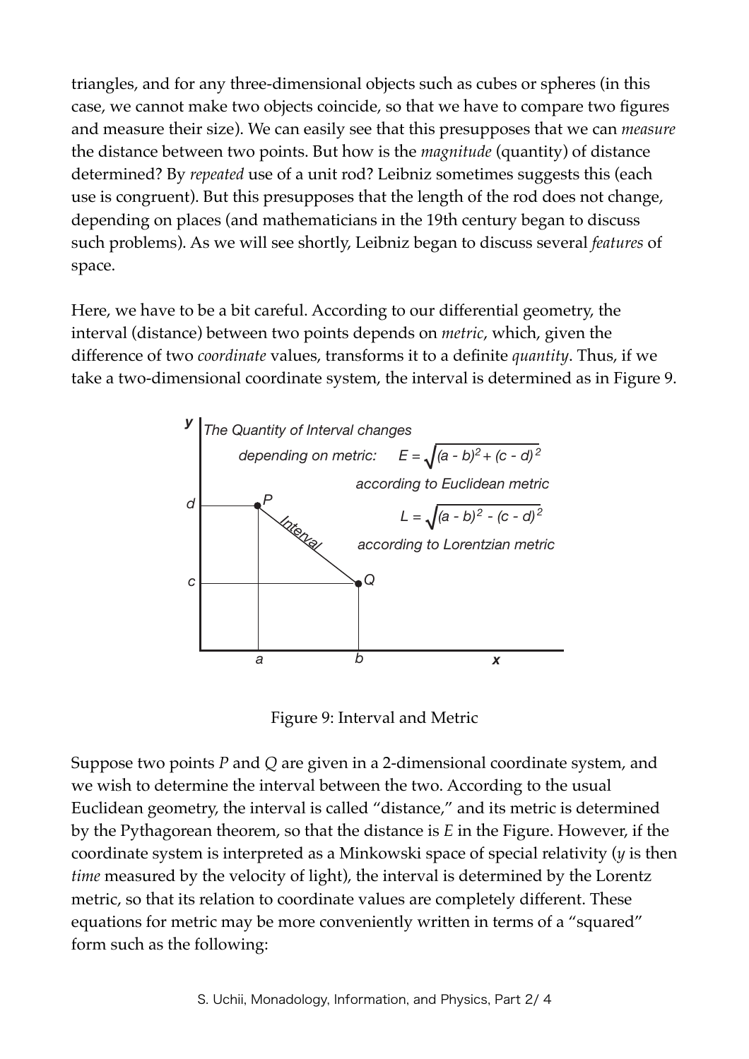triangles, and for any three-dimensional objects such as cubes or spheres (in this case, we cannot make two objects coincide, so that we have to compare two figures and measure their size). We can easily see that this presupposes that we can *measure* the distance between two points. But how is the *magnitude* (quantity) of distance determined? By *repeated* use of a unit rod? Leibniz sometimes suggests this (each use is congruent). But this presupposes that the length of the rod does not change, depending on places (and mathematicians in the 19th century began to discuss such problems). As we will see shortly, Leibniz began to discuss several *features* of space.

Here, we have to be a bit careful. According to our differential geometry, the interval (distance) between two points depends on *metric*, which, given the difference of two *coordinate* values, transforms it to a definite *quantity*. Thus, if we take a two-dimensional coordinate system, the interval is determined as in Figure 9.

Figure 9: Interval and Metric

Suppose two points *P* and *Q* are given in a 2-dimensional coordinate system, and we wish to determine the interval between the two. According to the usual Euclidean geometry, the interval is called "distance," and its metric is determined by the Pythagorean theorem, so that the distance is *E* in the Figure. However, if the coordinate system is interpreted as a Minkowski space of special relativity (*y* is then *time* measured by the velocity of light), the interval is determined by the Lorentz metric, so that its relation to coordinate values are completely different. These equations for metric may be more conveniently written in terms of a "squared" form such as the following: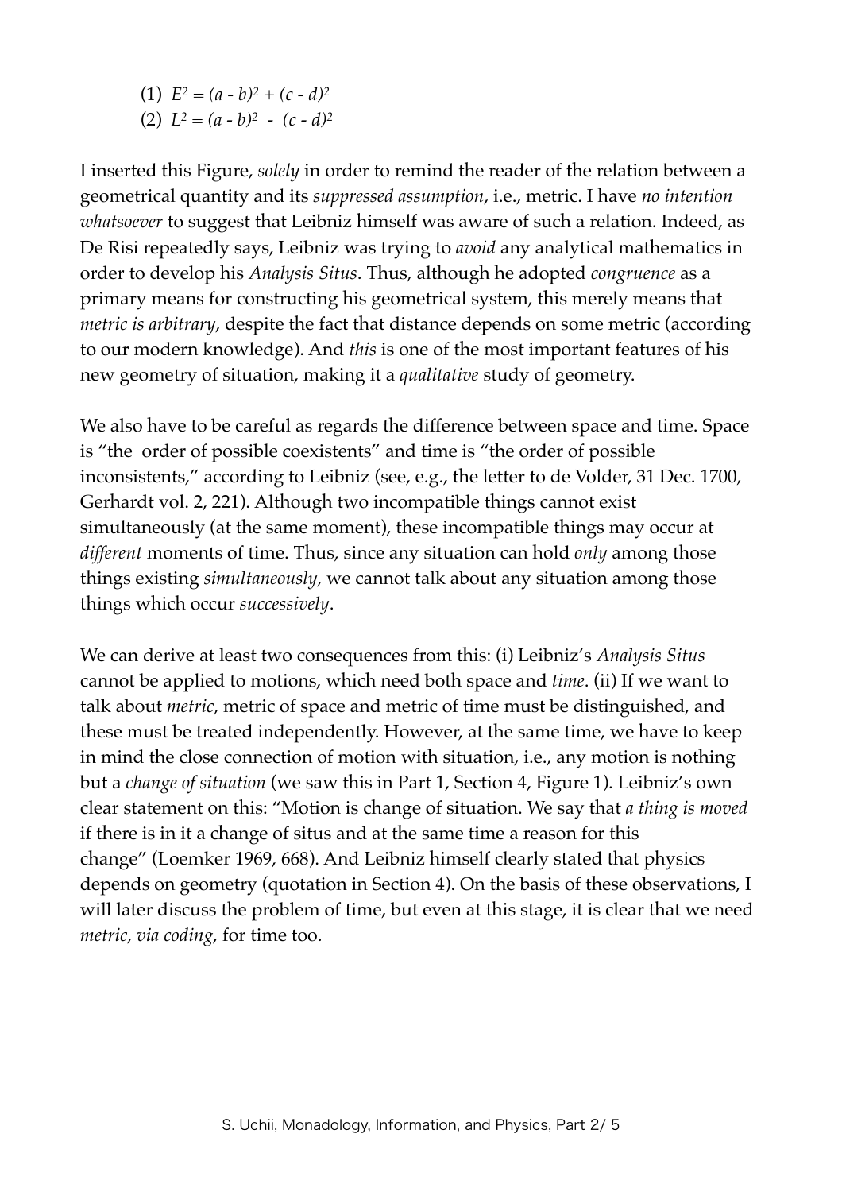(1) $E^2 = (a - b)^2 + (c - d)^2$

(2) $L^2 = (a - b)^2 - (c - d)^2$

I inserted this Figure, *solely* in order to remind the reader of the relation between a geometrical quantity and its *suppressed assumption*, i.e., metric. I have *no intention whatsoever* to suggest that Leibniz himself was aware of such a relation. Indeed, as De Risi repeatedly says, Leibniz was trying to *avoid* any analytical mathematics in order to develop his *Analysis Situs*. Thus, although he adopted *congruence* as a primary means for constructing his geometrical system, this merely means that *metric is arbitrary*, despite the fact that distance depends on some metric (according to our modern knowledge). And *this* is one of the most important features of his new geometry of situation, making it a *qualitative* study of geometry.

We also have to be careful as regards the difference between space and time. Space is "the order of possible coexistents" and time is "the order of possible inconsistents," according to Leibniz (see, e.g., the letter to de Volder, 31 Dec. 1700, Gerhardt vol. 2, 221). Although two incompatible things cannot exist simultaneously (at the same moment), these incompatible things may occur at *different* moments of time. Thus, since any situation can hold *only* among those things existing *simultaneously*, we cannot talk about any situation among those things which occur *successively*.

We can derive at least two consequences from this: (i) Leibniz's *Analysis Situs* cannot be applied to motions, which need both space and *time*. (ii) If we want to talk about *metric*, metric of space and metric of time must be distinguished, and these must be treated independently. However, at the same time, we have to keep in mind the close connection of motion with situation, i.e., any motion is nothing but a *change of situation* (we saw this in Part 1, Section 4, Figure 1). Leibniz's own clear statement on this: "Motion is change of situation. We say that *a thing is moved* if there is in it a change of situs and at the same time a reason for this change" (Loemker 1969, 668). And Leibniz himself clearly stated that physics depends on geometry (quotation in Section 4). On the basis of these observations, I will later discuss the problem of time, but even at this stage, it is clear that we need *metric*, *via coding*, for time too.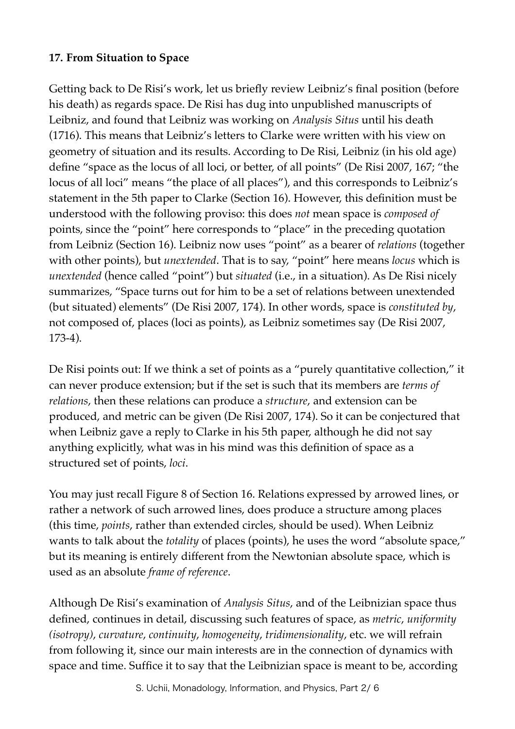**17. From Situation to Space**

Getting back to De Risi's work, let us briefly review Leibniz's final position (before his death) as regards space. De Risi has dug into unpublished manuscripts of Leibniz, and found that Leibniz was working on *Analysis Situs* until his death (1716). This means that Leibniz's letters to Clarke were written with his view on geometry of situation and its results. According to De Risi, Leibniz (in his old age) define "space as the locus of all loci, or better, of all points" (De Risi 2007, 167; "the locus of all loci" means "the place of all places"), and this corresponds to Leibniz's statement in the 5th paper to Clarke (Section 16). However, this definition must be understood with the following proviso: this does *not* mean space is *composed of* points, since the "point" here corresponds to "place" in the preceding quotation from Leibniz (Section 16). Leibniz now uses "point" as a bearer of *relations* (together with other points), but *unextended*. That is to say, "point" here means *locus* which is *unextended* (hence called "point") but *situated* (i.e., in a situation). As De Risi nicely summarizes, "Space turns out for him to be a set of relations between unextended (but situated) elements" (De Risi 2007, 174). In other words, space is *constituted by*, not composed of, places (loci as points), as Leibniz sometimes say (De Risi 2007, 173-4).

De Risi points out: If we think a set of points as a "purely quantitative collection," it can never produce extension; but if the set is such that its members are *terms of relations*, then these relations can produce a *structure*, and extension can be produced, and metric can be given (De Risi 2007, 174). So it can be conjectured that when Leibniz gave a reply to Clarke in his 5th paper, although he did not say anything explicitly, what was in his mind was this definition of space as a structured set of points, *loci*.

You may just recall Figure 8 of Section 16. Relations expressed by arrowed lines, or rather a network of such arrowed lines, does produce a structure among places (this time, *points*, rather than extended circles, should be used). When Leibniz wants to talk about the *totality* of places (points), he uses the word "absolute space," but its meaning is entirely different from the Newtonian absolute space, which is used as an absolute *frame of reference*.

Although De Risi's examination of *Analysis Situs*, and of the Leibnizian space thus defined, continues in detail, discussing such features of space, as *metric*, *uniformity (isotropy)*, *curvature*, *continuity*, *homogeneity*, *tridimensionality*, etc. we will refrain from following it, since our main interests are in the connection of dynamics with space and time. Suffice it to say that the Leibnizian space is meant to be, according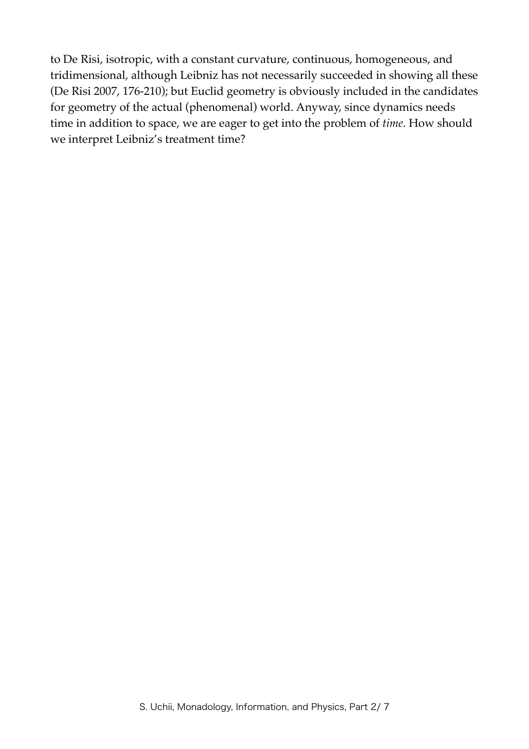to De Risi, isotropic, with a constant curvature, continuous, homogeneous, and tridimensional, although Leibniz has not necessarily succeeded in showing all these (De Risi 2007, 176-210); but Euclid geometry is obviously included in the candidates for geometry of the actual (phenomenal) world. Anyway, since dynamics needs time in addition to space, we are eager to get into the problem of *time*. How should we interpret Leibniz's treatment time?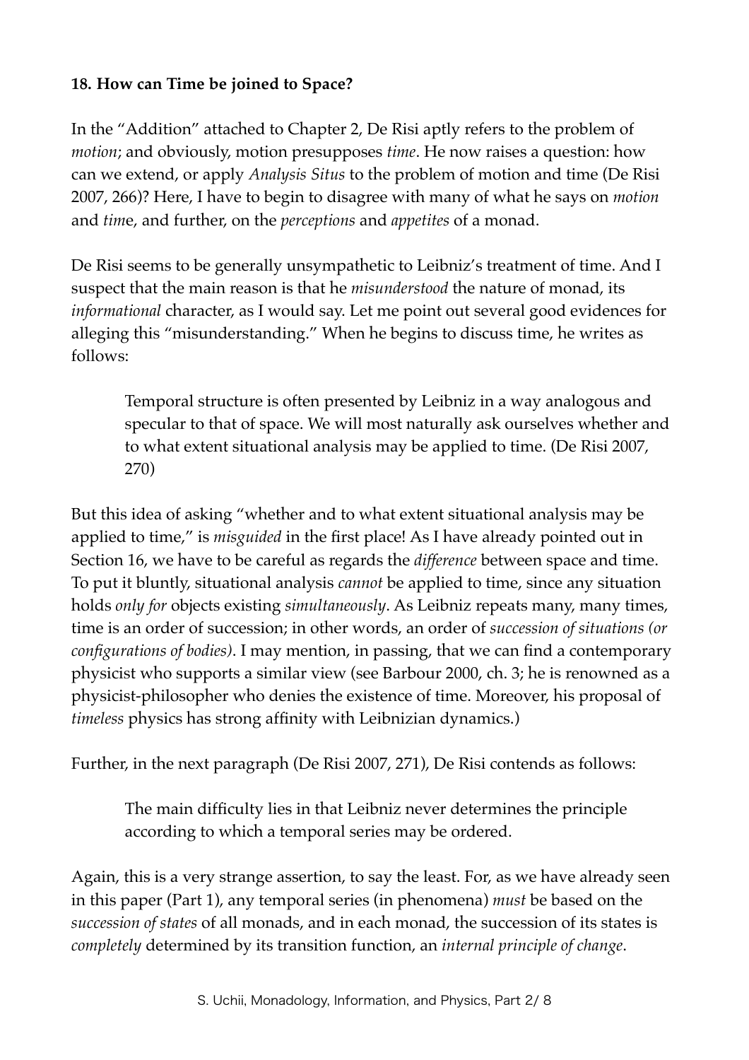**18. How can Time be joined to Space?**

In the "Addition" attached to Chapter 2, De Risi aptly refers to the problem of *motion*; and obviously, motion presupposes *time*. He now raises a question: how can we extend, or apply *Analysis Situs* to the problem of motion and time (De Risi 2007, 266)? Here, I have to begin to disagree with many of what he says on *motion* and *tim*e, and further, on the *perceptions* and *appetites* of a monad.

De Risi seems to be generally unsympathetic to Leibniz's treatment of time. And I suspect that the main reason is that he *misunderstood* the nature of monad, its *informational* character, as I would say. Let me point out several good evidences for alleging this "misunderstanding." When he begins to discuss time, he writes as follows:

> Temporal structure is often presented by Leibniz in a way analogous and specular to that of space. We will most naturally ask ourselves whether and to what extent situational analysis may be applied to time. (De Risi 2007, 270)

But this idea of asking "whether and to what extent situational analysis may be applied to time," is *misguided* in the first place! As I have already pointed out in Section 16, we have to be careful as regards the *difference* between space and time. To put it bluntly, situational analysis *cannot* be applied to time, since any situation holds *only for* objects existing *simultaneously*. As Leibniz repeats many, many times, time is an order of succession; in other words, an order of *succession of situations (or configurations of bodies)*. I may mention, in passing, that we can find a contemporary physicist who supports a similar view (see Barbour 2000, ch. 3; he is renowned as a physicist-philosopher who denies the existence of time. Moreover, his proposal of *timeless* physics has strong affinity with Leibnizian dynamics.)

Further, in the next paragraph (De Risi 2007, 271), De Risi contends as follows:

> The main difficulty lies in that Leibniz never determines the principle according to which a temporal series may be ordered.

Again, this is a very strange assertion, to say the least. For, as we have already seen in this paper (Part 1), any temporal series (in phenomena) *must* be based on the *succession of states* of all monads, and in each monad, the succession of its states is *completely* determined by its transition function, an *internal principle of change*.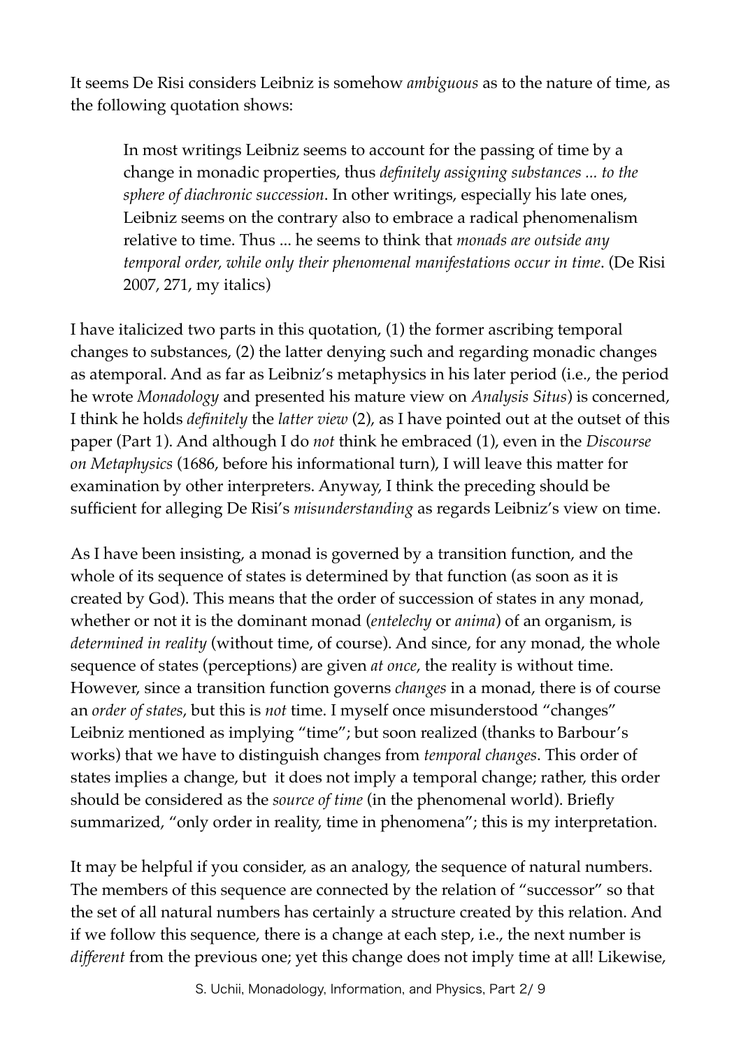It seems De Risi considers Leibniz is somehow *ambiguous* as to the nature of time, as the following quotation shows:

> In most writings Leibniz seems to account for the passing of time by a change in monadic properties, thus *definitely assigning substances ... to the sphere of diachronic succession*. In other writings, especially his late ones, Leibniz seems on the contrary also to embrace a radical phenomenalism relative to time. Thus ... he seems to think that *monads are outside any temporal order, while only their phenomenal manifestations occur in time*. (De Risi 2007, 271, my italics)

I have italicized two parts in this quotation, (1) the former ascribing temporal changes to substances, (2) the latter denying such and regarding monadic changes as atemporal. And as far as Leibniz's metaphysics in his later period (i.e., the period he wrote *Monadology* and presented his mature view on *Analysis Situs*) is concerned, I think he holds *definitely* the *latter view* (2), as I have pointed out at the outset of this paper (Part 1). And although I do *not* think he embraced (1), even in the *Discourse on Metaphysics* (1686, before his informational turn), I will leave this matter for examination by other interpreters. Anyway, I think the preceding should be sufficient for alleging De Risi's *misunderstanding* as regards Leibniz's view on time.

As I have been insisting, a monad is governed by a transition function, and the whole of its sequence of states is determined by that function (as soon as it is created by God). This means that the order of succession of states in any monad, whether or not it is the dominant monad (*entelechy* or *anima*) of an organism, is *determined in reality* (without time, of course). And since, for any monad, the whole sequence of states (perceptions) are given *at once*, the reality is without time. However, since a transition function governs *changes* in a monad, there is of course an *order of states*, but this is *not* time. I myself once misunderstood "changes" Leibniz mentioned as implying "time"; but soon realized (thanks to Barbour's works) that we have to distinguish changes from *temporal changes*. This order of states implies a change, but it does not imply a temporal change; rather, this order should be considered as the *source of time* (in the phenomenal world). Briefly summarized, "only order in reality, time in phenomena"; this is my interpretation.

It may be helpful if you consider, as an analogy, the sequence of natural numbers. The members of this sequence are connected by the relation of "successor" so that the set of all natural numbers has certainly a structure created by this relation. And if we follow this sequence, there is a change at each step, i.e., the next number is *different* from the previous one; yet this change does not imply time at all! Likewise,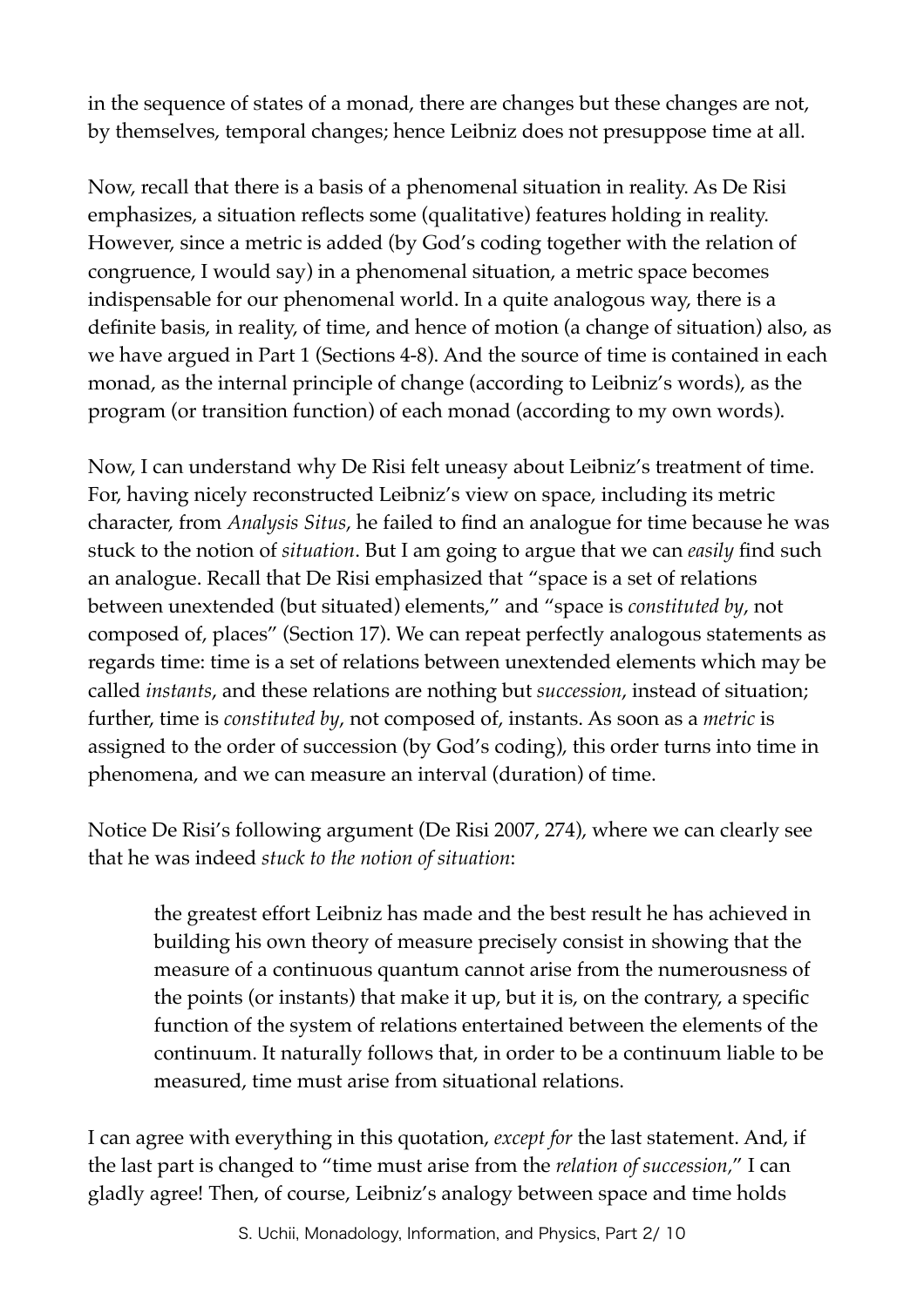in the sequence of states of a monad, there are changes but these changes are not, by themselves, temporal changes; hence Leibniz does not presuppose time at all.

Now, recall that there is a basis of a phenomenal situation in reality. As De Risi emphasizes, a situation reflects some (qualitative) features holding in reality. However, since a metric is added (by God's coding together with the relation of congruence, I would say) in a phenomenal situation, a metric space becomes indispensable for our phenomenal world. In a quite analogous way, there is a definite basis, in reality, of time, and hence of motion (a change of situation) also, as we have argued in Part 1 (Sections 4-8). And the source of time is contained in each monad, as the internal principle of change (according to Leibniz's words), as the program (or transition function) of each monad (according to my own words).

Now, I can understand why De Risi felt uneasy about Leibniz's treatment of time. For, having nicely reconstructed Leibniz's view on space, including its metric character, from *Analysis Situs*, he failed to find an analogue for time because he was stuck to the notion of *situation*. But I am going to argue that we can *easily* find such an analogue. Recall that De Risi emphasized that "space is a set of relations between unextended (but situated) elements," and "space is *constituted by*, not composed of, places" (Section 17). We can repeat perfectly analogous statements as regards time: time is a set of relations between unextended elements which may be called *instants*, and these relations are nothing but *succession*, instead of situation; further, time is *constituted by*, not composed of, instants. As soon as a *metric* is assigned to the order of succession (by God's coding), this order turns into time in phenomena, and we can measure an interval (duration) of time.

Notice De Risi's following argument (De Risi 2007, 274), where we can clearly see that he was indeed *stuck to the notion of situation*:

> the greatest effort Leibniz has made and the best result he has achieved in building his own theory of measure precisely consist in showing that the measure of a continuous quantum cannot arise from the numerousness of the points (or instants) that make it up, but it is, on the contrary, a specific function of the system of relations entertained between the elements of the continuum. It naturally follows that, in order to be a continuum liable to be measured, time must arise from situational relations.

I can agree with everything in this quotation, *except for* the last statement. And, if the last part is changed to "time must arise from the *relation of succession*," I can gladly agree! Then, of course, Leibniz's analogy between space and time holds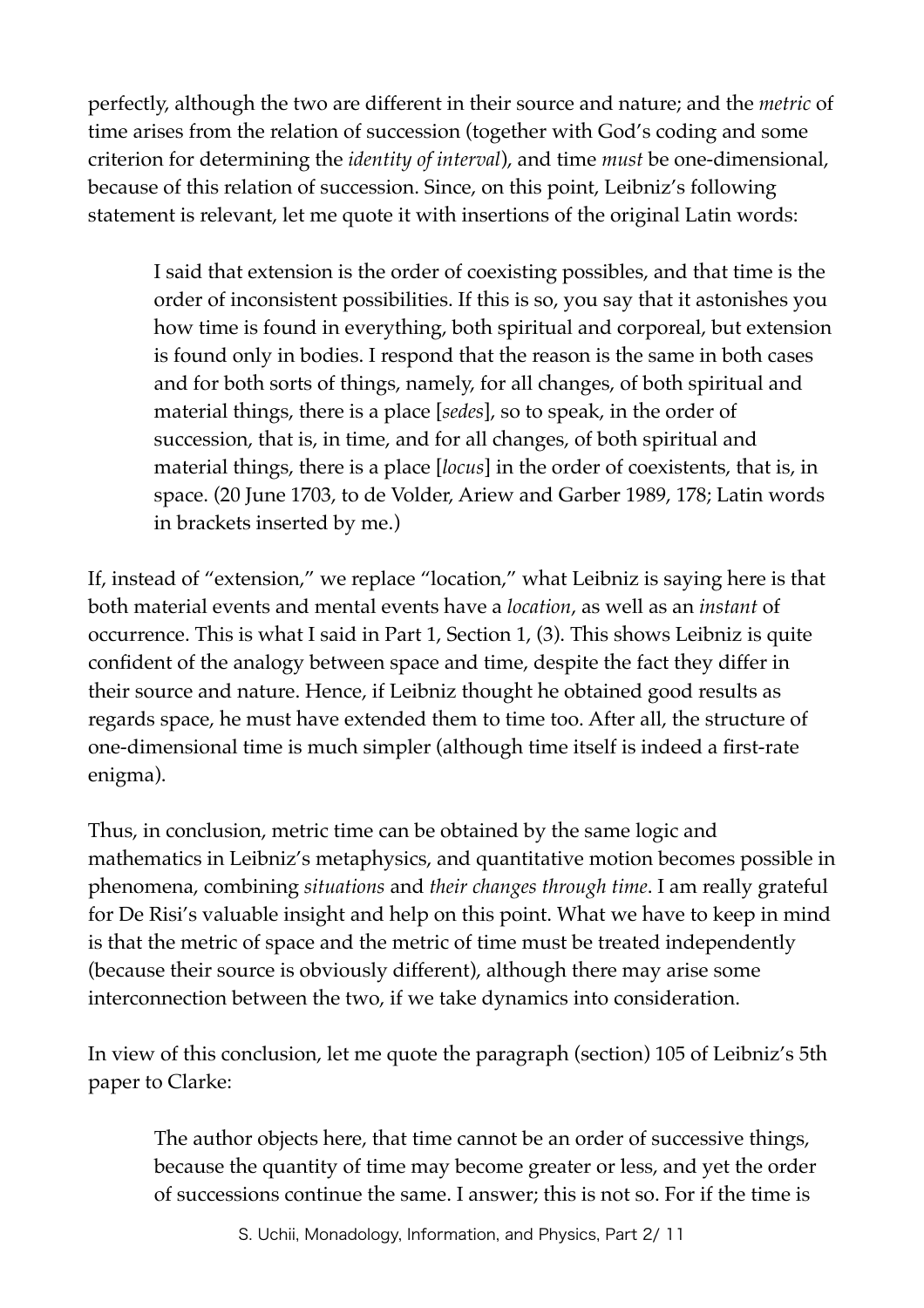perfectly, although the two are different in their source and nature; and the *metric* of time arises from the relation of succession (together with God's coding and some criterion for determining the *identity of interval*), and time *must* be one-dimensional, because of this relation of succession. Since, on this point, Leibniz's following statement is relevant, let me quote it with insertions of the original Latin words:

> I said that extension is the order of coexisting possibles, and that time is the order of inconsistent possibilities. If this is so, you say that it astonishes you how time is found in everything, both spiritual and corporeal, but extension is found only in bodies. I respond that the reason is the same in both cases and for both sorts of things, namely, for all changes, of both spiritual and material things, there is a place [*sedes*], so to speak, in the order of succession, that is, in time, and for all changes, of both spiritual and material things, there is a place [*locus*] in the order of coexistents, that is, in space. (20 June 1703, to de Volder, Ariew and Garber 1989, 178; Latin words in brackets inserted by me.)

If, instead of "extension," we replace "location," what Leibniz is saying here is that both material events and mental events have a *location*, as well as an *instant* of occurrence. This is what I said in Part 1, Section 1, (3). This shows Leibniz is quite confident of the analogy between space and time, despite the fact they differ in their source and nature. Hence, if Leibniz thought he obtained good results as regards space, he must have extended them to time too. After all, the structure of one-dimensional time is much simpler (although time itself is indeed a first-rate enigma).

Thus, in conclusion, metric time can be obtained by the same logic and mathematics in Leibniz's metaphysics, and quantitative motion becomes possible in phenomena, combining *situations* and *their changes through time*. I am really grateful for De Risi's valuable insight and help on this point. What we have to keep in mind is that the metric of space and the metric of time must be treated independently (because their source is obviously different), although there may arise some interconnection between the two, if we take dynamics into consideration.

In view of this conclusion, let me quote the paragraph (section) 105 of Leibniz's 5th paper to Clarke:

> The author objects here, that time cannot be an order of successive things, because the quantity of time may become greater or less, and yet the order of successions continue the same. I answer; this is not so. For if the time is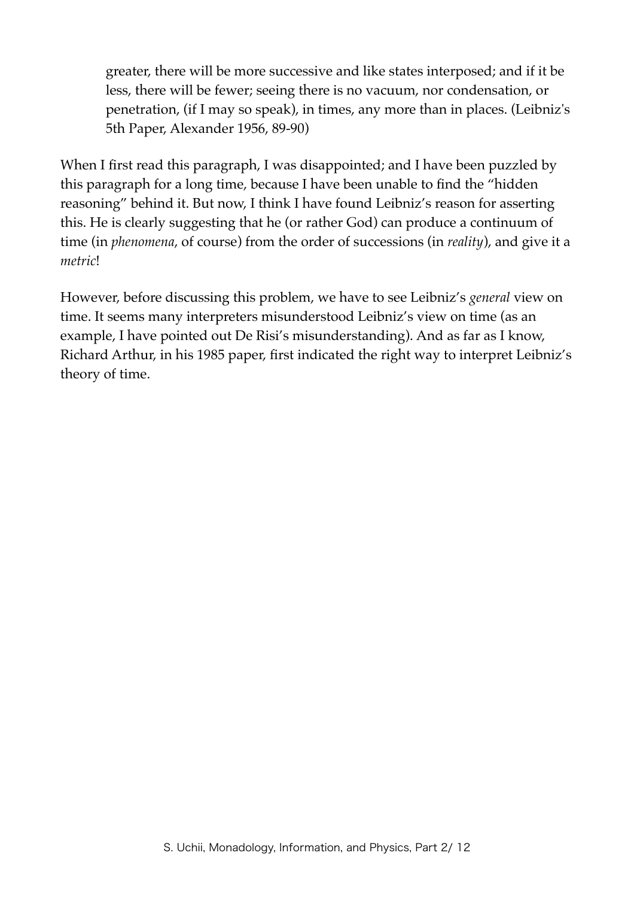> greater, there will be more successive and like states interposed; and if it be less, there will be fewer; seeing there is no vacuum, nor condensation, or penetration, (if I may so speak), in times, any more than in places. (Leibniz's 5th Paper, Alexander 1956, 89-90)

When I first read this paragraph, I was disappointed; and I have been puzzled by this paragraph for a long time, because I have been unable to find the "hidden reasoning" behind it. But now, I think I have found Leibniz's reason for asserting this. He is clearly suggesting that he (or rather God) can produce a continuum of time (in *phenomena*, of course) from the order of successions (in *reality*), and give it a *metric*!

However, before discussing this problem, we have to see Leibniz's *general* view on time. It seems many interpreters misunderstood Leibniz's view on time (as an example, I have pointed out De Risi's misunderstanding). And as far as I know, Richard Arthur, in his 1985 paper, first indicated the right way to interpret Leibniz's theory of time.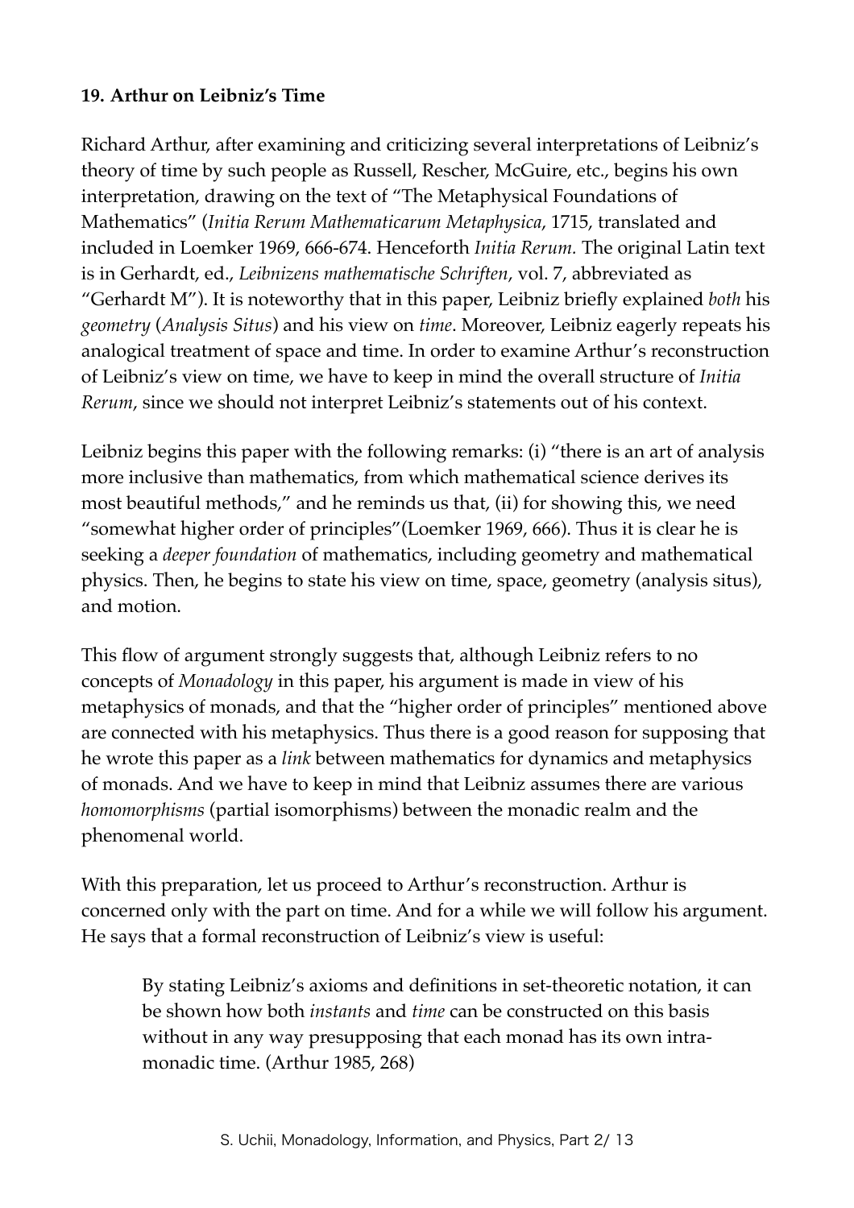**19. Arthur on Leibniz's Time**

Richard Arthur, after examining and criticizing several interpretations of Leibniz's theory of time by such people as Russell, Rescher, McGuire, etc., begins his own interpretation, drawing on the text of "The Metaphysical Foundations of Mathematics" (*Initia Rerum Mathematicarum Metaphysica*, 1715, translated and included in Loemker 1969, 666-674. Henceforth *Initia Rerum.* The original Latin text is in Gerhardt, ed., *Leibnizens mathematische Schriften*, vol. 7, abbreviated as "Gerhardt M"). It is noteworthy that in this paper, Leibniz briefly explained *both* his *geometry* (*Analysis Situs*) and his view on *time*. Moreover, Leibniz eagerly repeats his analogical treatment of space and time. In order to examine Arthur's reconstruction of Leibniz's view on time, we have to keep in mind the overall structure of *Initia Rerum*, since we should not interpret Leibniz's statements out of his context.

Leibniz begins this paper with the following remarks: (i) "there is an art of analysis more inclusive than mathematics, from which mathematical science derives its most beautiful methods," and he reminds us that, (ii) for showing this, we need "somewhat higher order of principles"(Loemker 1969, 666). Thus it is clear he is seeking a *deeper foundation* of mathematics, including geometry and mathematical physics. Then, he begins to state his view on time, space, geometry (analysis situs), and motion.

This flow of argument strongly suggests that, although Leibniz refers to no concepts of *Monadology* in this paper, his argument is made in view of his metaphysics of monads, and that the "higher order of principles" mentioned above are connected with his metaphysics. Thus there is a good reason for supposing that he wrote this paper as a *link* between mathematics for dynamics and metaphysics of monads. And we have to keep in mind that Leibniz assumes there are various *homomorphisms* (partial isomorphisms) between the monadic realm and the phenomenal world.

With this preparation, let us proceed to Arthur's reconstruction. Arthur is concerned only with the part on time. And for a while we will follow his argument. He says that a formal reconstruction of Leibniz's view is useful:

> By stating Leibniz's axioms and definitions in set-theoretic notation, it can be shown how both *instants* and *time* can be constructed on this basis without in any way presupposing that each monad has its own intra-monadic time. (Arthur 1985, 268)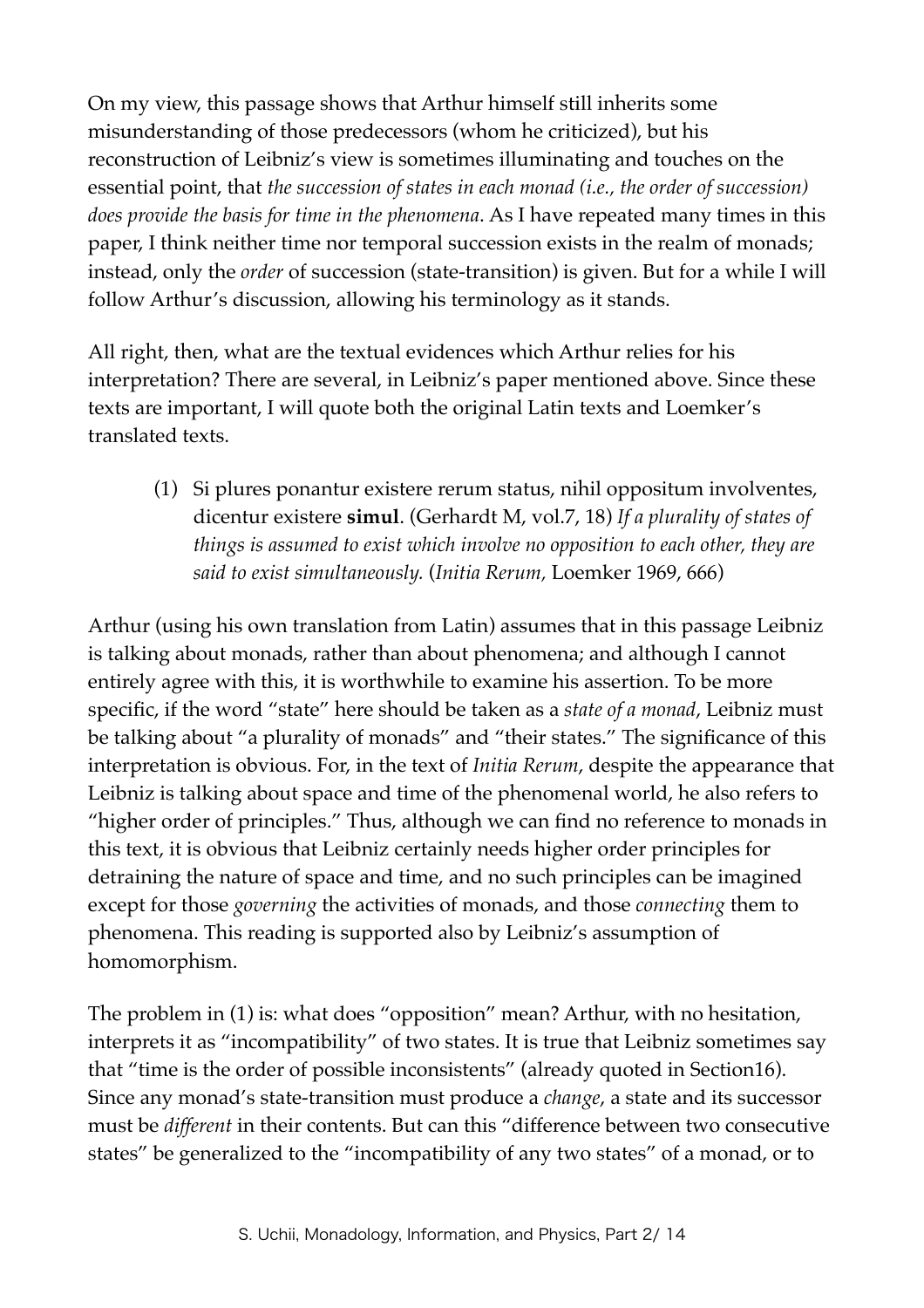On my view, this passage shows that Arthur himself still inherits some misunderstanding of those predecessors (whom he criticized), but his reconstruction of Leibniz's view is sometimes illuminating and touches on the essential point, that *the succession of states in each monad (i.e., the order of succession) does provide the basis for time in the phenomena*. As I have repeated many times in this paper, I think neither time nor temporal succession exists in the realm of monads; instead, only the *order* of succession (state-transition) is given. But for a while I will follow Arthur's discussion, allowing his terminology as it stands.

All right, then, what are the textual evidences which Arthur relies for his interpretation? There are several, in Leibniz's paper mentioned above. Since these texts are important, I will quote both the original Latin texts and Loemker's translated texts.

> (1) Si plures ponantur existere rerum status, nihil oppositum involventes, dicentur existere **simul**. (Gerhardt M, vol.7, 18) *If a plurality of states of things is assumed to exist which involve no opposition to each other, they are said to exist simultaneously.* (*Initia Rerum,* Loemker 1969, 666)

Arthur (using his own translation from Latin) assumes that in this passage Leibniz is talking about monads, rather than about phenomena; and although I cannot entirely agree with this, it is worthwhile to examine his assertion. To be more specific, if the word "state" here should be taken as a *state of a monad*, Leibniz must be talking about "a plurality of monads" and "their states." The significance of this interpretation is obvious. For, in the text of *Initia Rerum*, despite the appearance that Leibniz is talking about space and time of the phenomenal world, he also refers to "higher order of principles." Thus, although we can find no reference to monads in this text, it is obvious that Leibniz certainly needs higher order principles for detraining the nature of space and time, and no such principles can be imagined except for those *governing* the activities of monads, and those *connecting* them to phenomena. This reading is supported also by Leibniz's assumption of homomorphism.

The problem in (1) is: what does "opposition" mean? Arthur, with no hesitation, interprets it as "incompatibility" of two states. It is true that Leibniz sometimes say that "time is the order of possible inconsistents" (already quoted in Section16). Since any monad's state-transition must produce a *change*, a state and its successor must be *different* in their contents. But can this "difference between two consecutive states" be generalized to the "incompatibility of any two states" of a monad, or to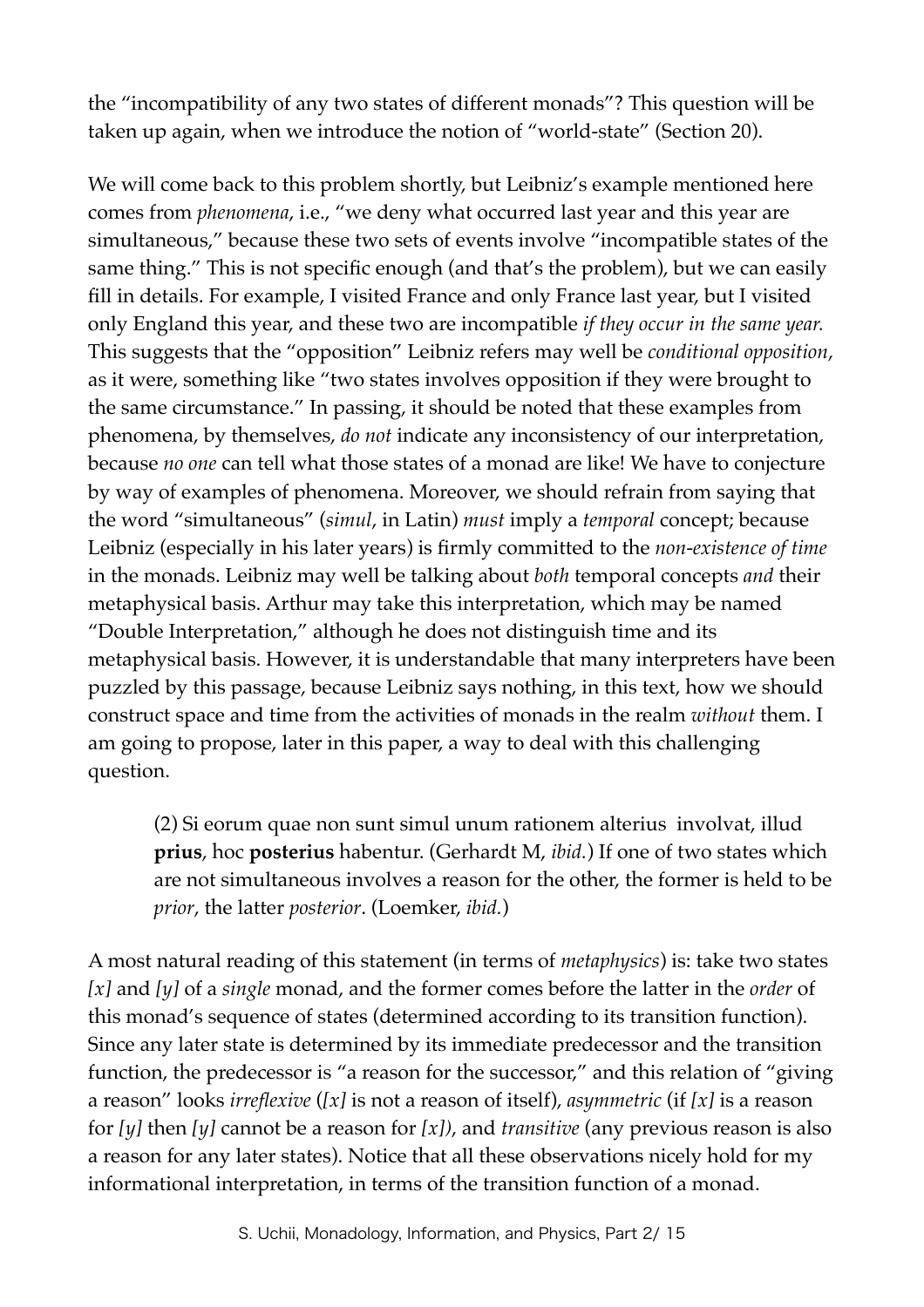the "incompatibility of any two states of different monads"? This question will be taken up again, when we introduce the notion of "world-state" (Section 20).

We will come back to this problem shortly, but Leibniz's example mentioned here comes from *phenomena*, i.e., "we deny what occurred last year and this year are simultaneous," because these two sets of events involve "incompatible states of the same thing." This is not specific enough (and that's the problem), but we can easily fill in details. For example, I visited France and only France last year, but I visited only England this year, and these two are incompatible *if they occur in the same year.* This suggests that the "opposition" Leibniz refers may well be *conditional opposition*, as it were, something like "two states involves opposition if they were brought to the same circumstance." In passing, it should be noted that these examples from phenomena, by themselves, *do not* indicate any inconsistency of our interpretation, because *no one* can tell what those states of a monad are like! We have to conjecture by way of examples of phenomena. Moreover, we should refrain from saying that the word "simultaneous" (*simul*, in Latin) *must* imply a *temporal* concept; because Leibniz (especially in his later years) is firmly committed to the *non-existence of time* in the monads. Leibniz may well be talking about *both* temporal concepts *and* their metaphysical basis. Arthur may take this interpretation, which may be named "Double Interpretation," although he does not distinguish time and its metaphysical basis. However, it is understandable that many interpreters have been puzzled by this passage, because Leibniz says nothing, in this text, how we should construct space and time from the activities of monads in the realm *without* them. I am going to propose, later in this paper, a way to deal with this challenging question.

> (2) Si eorum quae non sunt simul unum rationem alterius involvat, illud **prius**, hoc **posterius** habentur. (Gerhardt M, *ibid.*) If one of two states which are not simultaneous involves a reason for the other, the former is held to be *prior*, the latter *posterior*. (Loemker, *ibid.*)

A most natural reading of this statement (in terms of *metaphysics*) is: take two states *[x]* and *[y]* of a *single* monad, and the former comes before the latter in the *order* of this monad's sequence of states (determined according to its transition function). Since any later state is determined by its immediate predecessor and the transition function, the predecessor is "a reason for the successor," and this relation of "giving a reason" looks *irreflexive* (*[x]* is not a reason of itself), *asymmetric* (if *[x]* is a reason for *[y]* then *[y]* cannot be a reason for *[x]*), and *transitive* (any previous reason is also a reason for any later states). Notice that all these observations nicely hold for my informational interpretation, in terms of the transition function of a monad.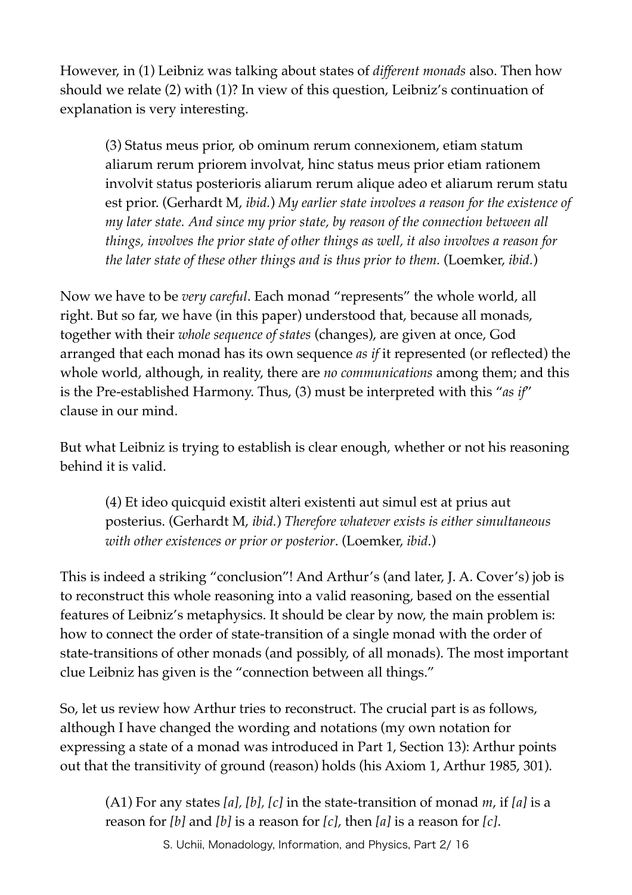However, in (1) Leibniz was talking about states of *different monads* also. Then how should we relate (2) with (1)? In view of this question, Leibniz's continuation of explanation is very interesting.

> (3) Status meus prior, ob ominum rerum connexionem, etiam statum aliarum rerum priorem involvat, hinc status meus prior etiam rationem involvit status posterioris aliarum rerum alique adeo et aliarum rerum statu est prior. (Gerhardt M, *ibid.*) *My earlier state involves a reason for the existence of my later state. And since my prior state, by reason of the connection between all things, involves the prior state of other things as well, it also involves a reason for the later state of these other things and is thus prior to them.* (Loemker, *ibid.*)

Now we have to be *very careful*. Each monad "represents" the whole world, all right. But so far, we have (in this paper) understood that, because all monads, together with their *whole sequence of states* (changes), are given at once, God arranged that each monad has its own sequence *as if* it represented (or reflected) the whole world, although, in reality, there are *no communications* among them; and this is the Pre-established Harmony. Thus, (3) must be interpreted with this "*as if*" clause in our mind.

But what Leibniz is trying to establish is clear enough, whether or not his reasoning behind it is valid.

> (4) Et ideo quicquid existit alteri existenti aut simul est at prius aut posterius. (Gerhardt M, *ibid.*) *Therefore whatever exists is either simultaneous with other existences or prior or posterior*. (Loemker, *ibid*.)

This is indeed a striking "conclusion"! And Arthur's (and later, J. A. Cover's) job is to reconstruct this whole reasoning into a valid reasoning, based on the essential features of Leibniz's metaphysics. It should be clear by now, the main problem is: how to connect the order of state-transition of a single monad with the order of state-transitions of other monads (and possibly, of all monads). The most important clue Leibniz has given is the "connection between all things."

So, let us review how Arthur tries to reconstruct. The crucial part is as follows, although I have changed the wording and notations (my own notation for expressing a state of a monad was introduced in Part 1, Section 13): Arthur points out that the transitivity of ground (reason) holds (his Axiom 1, Arthur 1985, 301).

> (A1) For any states *[a], [b], [c]* in the state-transition of monad *m*, if *[a]* is a reason for *[b]* and *[b]* is a reason for *[c]*, then *[a]* is a reason for *[c]*.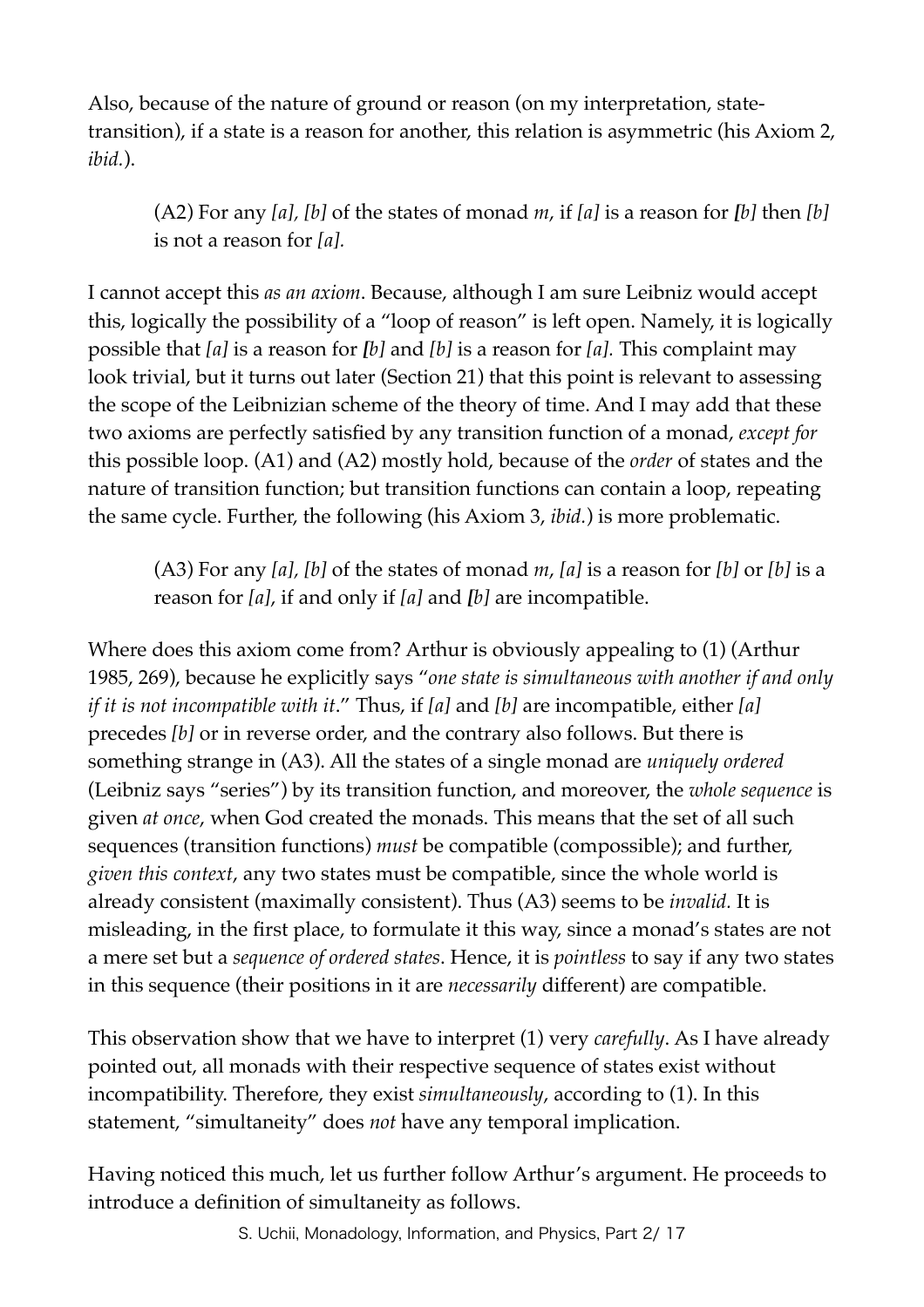Also, because of the nature of ground or reason (on my interpretation, state-transition), if a state is a reason for another, this relation is asymmetric (his Axiom 2, *ibid.*).

> (A2) For any *[a], [b]* of the states of monad *m*, if *[a]* is a reason for ***[**b]* then *[b]* is not a reason for *[a].*

I cannot accept this *as an axiom*. Because, although I am sure Leibniz would accept this, logically the possibility of a "loop of reason" is left open. Namely, it is logically possible that *[a]* is a reason for ***[**b]* and *[b]* is a reason for *[a].* This complaint may look trivial, but it turns out later (Section 21) that this point is relevant to assessing the scope of the Leibnizian scheme of the theory of time. And I may add that these two axioms are perfectly satisfied by any transition function of a monad, *except for* this possible loop. (A1) and (A2) mostly hold, because of the *order* of states and the nature of transition function; but transition functions can contain a loop, repeating the same cycle. Further, the following (his Axiom 3, *ibid.*) is more problematic.

> (A3) For any *[a], [b]* of the states of monad *m*, *[a]* is a reason for *[b]* or *[b]* is a reason for *[a]*, if and only if *[a]* and ***[**b]* are incompatible.

Where does this axiom come from? Arthur is obviously appealing to (1) (Arthur 1985, 269), because he explicitly says "*one state is simultaneous with another if and only if it is not incompatible with it*." Thus, if *[a]* and *[b]* are incompatible, either *[a]* precedes *[b]* or in reverse order, and the contrary also follows. But there is something strange in (A3). All the states of a single monad are *uniquely ordered* (Leibniz says "series") by its transition function, and moreover, the *whole sequence* is given *at once*, when God created the monads. This means that the set of all such sequences (transition functions) *must* be compatible (compossible); and further, *given this context*, any two states must be compatible, since the whole world is already consistent (maximally consistent). Thus (A3) seems to be *invalid.* It is misleading, in the first place, to formulate it this way, since a monad's states are not a mere set but a *sequence of ordered states*. Hence, it is *pointless* to say if any two states in this sequence (their positions in it are *necessarily* different) are compatible.

This observation show that we have to interpret (1) very *carefully*. As I have already pointed out, all monads with their respective sequence of states exist without incompatibility. Therefore, they exist *simultaneously*, according to (1). In this statement, "simultaneity" does *not* have any temporal implication.

Having noticed this much, let us further follow Arthur's argument. He proceeds to introduce a definition of simultaneity as follows.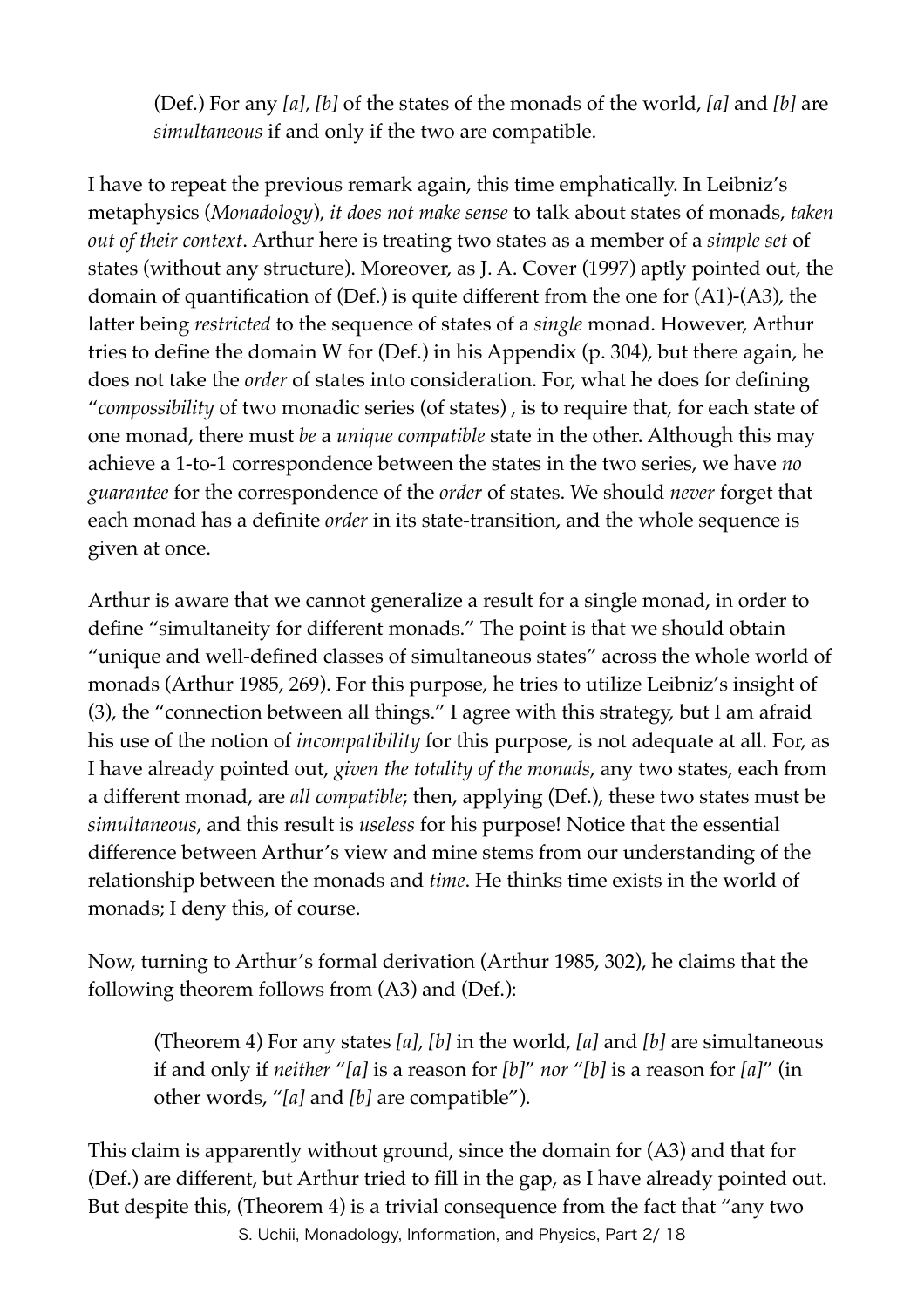> (Def.) For any *[a], [b]* of the states of the monads of the world, *[a]* and *[b]* are *simultaneous* if and only if the two are compatible.

I have to repeat the previous remark again, this time emphatically. In Leibniz's metaphysics (*Monadology*), *it does not make sense* to talk about states of monads, *taken out of their context*. Arthur here is treating two states as a member of a *simple set* of states (without any structure). Moreover, as J. A. Cover (1997) aptly pointed out, the domain of quantification of (Def.) is quite different from the one for (A1)-(A3), the latter being *restricted* to the sequence of states of a *single* monad. However, Arthur tries to define the domain W for (Def.) in his Appendix (p. 304), but there again, he does not take the *order* of states into consideration. For, what he does for defining "*compossibility* of two monadic series (of states) , is to require that, for each state of one monad, there must *be* a *unique compatible* state in the other. Although this may achieve a 1-to-1 correspondence between the states in the two series, we have *no guarantee* for the correspondence of the *order* of states. We should *never* forget that each monad has a definite *order* in its state-transition, and the whole sequence is given at once.

Arthur is aware that we cannot generalize a result for a single monad, in order to define "simultaneity for different monads." The point is that we should obtain "unique and well-defined classes of simultaneous states" across the whole world of monads (Arthur 1985, 269). For this purpose, he tries to utilize Leibniz's insight of (3), the "connection between all things." I agree with this strategy, but I am afraid his use of the notion of *incompatibility* for this purpose, is not adequate at all. For, as I have already pointed out, *given the totality of the monads*, any two states, each from a different monad, are *all compatible*; then, applying (Def.), these two states must be *simultaneous*, and this result is *useless* for his purpose! Notice that the essential difference between Arthur's view and mine stems from our understanding of the relationship between the monads and *time*. He thinks time exists in the world of monads; I deny this, of course.

Now, turning to Arthur's formal derivation (Arthur 1985, 302), he claims that the following theorem follows from (A3) and (Def.):

> (Theorem 4) For any states *[a], [b]* in the world, *[a]* and *[b]* are simultaneous if and only if *neither* "*[a]* is a reason for *[b]*" *nor* "*[b]* is a reason for *[a]*" (in other words, "*[a]* and *[b]* are compatible").

This claim is apparently without ground, since the domain for (A3) and that for (Def.) are different, but Arthur tried to fill in the gap, as I have already pointed out. But despite this, (Theorem 4) is a trivial consequence from the fact that "any two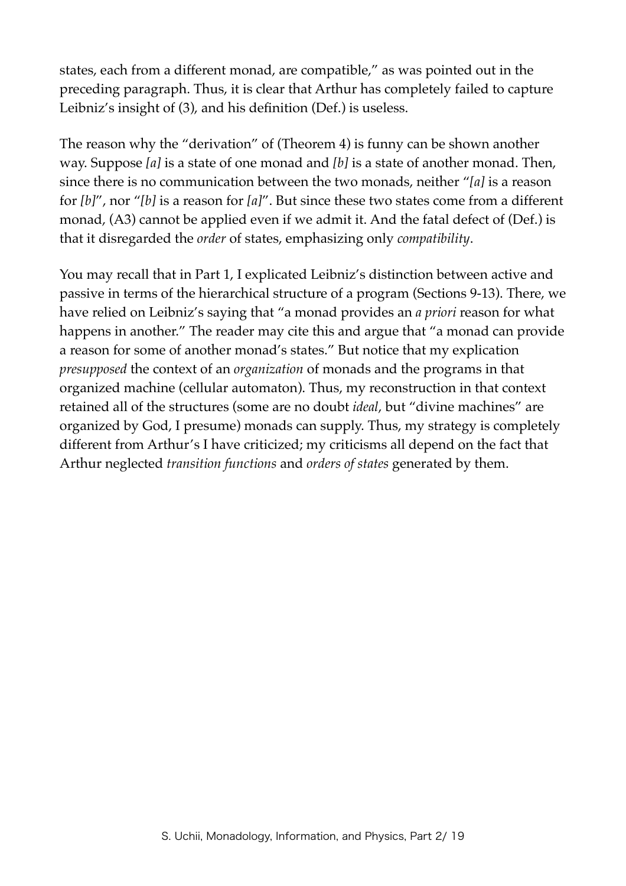states, each from a different monad, are compatible," as was pointed out in the preceding paragraph. Thus, it is clear that Arthur has completely failed to capture Leibniz's insight of (3), and his definition (Def.) is useless.

The reason why the "derivation" of (Theorem 4) is funny can be shown another way. Suppose *[a]* is a state of one monad and *[b]* is a state of another monad. Then, since there is no communication between the two monads, neither "*[a]* is a reason for *[b]*", nor "*[b]* is a reason for *[a]*". But since these two states come from a different monad, (A3) cannot be applied even if we admit it. And the fatal defect of (Def.) is that it disregarded the *order* of states, emphasizing only *compatibility*.

You may recall that in Part 1, I explicated Leibniz's distinction between active and passive in terms of the hierarchical structure of a program (Sections 9-13). There, we have relied on Leibniz's saying that "a monad provides an *a priori* reason for what happens in another." The reader may cite this and argue that "a monad can provide a reason for some of another monad's states." But notice that my explication *presupposed* the context of an *organization* of monads and the programs in that organized machine (cellular automaton). Thus, my reconstruction in that context retained all of the structures (some are no doubt *ideal*, but "divine machines" are organized by God, I presume) monads can supply. Thus, my strategy is completely different from Arthur's I have criticized; my criticisms all depend on the fact that Arthur neglected *transition functions* and *orders of states* generated by them.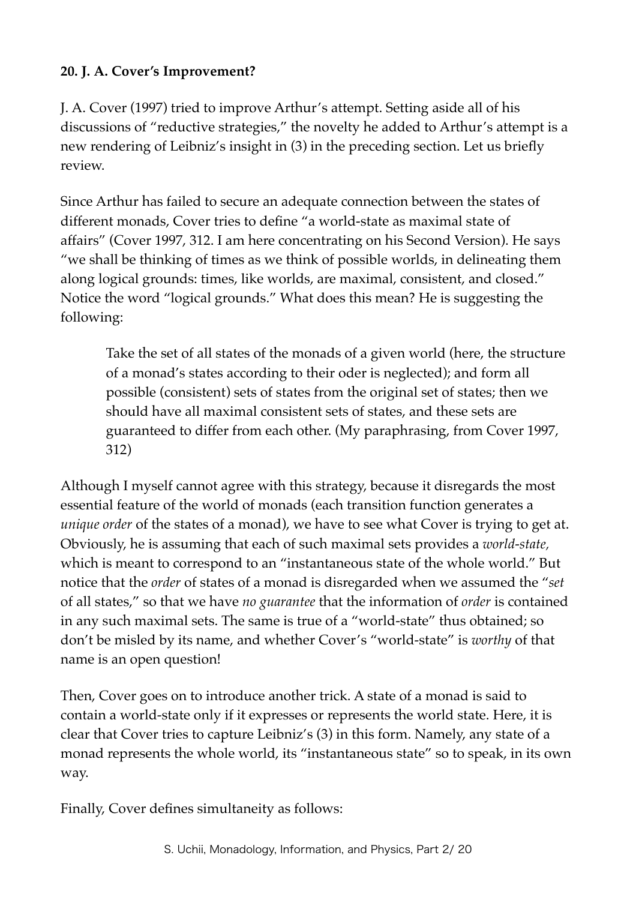### 20. J. A. Cover's Improvement?

J. A. Cover (1997) tried to improve Arthur's attempt. Setting aside all of his discussions of "reductive strategies," the novelty he added to Arthur's attempt is a new rendering of Leibniz's insight in (3) in the preceding section. Let us briefly review.

Since Arthur has failed to secure an adequate connection between the states of different monads, Cover tries to define "a world-state as maximal state of affairs" (Cover 1997, 312. I am here concentrating on his Second Version). He says "we shall be thinking of times as we think of possible worlds, in delineating them along logical grounds: times, like worlds, are maximal, consistent, and closed." Notice the word "logical grounds." What does this mean? He is suggesting the following:

> Take the set of all states of the monads of a given world (here, the structure of a monad's states according to their oder is neglected); and form all possible (consistent) sets of states from the original set of states; then we should have all maximal consistent sets of states, and these sets are guaranteed to differ from each other. (My paraphrasing, from Cover 1997, 312)

Although I myself cannot agree with this strategy, because it disregards the most essential feature of the world of monads (each transition function generates a *unique order* of the states of a monad), we have to see what Cover is trying to get at. Obviously, he is assuming that each of such maximal sets provides a *world-state,* which is meant to correspond to an "instantaneous state of the whole world." But notice that the *order* of states of a monad is disregarded when we assumed the "*set* of all states," so that we have *no guarantee* that the information of *order* is contained in any such maximal sets. The same is true of a "world-state" thus obtained; so don't be misled by its name, and whether Cover's "world-state" is *worthy* of that name is an open question!

Then, Cover goes on to introduce another trick. A state of a monad is said to contain a world-state only if it expresses or represents the world state. Here, it is clear that Cover tries to capture Leibniz's (3) in this form. Namely, any state of a monad represents the whole world, its "instantaneous state" so to speak, in its own way.

Finally, Cover defines simultaneity as follows: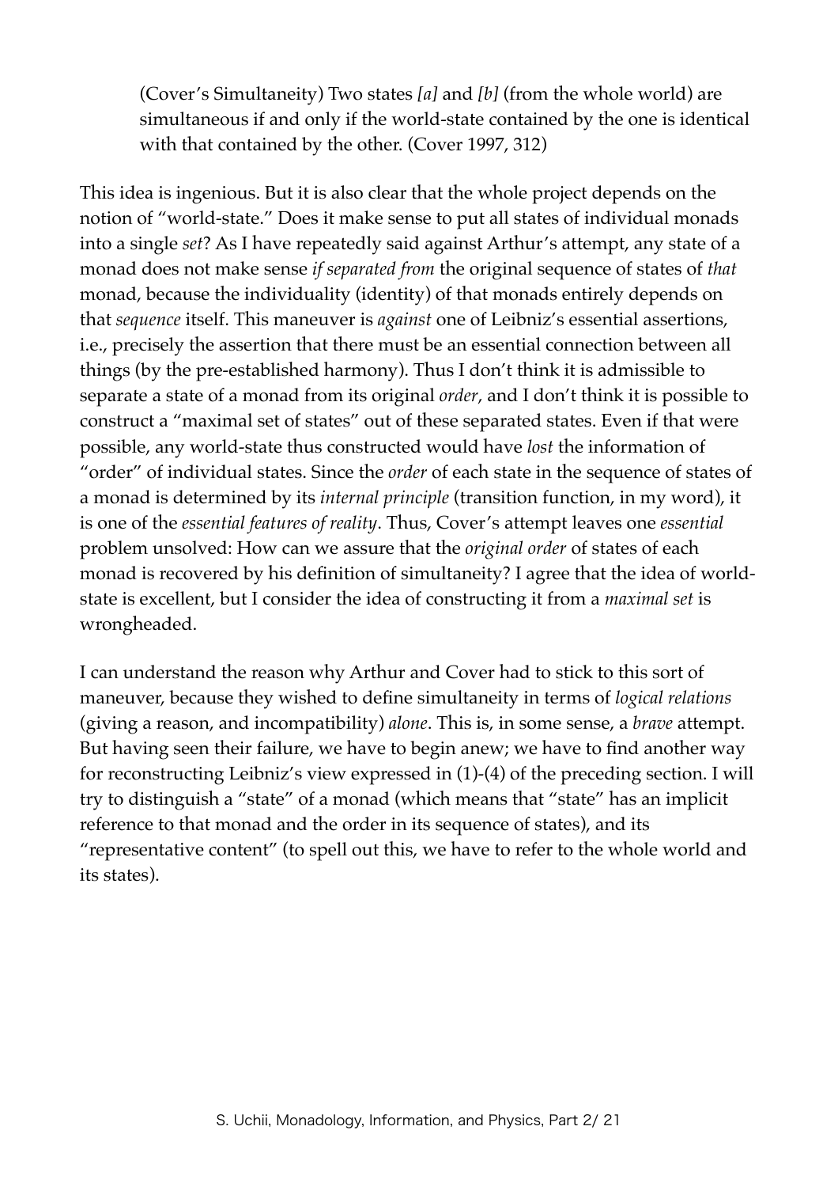> (Cover's Simultaneity) Two states *[a]* and *[b]* (from the whole world) are simultaneous if and only if the world-state contained by the one is identical with that contained by the other. (Cover 1997, 312)

This idea is ingenious. But it is also clear that the whole project depends on the notion of "world-state." Does it make sense to put all states of individual monads into a single *set*? As I have repeatedly said against Arthur's attempt, any state of a monad does not make sense *if separated from* the original sequence of states of *that* monad, because the individuality (identity) of that monads entirely depends on that *sequence* itself. This maneuver is *against* one of Leibniz's essential assertions, i.e., precisely the assertion that there must be an essential connection between all things (by the pre-established harmony). Thus I don't think it is admissible to separate a state of a monad from its original *order*, and I don't think it is possible to construct a "maximal set of states" out of these separated states. Even if that were possible, any world-state thus constructed would have *lost* the information of "order" of individual states. Since the *order* of each state in the sequence of states of a monad is determined by its *internal principle* (transition function, in my word), it is one of the *essential features of reality*. Thus, Cover's attempt leaves one *essential* problem unsolved: How can we assure that the *original order* of states of each monad is recovered by his definition of simultaneity? I agree that the idea of world-state is excellent, but I consider the idea of constructing it from a *maximal set* is wrongheaded.

I can understand the reason why Arthur and Cover had to stick to this sort of maneuver, because they wished to define simultaneity in terms of *logical relations* (giving a reason, and incompatibility) *alone*. This is, in some sense, a *brave* attempt. But having seen their failure, we have to begin anew; we have to find another way for reconstructing Leibniz's view expressed in (1)-(4) of the preceding section. I will try to distinguish a "state" of a monad (which means that "state" has an implicit reference to that monad and the order in its sequence of states), and its "representative content" (to spell out this, we have to refer to the whole world and its states).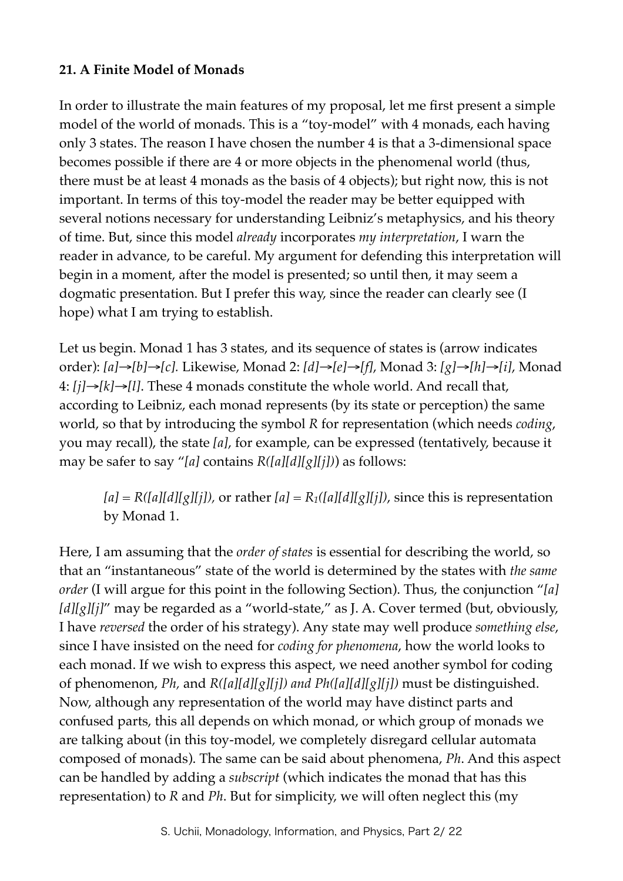**21. A Finite Model of Monads**

In order to illustrate the main features of my proposal, let me first present a simple model of the world of monads. This is a "toy-model" with 4 monads, each having only 3 states. The reason I have chosen the number 4 is that a 3-dimensional space becomes possible if there are 4 or more objects in the phenomenal world (thus, there must be at least 4 monads as the basis of 4 objects); but right now, this is not important. In terms of this toy-model the reader may be better equipped with several notions necessary for understanding Leibniz's metaphysics, and his theory of time. But, since this model *already* incorporates *my interpretation*, I warn the reader in advance, to be careful. My argument for defending this interpretation will begin in a moment, after the model is presented; so until then, it may seem a dogmatic presentation. But I prefer this way, since the reader can clearly see (I hope) what I am trying to establish.

Let us begin. Monad 1 has 3 states, and its sequence of states is (arrow indicates order): *[a]→[b]→[c].* Likewise, Monad 2: *[d]→[e]→[f]*, Monad 3: *[g]→[h]→[i]*, Monad 4: *[j]→[k]→[l]*. These 4 monads constitute the whole world. And recall that, according to Leibniz, each monad represents (by its state or perception) the same world, so that by introducing the symbol *R* for representation (which needs *coding*, you may recall), the state *[a]*, for example, can be expressed (tentatively, because it may be safer to say "*[a]* contains *R([a][d][g][j])*) as follows:

> *[a] = R([a][d][g][j]),* or rather *[a] =* $R_1$*([a][d][g][j])*, since this is representation by Monad 1.

Here, I am assuming that the *order of states* is essential for describing the world, so that an "instantaneous" state of the world is determined by the states with *the same order* (I will argue for this point in the following Section). Thus, the conjunction "*[a][d][g][j]*" may be regarded as a "world-state," as J. A. Cover termed (but, obviously, I have *reversed* the order of his strategy). Any state may well produce *something else*, since I have insisted on the need for *coding for phenomena*, how the world looks to each monad. If we wish to express this aspect, we need another symbol for coding of phenomenon, *Ph,* and *R([a][d][g][j]) and Ph([a][d][g][j])* must be distinguished. Now, although any representation of the world may have distinct parts and confused parts, this all depends on which monad, or which group of monads we are talking about (in this toy-model, we completely disregard cellular automata composed of monads). The same can be said about phenomena, *Ph*. And this aspect can be handled by adding a *subscript* (which indicates the monad that has this representation) to *R* and *Ph*. But for simplicity, we will often neglect this (my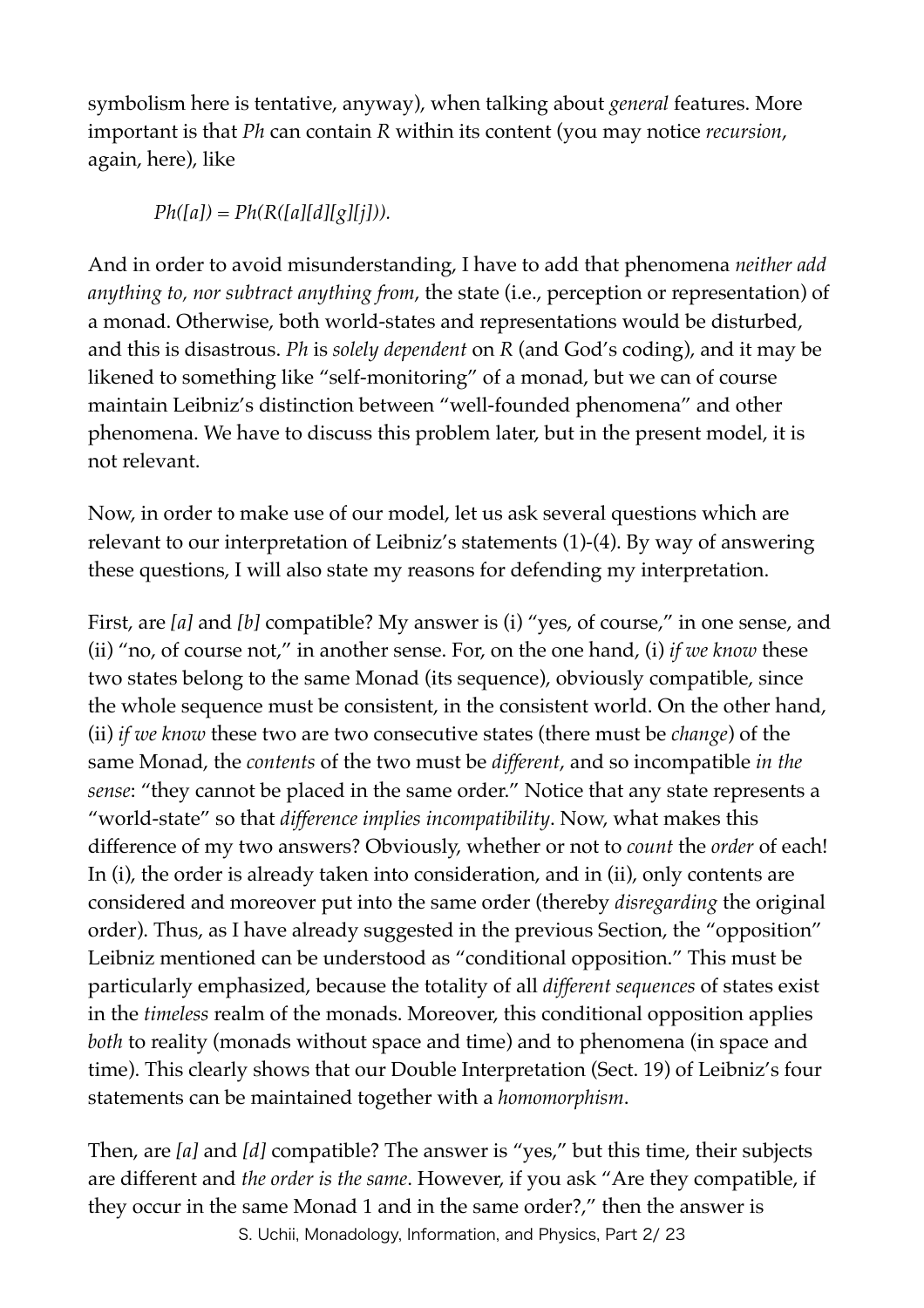symbolism here is tentative, anyway), when talking about *general* features. More important is that *Ph* can contain *R* within its content (you may notice *recursion*, again, here), like

$$Ph([a]) = Ph(R([a][d][g][j])).$$

And in order to avoid misunderstanding, I have to add that phenomena *neither add anything to, nor subtract anything from*, the state (i.e., perception or representation) of a monad. Otherwise, both world-states and representations would be disturbed, and this is disastrous. *Ph* is *solely dependent* on *R* (and God's coding), and it may be likened to something like "self-monitoring" of a monad, but we can of course maintain Leibniz's distinction between "well-founded phenomena" and other phenomena. We have to discuss this problem later, but in the present model, it is not relevant.

Now, in order to make use of our model, let us ask several questions which are relevant to our interpretation of Leibniz's statements (1)-(4). By way of answering these questions, I will also state my reasons for defending my interpretation.

First, are *[a]* and *[b]* compatible? My answer is (i) "yes, of course," in one sense, and (ii) "no, of course not," in another sense. For, on the one hand, (i) *if we know* these two states belong to the same Monad (its sequence), obviously compatible, since the whole sequence must be consistent, in the consistent world. On the other hand, (ii) *if we know* these two are two consecutive states (there must be *change*) of the same Monad, the *contents* of the two must be *different*, and so incompatible *in the sense*: "they cannot be placed in the same order." Notice that any state represents a "world-state" so that *difference implies incompatibility*. Now, what makes this difference of my two answers? Obviously, whether or not to *count* the *order* of each! In (i), the order is already taken into consideration, and in (ii), only contents are considered and moreover put into the same order (thereby *disregarding* the original order). Thus, as I have already suggested in the previous Section, the "opposition" Leibniz mentioned can be understood as "conditional opposition." This must be particularly emphasized, because the totality of all *different sequences* of states exist in the *timeless* realm of the monads. Moreover, this conditional opposition applies *both* to reality (monads without space and time) and to phenomena (in space and time). This clearly shows that our Double Interpretation (Sect. 19) of Leibniz's four statements can be maintained together with a *homomorphism*.

Then, are *[a]* and *[d]* compatible? The answer is "yes," but this time, their subjects are different and *the order is the same*. However, if you ask "Are they compatible, if they occur in the same Monad 1 and in the same order?," then the answer is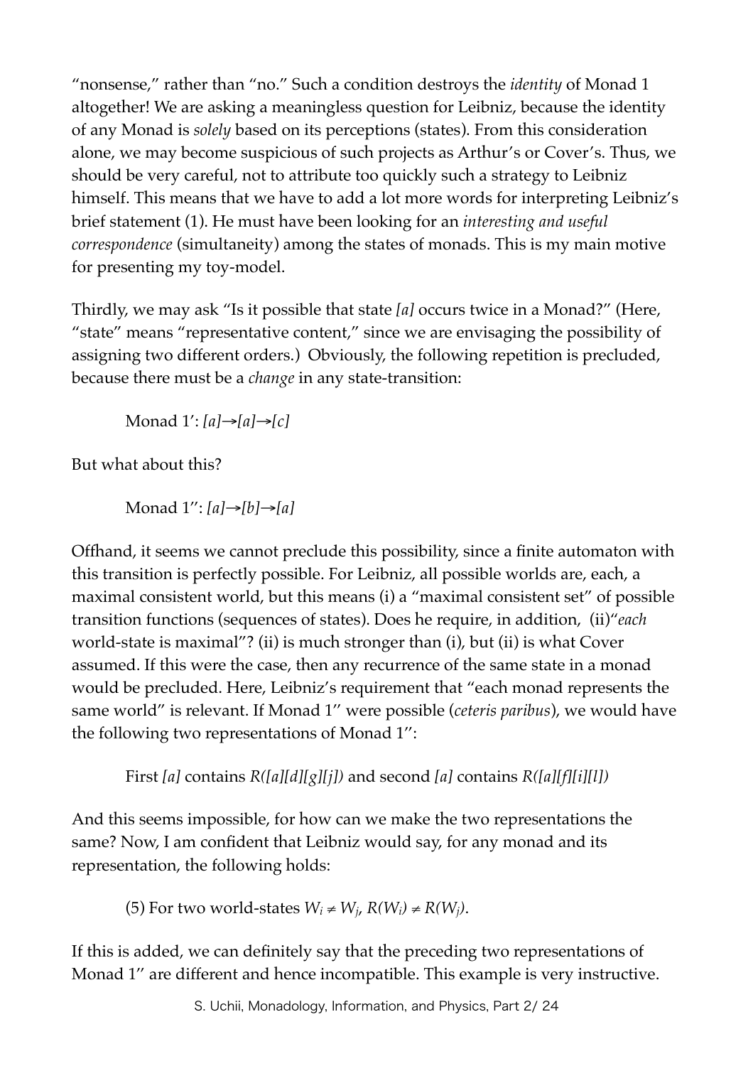"nonsense," rather than "no." Such a condition destroys the *identity* of Monad 1 altogether! We are asking a meaningless question for Leibniz, because the identity of any Monad is *solely* based on its perceptions (states). From this consideration alone, we may become suspicious of such projects as Arthur's or Cover's. Thus, we should be very careful, not to attribute too quickly such a strategy to Leibniz himself. This means that we have to add a lot more words for interpreting Leibniz's brief statement (1). He must have been looking for an *interesting and useful correspondence* (simultaneity) among the states of monads. This is my main motive for presenting my toy-model.

Thirdly, we may ask "Is it possible that state *[a]* occurs twice in a Monad?" (Here, "state" means "representative content," since we are envisaging the possibility of assigning two different orders.) Obviously, the following repetition is precluded, because there must be a *change* in any state-transition:

Monad 1': *[a]*→*[a]*→*[c]*

But what about this?

Monad 1'': *[a]*→*[b]*→*[a]*

Offhand, it seems we cannot preclude this possibility, since a finite automaton with this transition is perfectly possible. For Leibniz, all possible worlds are, each, a maximal consistent world, but this means (i) a "maximal consistent set" of possible transition functions (sequences of states). Does he require, in addition, (ii)"*each* world-state is maximal"? (ii) is much stronger than (i), but (ii) is what Cover assumed. If this were the case, then any recurrence of the same state in a monad would be precluded. Here, Leibniz's requirement that "each monad represents the same world" is relevant. If Monad 1'' were possible (*ceteris paribus*), we would have the following two representations of Monad 1'':

First *[a]* contains *R([a][d][g][j])* and second *[a]* contains *R([a][f][i][l])*

And this seems impossible, for how can we make the two representations the same? Now, I am confident that Leibniz would say, for any monad and its representation, the following holds:

(5) For two world-states $W_i \neq W_j$, $R(W_i) \neq R(W_j)$.

If this is added, we can definitely say that the preceding two representations of Monad 1'' are different and hence incompatible. This example is very instructive.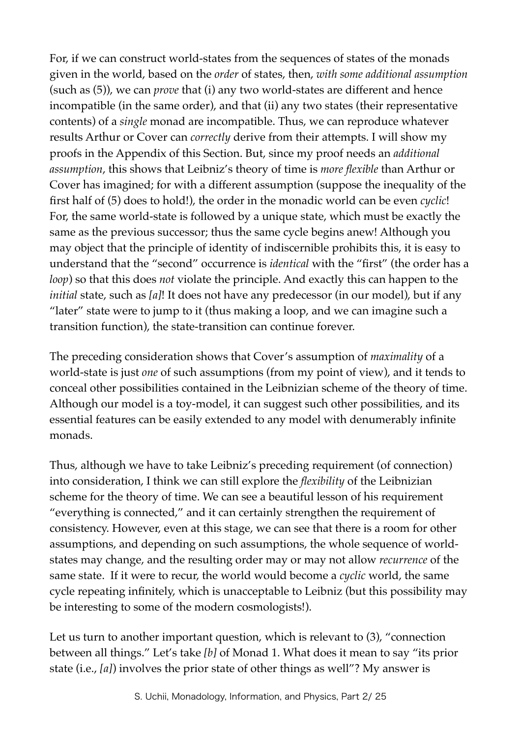For, if we can construct world-states from the sequences of states of the monads given in the world, based on the *order* of states, then, *with some additional assumption* (such as (5)), we can *prove* that (i) any two world-states are different and hence incompatible (in the same order), and that (ii) any two states (their representative contents) of a *single* monad are incompatible. Thus, we can reproduce whatever results Arthur or Cover can *correctly* derive from their attempts. I will show my proofs in the Appendix of this Section. But, since my proof needs an *additional assumption*, this shows that Leibniz's theory of time is *more flexible* than Arthur or Cover has imagined; for with a different assumption (suppose the inequality of the first half of (5) does to hold!), the order in the monadic world can be even *cyclic*! For, the same world-state is followed by a unique state, which must be exactly the same as the previous successor; thus the same cycle begins anew! Although you may object that the principle of identity of indiscernible prohibits this, it is easy to understand that the "second" occurrence is *identical* with the "first" (the order has a *loop*) so that this does *not* violate the principle. And exactly this can happen to the *initial* state, such as *[a]*! It does not have any predecessor (in our model), but if any "later" state were to jump to it (thus making a loop, and we can imagine such a transition function), the state-transition can continue forever.

The preceding consideration shows that Cover's assumption of *maximality* of a world-state is just *one* of such assumptions (from my point of view), and it tends to conceal other possibilities contained in the Leibnizian scheme of the theory of time. Although our model is a toy-model, it can suggest such other possibilities, and its essential features can be easily extended to any model with denumerably infinite monads.

Thus, although we have to take Leibniz's preceding requirement (of connection) into consideration, I think we can still explore the *flexibility* of the Leibnizian scheme for the theory of time. We can see a beautiful lesson of his requirement "everything is connected," and it can certainly strengthen the requirement of consistency. However, even at this stage, we can see that there is a room for other assumptions, and depending on such assumptions, the whole sequence of world-states may change, and the resulting order may or may not allow *recurrence* of the same state. If it were to recur, the world would become a *cyclic* world, the same cycle repeating infinitely, which is unacceptable to Leibniz (but this possibility may be interesting to some of the modern cosmologists!).

Let us turn to another important question, which is relevant to (3), "connection between all things." Let's take *[b]* of Monad 1. What does it mean to say "its prior state (i.e., *[a]*) involves the prior state of other things as well"? My answer is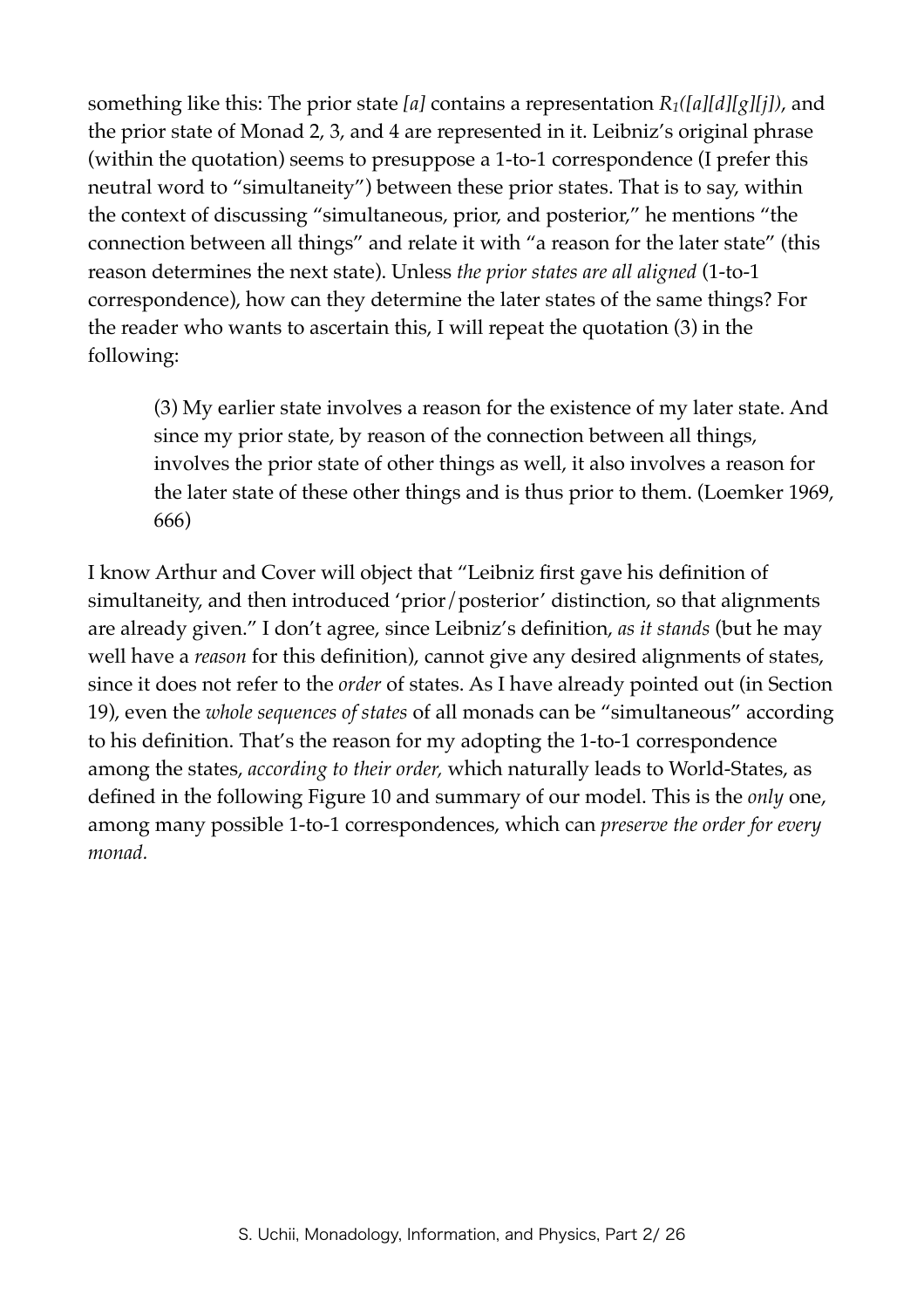something like this: The prior state *[a]* contains a representation $R_1([a][d][g][j])$, and the prior state of Monad 2, 3, and 4 are represented in it. Leibniz's original phrase (within the quotation) seems to presuppose a 1-to-1 correspondence (I prefer this neutral word to "simultaneity") between these prior states. That is to say, within the context of discussing "simultaneous, prior, and posterior," he mentions "the connection between all things" and relate it with "a reason for the later state" (this reason determines the next state). Unless *the prior states are all aligned* (1-to-1 correspondence), how can they determine the later states of the same things? For the reader who wants to ascertain this, I will repeat the quotation (3) in the following:

> (3) My earlier state involves a reason for the existence of my later state. And since my prior state, by reason of the connection between all things, involves the prior state of other things as well, it also involves a reason for the later state of these other things and is thus prior to them. (Loemker 1969, 666)

I know Arthur and Cover will object that "Leibniz first gave his definition of simultaneity, and then introduced 'prior/posterior' distinction, so that alignments are already given." I don't agree, since Leibniz's definition, *as it stands* (but he may well have a *reason* for this definition), cannot give any desired alignments of states, since it does not refer to the *order* of states. As I have already pointed out (in Section 19), even the *whole sequences of states* of all monads can be "simultaneous" according to his definition. That's the reason for my adopting the 1-to-1 correspondence among the states, *according to their order,* which naturally leads to World-States, as defined in the following Figure 10 and summary of our model. This is the *only* one, among many possible 1-to-1 correspondences, which can *preserve the order for every monad.*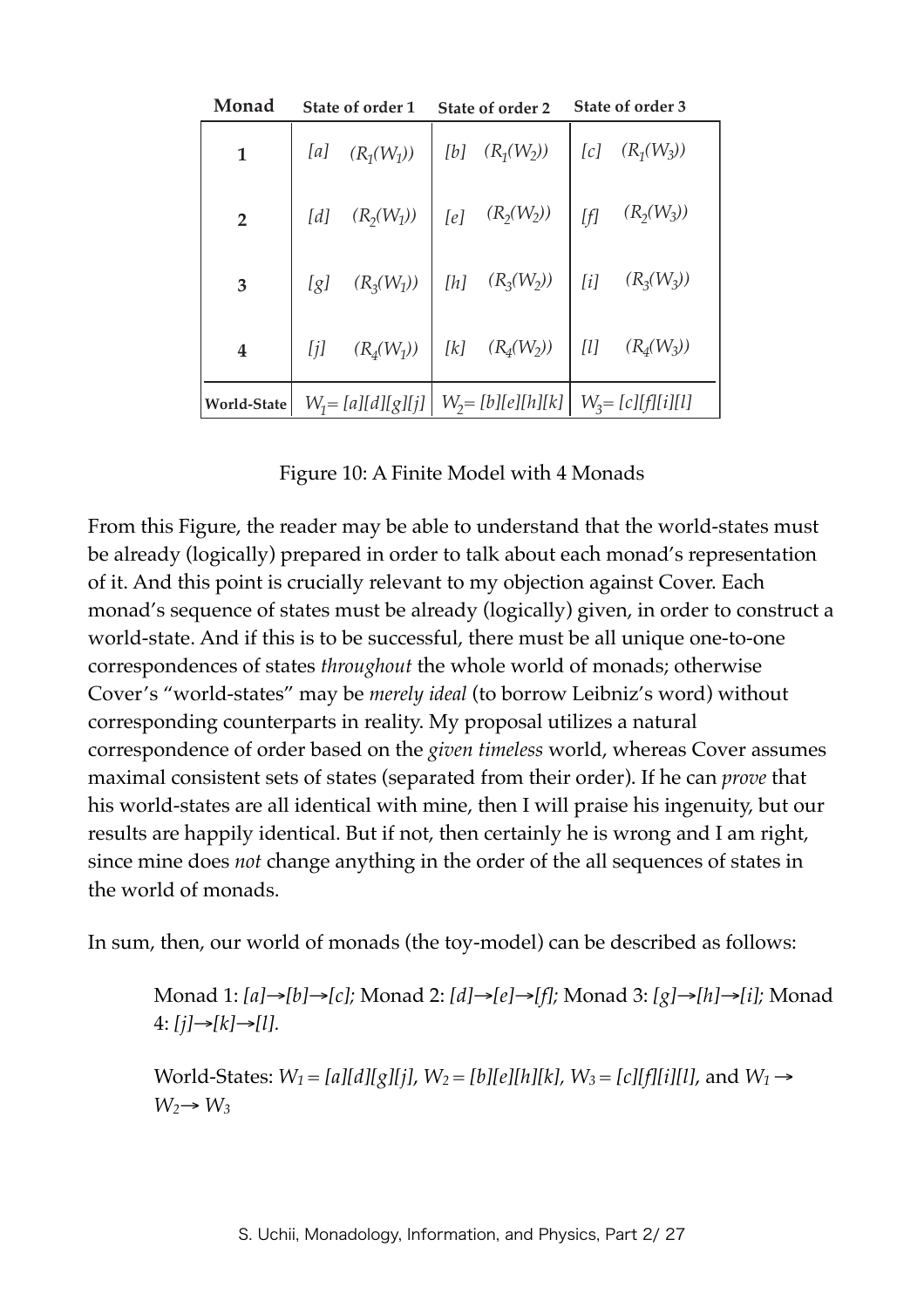| Monad | State of order 1 | State of order 2 | State of order 3 |
|---|---|---|---|
| **1** | *[a]* $(R_1(W_1))$ | *[b]* $(R_1(W_2))$ | *[c]* $(R_1(W_3))$ |
| **2** | *[d]* $(R_2(W_1))$ | *[e]* $(R_2(W_2))$ | *[f]* $(R_2(W_3))$ |
| **3** | *[g]* $(R_3(W_1))$ | *[h]* $(R_3(W_2))$ | *[i]* $(R_3(W_3))$ |
| **4** | *[j]* $(R_4(W_1))$ | *[k]* $(R_4(W_2))$ | *[l]* $(R_4(W_3))$ |
| **World-State** | $W_1$= *[a][d][g][j]* | $W_2$= *[b][e][h][k]* | $W_3$= *[c][f][i][l]* |

Figure 10: A Finite Model with 4 Monads

From this Figure, the reader may be able to understand that the world-states must be already (logically) prepared in order to talk about each monad's representation of it. And this point is crucially relevant to my objection against Cover. Each monad's sequence of states must be already (logically) given, in order to construct a world-state. And if this is to be successful, there must be all unique one-to-one correspondences of states *throughout* the whole world of monads; otherwise Cover's "world-states" may be *merely ideal* (to borrow Leibniz's word) without corresponding counterparts in reality. My proposal utilizes a natural correspondence of order based on the *given timeless* world, whereas Cover assumes maximal consistent sets of states (separated from their order). If he can *prove* that his world-states are all identical with mine, then I will praise his ingenuity, but our results are happily identical. But if not, then certainly he is wrong and I am right, since mine does *not* change anything in the order of the all sequences of states in the world of monads.

In sum, then, our world of monads (the toy-model) can be described as follows:

> Monad 1: *[a]→[b]→[c];* Monad 2: *[d]→[e]→[f];* Monad 3: *[g]→[h]→[i];* Monad 4: *[j]→[k]→[l].*
>
> World-States: $W_1$ = *[a][d][g][j]*, $W_2$ = *[b][e][h][k]*, $W_3$ = *[c][f][i][l]*, and $W_1 \rightarrow W_2 \rightarrow W_3$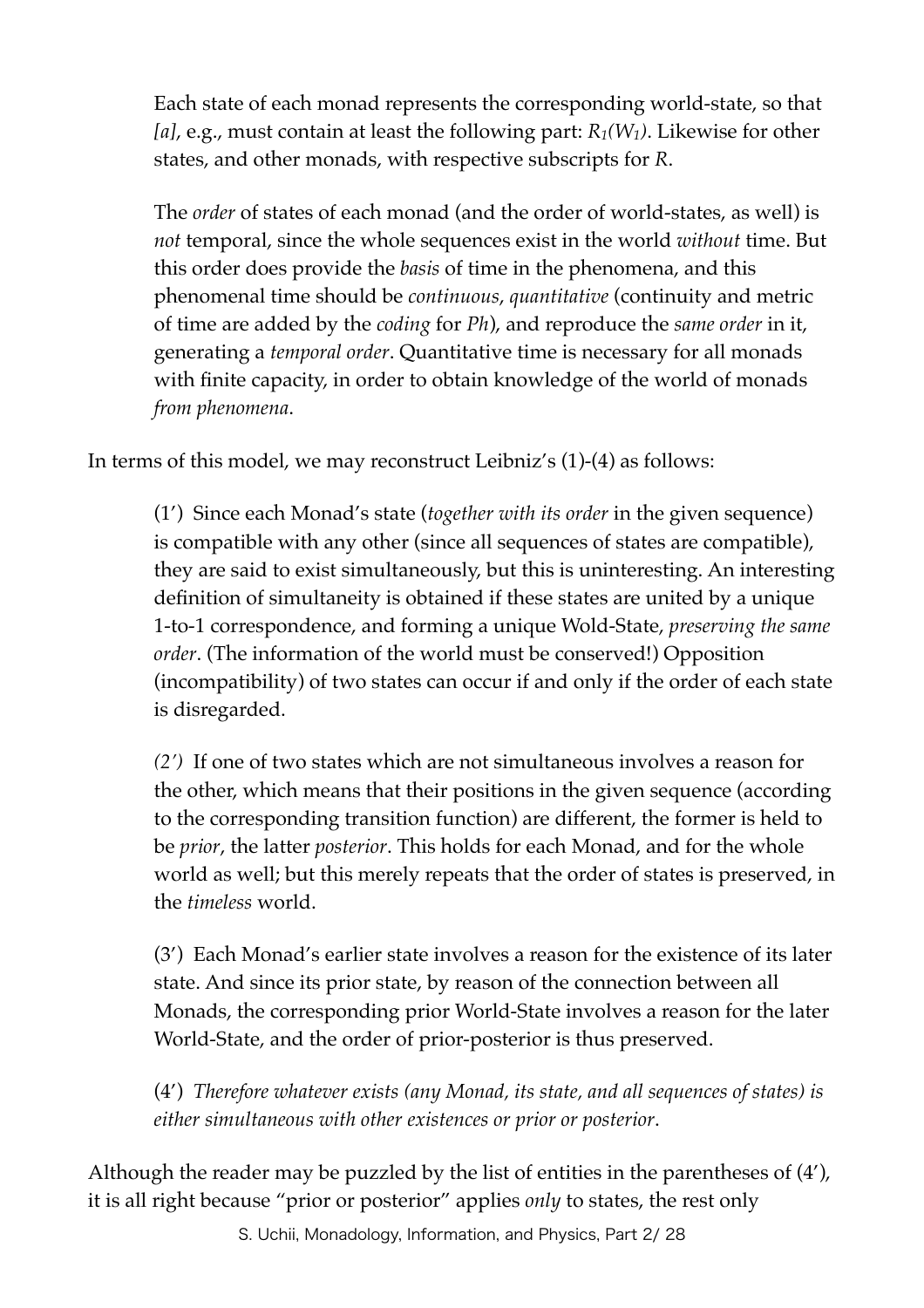> Each state of each monad represents the corresponding world-state, so that *[a]*, e.g., must contain at least the following part: $R_1(W_1)$. Likewise for other states, and other monads, with respective subscripts for *R*.
>
> The *order* of states of each monad (and the order of world-states, as well) is *not* temporal, since the whole sequences exist in the world *without* time. But this order does provide the *basis* of time in the phenomena, and this phenomenal time should be *continuous*, *quantitative* (continuity and metric of time are added by the *coding* for *Ph*), and reproduce the *same order* in it, generating a *temporal order*. Quantitative time is necessary for all monads with finite capacity, in order to obtain knowledge of the world of monads *from phenomena*.

In terms of this model, we may reconstruct Leibniz's (1)-(4) as follows:

> (1') Since each Monad's state (*together with its order* in the given sequence) is compatible with any other (since all sequences of states are compatible), they are said to exist simultaneously, but this is uninteresting. An interesting definition of simultaneity is obtained if these states are united by a unique 1-to-1 correspondence, and forming a unique Wold-State, *preserving the same order*. (The information of the world must be conserved!) Opposition (incompatibility) of two states can occur if and only if the order of each state is disregarded.
>
> *(2')* If one of two states which are not simultaneous involves a reason for the other, which means that their positions in the given sequence (according to the corresponding transition function) are different, the former is held to be *prior*, the latter *posterior*. This holds for each Monad, and for the whole world as well; but this merely repeats that the order of states is preserved, in the *timeless* world.
>
> (3') Each Monad's earlier state involves a reason for the existence of its later state. And since its prior state, by reason of the connection between all Monads, the corresponding prior World-State involves a reason for the later World-State, and the order of prior-posterior is thus preserved.
>
> (4') *Therefore whatever exists (any Monad, its state, and all sequences of states) is either simultaneous with other existences or prior or posterior*.

Although the reader may be puzzled by the list of entities in the parentheses of (4'), it is all right because "prior or posterior" applies *only* to states, the rest only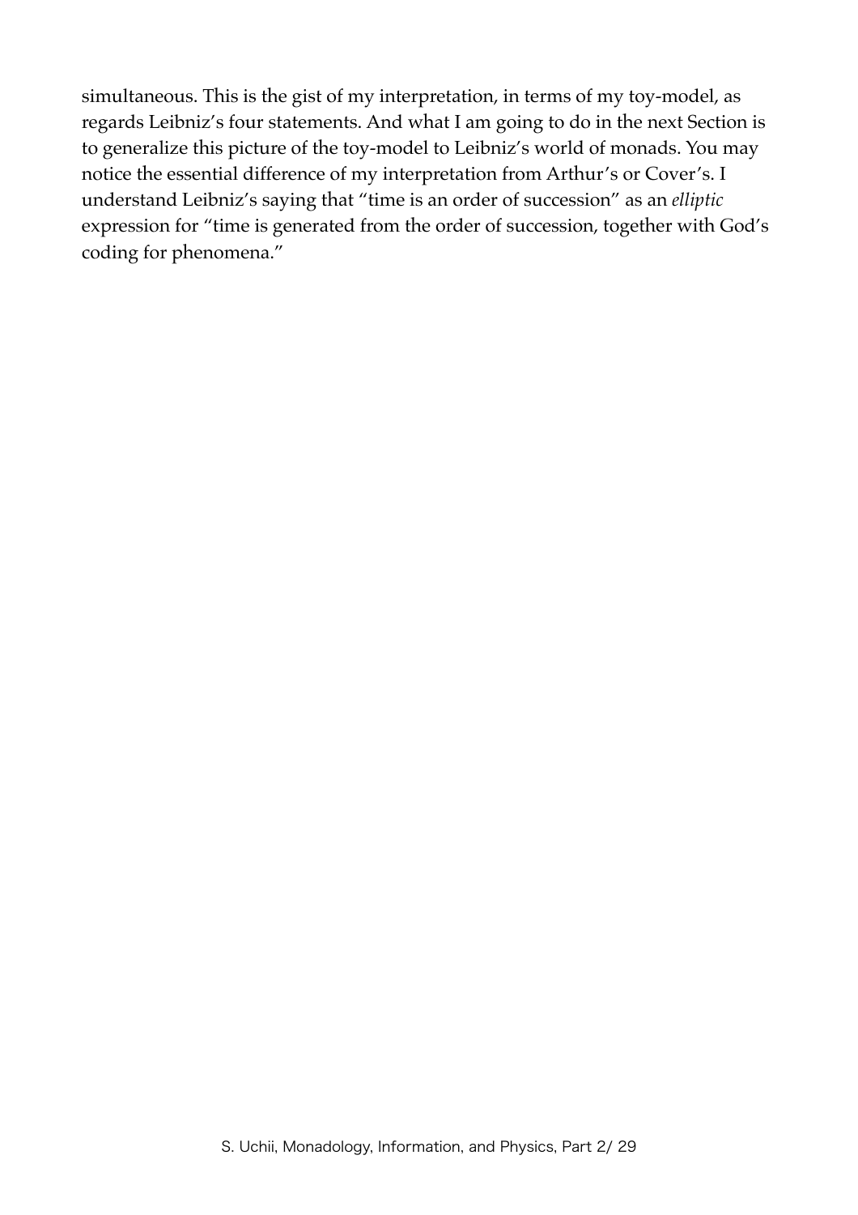simultaneous. This is the gist of my interpretation, in terms of my toy-model, as regards Leibniz's four statements. And what I am going to do in the next Section is to generalize this picture of the toy-model to Leibniz's world of monads. You may notice the essential difference of my interpretation from Arthur's or Cover's. I understand Leibniz's saying that "time is an order of succession" as an *elliptic* expression for "time is generated from the order of succession, together with God's coding for phenomena."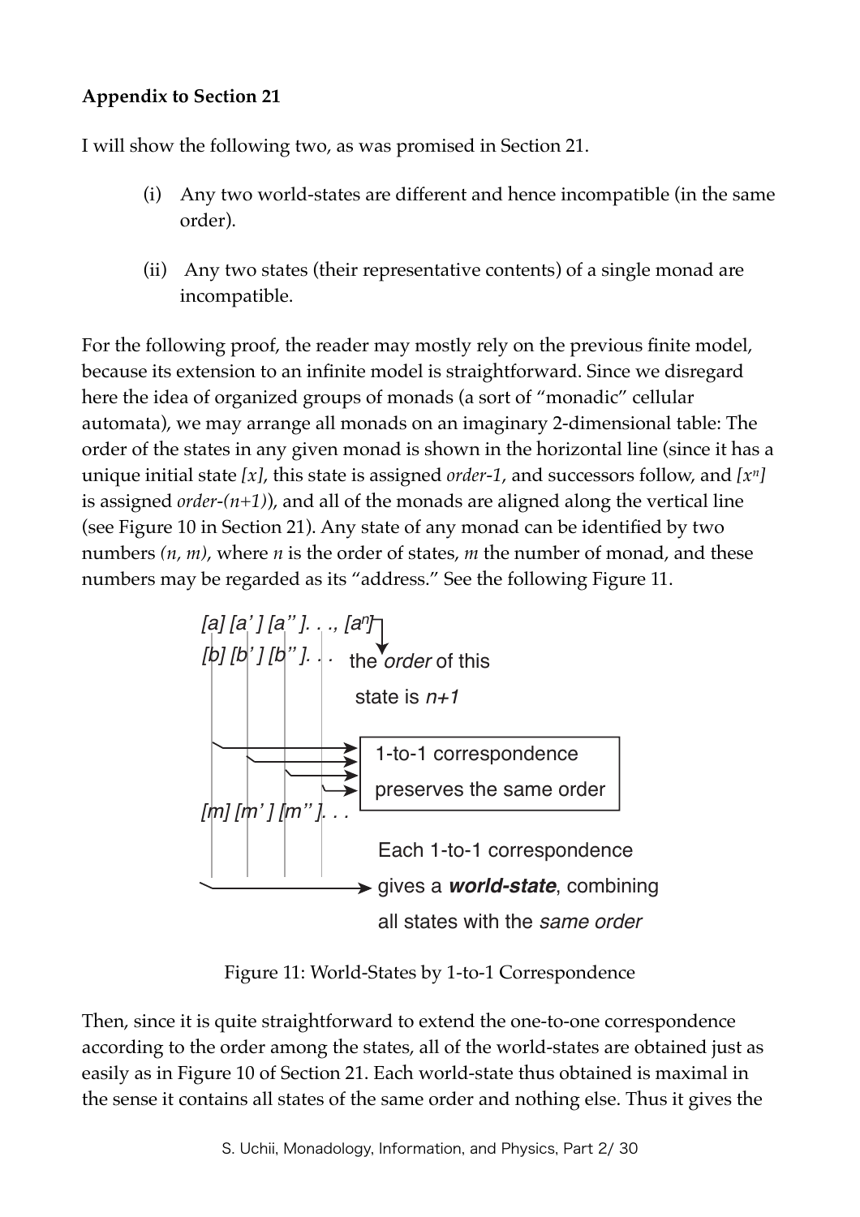**Appendix to Section 21**

I will show the following two, as was promised in Section 21.

(i) Any two world-states are different and hence incompatible (in the same order).

(ii) Any two states (their representative contents) of a single monad are incompatible.

For the following proof, the reader may mostly rely on the previous finite model, because its extension to an infinite model is straightforward. Since we disregard here the idea of organized groups of monads (a sort of "monadic" cellular automata), we may arrange all monads on an imaginary 2-dimensional table: The order of the states in any given monad is shown in the horizontal line (since it has a unique initial state *[x]*, this state is assigned *order-1*, and successors follow, and $[x^n]$ is assigned *order-(n+1)*), and all of the monads are aligned along the vertical line (see Figure 10 in Section 21). Any state of any monad can be identified by two numbers *(n, m)*, where *n* is the order of states, *m* the number of monad, and these numbers may be regarded as its "address." See the following Figure 11.

*[a] [a' ] [a'' ]. . ., [$a^n$]* — the *order* of this state is *n+1*

*[b] [b' ] [b'' ]. . .*

1-to-1 correspondence preserves the same order

*[m] [m' ] [m'' ]. . .*

Each 1-to-1 correspondence gives a ***world-state***, combining all states with the *same order*

Figure 11: World-States by 1-to-1 Correspondence

Then, since it is quite straightforward to extend the one-to-one correspondence according to the order among the states, all of the world-states are obtained just as easily as in Figure 10 of Section 21. Each world-state thus obtained is maximal in the sense it contains all states of the same order and nothing else. Thus it gives the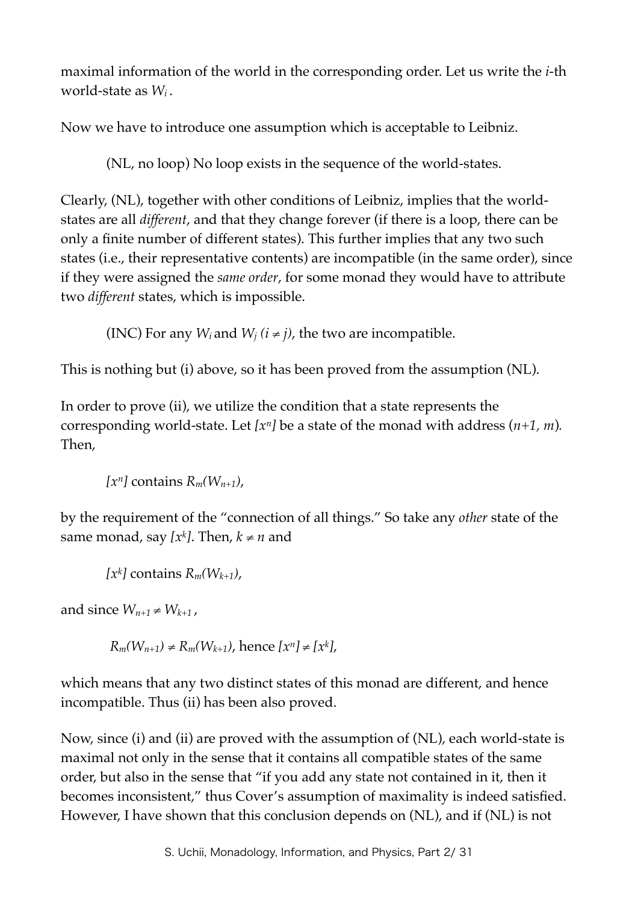maximal information of the world in the corresponding order. Let us write the $i$-th world-state as $W_i$.

Now we have to introduce one assumption which is acceptable to Leibniz.

> (NL, no loop) No loop exists in the sequence of the world-states.

Clearly, (NL), together with other conditions of Leibniz, implies that the world-states are all *different*, and that they change forever (if there is a loop, there can be only a finite number of different states). This further implies that any two such states (i.e., their representative contents) are incompatible (in the same order), since if they were assigned the *same order*, for some monad they would have to attribute two *different* states, which is impossible.

> (INC) For any $W_i$ and $W_j$ $(i \neq j)$, the two are incompatible.

This is nothing but (i) above, so it has been proved from the assumption (NL).

In order to prove (ii), we utilize the condition that a state represents the corresponding world-state. Let $[x^n]$ be a state of the monad with address $(n+1, m)$. Then,

> $[x^n]$ contains $R_m(W_{n+1})$,

by the requirement of the "connection of all things." So take any *other* state of the same monad, say $[x^k]$. Then, $k \neq n$ and

> $[x^k]$ contains $R_m(W_{k+1})$,

and since $W_{n+1} \neq W_{k+1}$,

> $R_m(W_{n+1}) \neq R_m(W_{k+1})$, hence $[x^n] \neq [x^k]$,

which means that any two distinct states of this monad are different, and hence incompatible. Thus (ii) has been also proved.

Now, since (i) and (ii) are proved with the assumption of (NL), each world-state is maximal not only in the sense that it contains all compatible states of the same order, but also in the sense that "if you add any state not contained in it, then it becomes inconsistent," thus Cover's assumption of maximality is indeed satisfied. However, I have shown that this conclusion depends on (NL), and if (NL) is not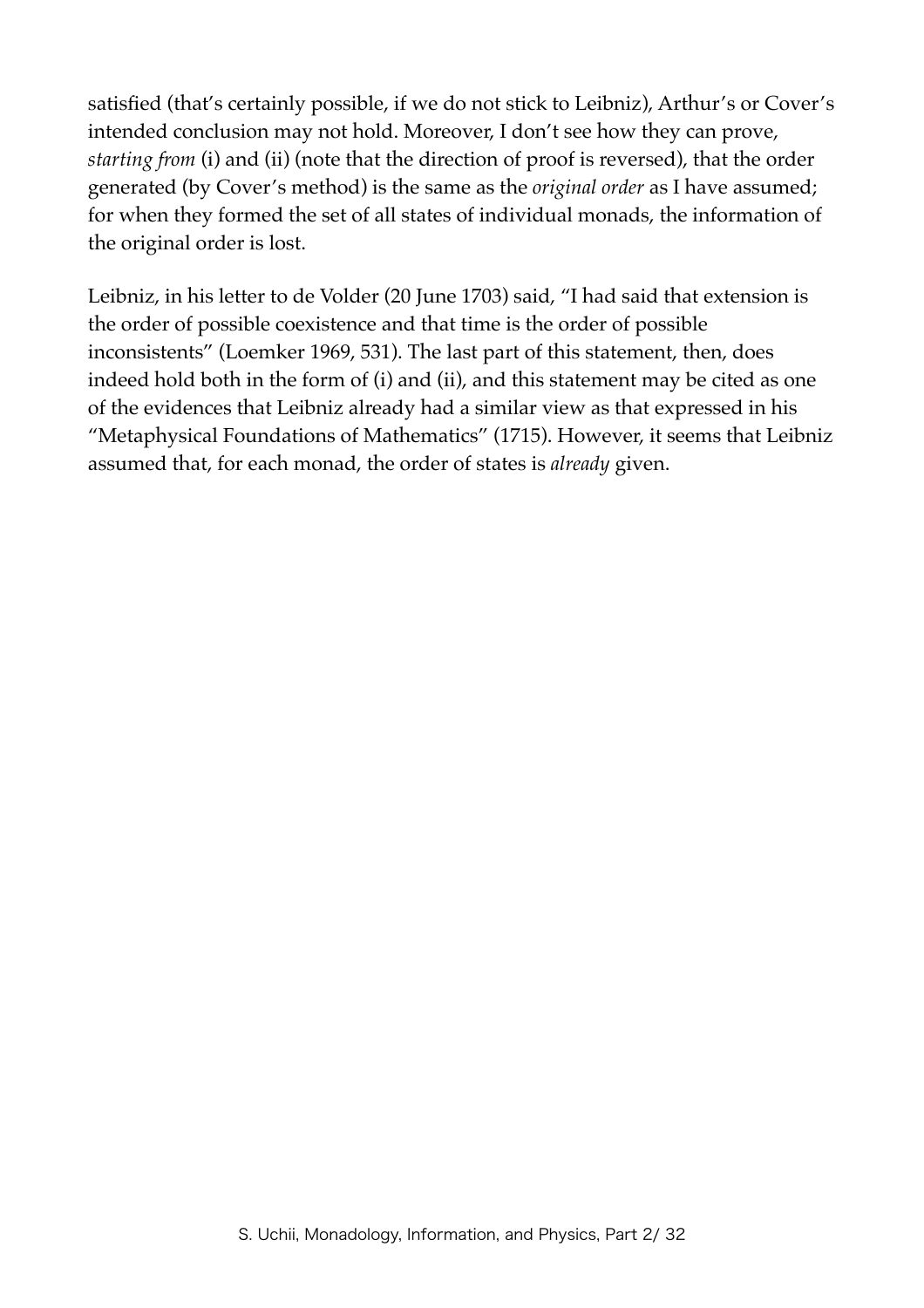satisfied (that's certainly possible, if we do not stick to Leibniz), Arthur's or Cover's intended conclusion may not hold. Moreover, I don't see how they can prove, *starting from* (i) and (ii) (note that the direction of proof is reversed), that the order generated (by Cover's method) is the same as the *original order* as I have assumed; for when they formed the set of all states of individual monads, the information of the original order is lost.

Leibniz, in his letter to de Volder (20 June 1703) said, "I had said that extension is the order of possible coexistence and that time is the order of possible inconsistents" (Loemker 1969, 531). The last part of this statement, then, does indeed hold both in the form of (i) and (ii), and this statement may be cited as one of the evidences that Leibniz already had a similar view as that expressed in his "Metaphysical Foundations of Mathematics" (1715). However, it seems that Leibniz assumed that, for each monad, the order of states is *already* given.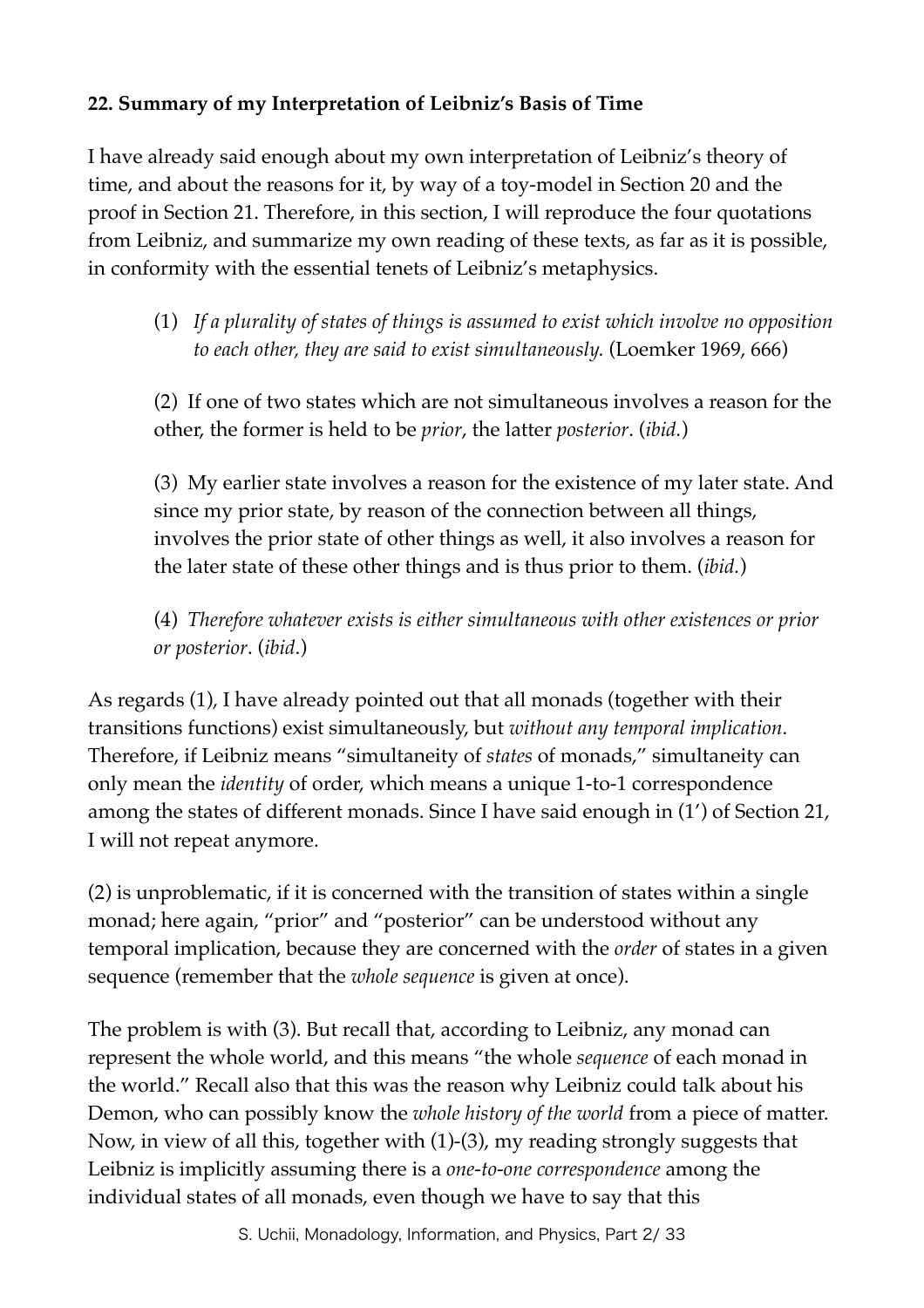### 22. Summary of my Interpretation of Leibniz's Basis of Time

I have already said enough about my own interpretation of Leibniz's theory of time, and about the reasons for it, by way of a toy-model in Section 20 and the proof in Section 21. Therefore, in this section, I will reproduce the four quotations from Leibniz, and summarize my own reading of these texts, as far as it is possible, in conformity with the essential tenets of Leibniz's metaphysics.

> (1) *If a plurality of states of things is assumed to exist which involve no opposition to each other, they are said to exist simultaneously.* (Loemker 1969, 666)
>
> (2) If one of two states which are not simultaneous involves a reason for the other, the former is held to be *prior*, the latter *posterior*. (*ibid.*)
>
> (3) My earlier state involves a reason for the existence of my later state. And since my prior state, by reason of the connection between all things, involves the prior state of other things as well, it also involves a reason for the later state of these other things and is thus prior to them. (*ibid.*)
>
> (4) *Therefore whatever exists is either simultaneous with other existences or prior or posterior*. (*ibid*.)

As regards (1), I have already pointed out that all monads (together with their transitions functions) exist simultaneously, but *without any temporal implication*. Therefore, if Leibniz means "simultaneity of *states* of monads," simultaneity can only mean the *identity* of order, which means a unique 1-to-1 correspondence among the states of different monads. Since I have said enough in (1') of Section 21, I will not repeat anymore.

(2) is unproblematic, if it is concerned with the transition of states within a single monad; here again, "prior" and "posterior" can be understood without any temporal implication, because they are concerned with the *order* of states in a given sequence (remember that the *whole sequence* is given at once).

The problem is with (3). But recall that, according to Leibniz, any monad can represent the whole world, and this means "the whole *sequence* of each monad in the world." Recall also that this was the reason why Leibniz could talk about his Demon, who can possibly know the *whole history of the world* from a piece of matter. Now, in view of all this, together with (1)-(3), my reading strongly suggests that Leibniz is implicitly assuming there is a *one-to-one correspondence* among the individual states of all monads, even though we have to say that this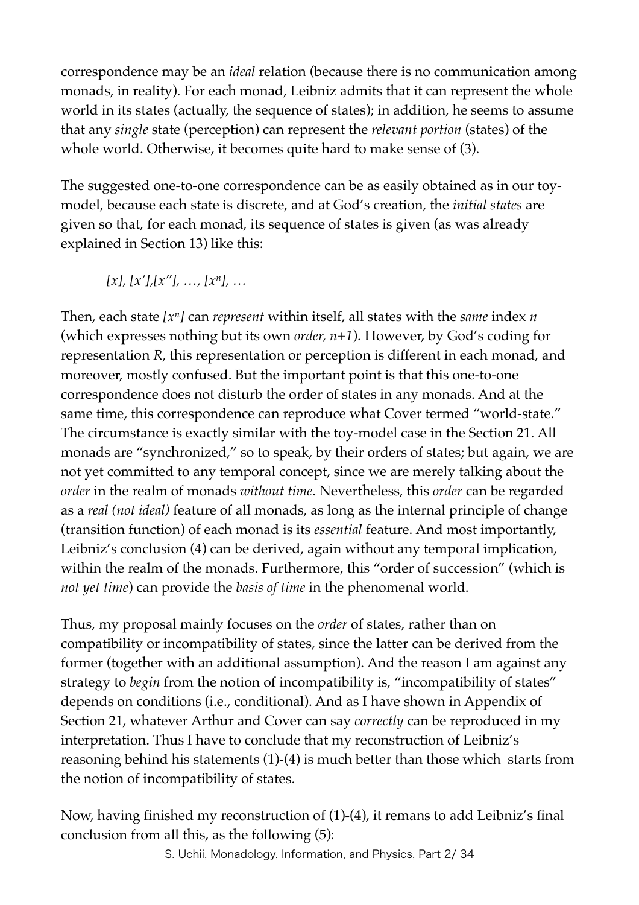correspondence may be an *ideal* relation (because there is no communication among monads, in reality). For each monad, Leibniz admits that it can represent the whole world in its states (actually, the sequence of states); in addition, he seems to assume that any *single* state (perception) can represent the *relevant portion* (states) of the whole world. Otherwise, it becomes quite hard to make sense of (3).

The suggested one-to-one correspondence can be as easily obtained as in our toy-model, because each state is discrete, and at God's creation, the *initial states* are given so that, for each monad, its sequence of states is given (as was already explained in Section 13) like this:

> $[x]$, $[x']$,$[x'']$, …, $[x^n]$, …

Then, each state $[x^n]$ can *represent* within itself, all states with the *same* index $n$ (which expresses nothing but its own *order*, $n+1$). However, by God's coding for representation $R$, this representation or perception is different in each monad, and moreover, mostly confused. But the important point is that this one-to-one correspondence does not disturb the order of states in any monads. And at the same time, this correspondence can reproduce what Cover termed "world-state." The circumstance is exactly similar with the toy-model case in the Section 21. All monads are "synchronized," so to speak, by their orders of states; but again, we are not yet committed to any temporal concept, since we are merely talking about the *order* in the realm of monads *without time*. Nevertheless, this *order* can be regarded as a *real (not ideal)* feature of all monads, as long as the internal principle of change (transition function) of each monad is its *essential* feature. And most importantly, Leibniz's conclusion (4) can be derived, again without any temporal implication, within the realm of the monads. Furthermore, this "order of succession" (which is *not yet time*) can provide the *basis of time* in the phenomenal world.

Thus, my proposal mainly focuses on the *order* of states, rather than on compatibility or incompatibility of states, since the latter can be derived from the former (together with an additional assumption). And the reason I am against any strategy to *begin* from the notion of incompatibility is, "incompatibility of states" depends on conditions (i.e., conditional). And as I have shown in Appendix of Section 21, whatever Arthur and Cover can say *correctly* can be reproduced in my interpretation. Thus I have to conclude that my reconstruction of Leibniz's reasoning behind his statements (1)-(4) is much better than those which starts from the notion of incompatibility of states.

Now, having finished my reconstruction of (1)-(4), it remans to add Leibniz's final conclusion from all this, as the following (5):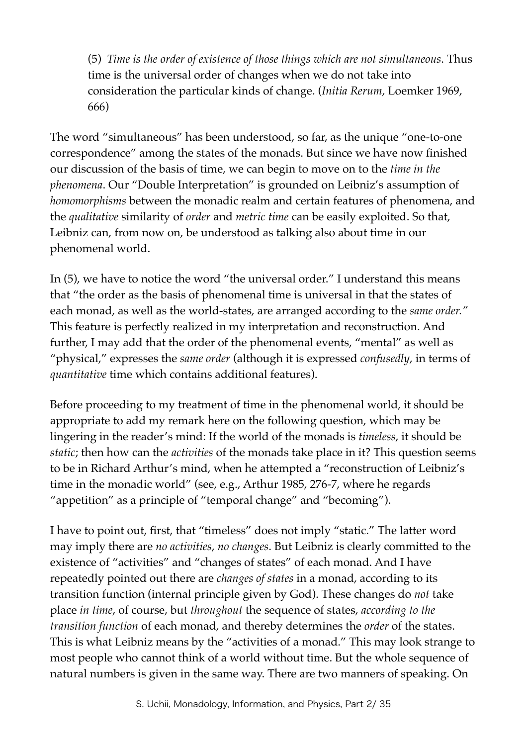(5) *Time is the order of existence of those things which are not simultaneous*. Thus time is the universal order of changes when we do not take into consideration the particular kinds of change. (*Initia Rerum*, Loemker 1969, 666)

The word "simultaneous" has been understood, so far, as the unique "one-to-one correspondence" among the states of the monads. But since we have now finished our discussion of the basis of time, we can begin to move on to the *time in the phenomena*. Our "Double Interpretation" is grounded on Leibniz's assumption of *homomorphisms* between the monadic realm and certain features of phenomena, and the *qualitative* similarity of *order* and *metric time* can be easily exploited. So that, Leibniz can, from now on, be understood as talking also about time in our phenomenal world.

In (5), we have to notice the word "the universal order." I understand this means that "the order as the basis of phenomenal time is universal in that the states of each monad, as well as the world-states, are arranged according to the *same order.*" This feature is perfectly realized in my interpretation and reconstruction. And further, I may add that the order of the phenomenal events, "mental" as well as "physical," expresses the *same order* (although it is expressed *confusedly*, in terms of *quantitative* time which contains additional features).

Before proceeding to my treatment of time in the phenomenal world, it should be appropriate to add my remark here on the following question, which may be lingering in the reader's mind: If the world of the monads is *timeless*, it should be *static*; then how can the *activities* of the monads take place in it? This question seems to be in Richard Arthur's mind, when he attempted a "reconstruction of Leibniz's time in the monadic world" (see, e.g., Arthur 1985, 276-7, where he regards "appetition" as a principle of "temporal change" and "becoming").

I have to point out, first, that "timeless" does not imply "static." The latter word may imply there are *no activities*, *no changes*. But Leibniz is clearly committed to the existence of "activities" and "changes of states" of each monad. And I have repeatedly pointed out there are *changes of states* in a monad, according to its transition function (internal principle given by God). These changes do *not* take place *in time*, of course, but *throughout* the sequence of states, *according to the transition function* of each monad, and thereby determines the *order* of the states. This is what Leibniz means by the "activities of a monad." This may look strange to most people who cannot think of a world without time. But the whole sequence of natural numbers is given in the same way. There are two manners of speaking. On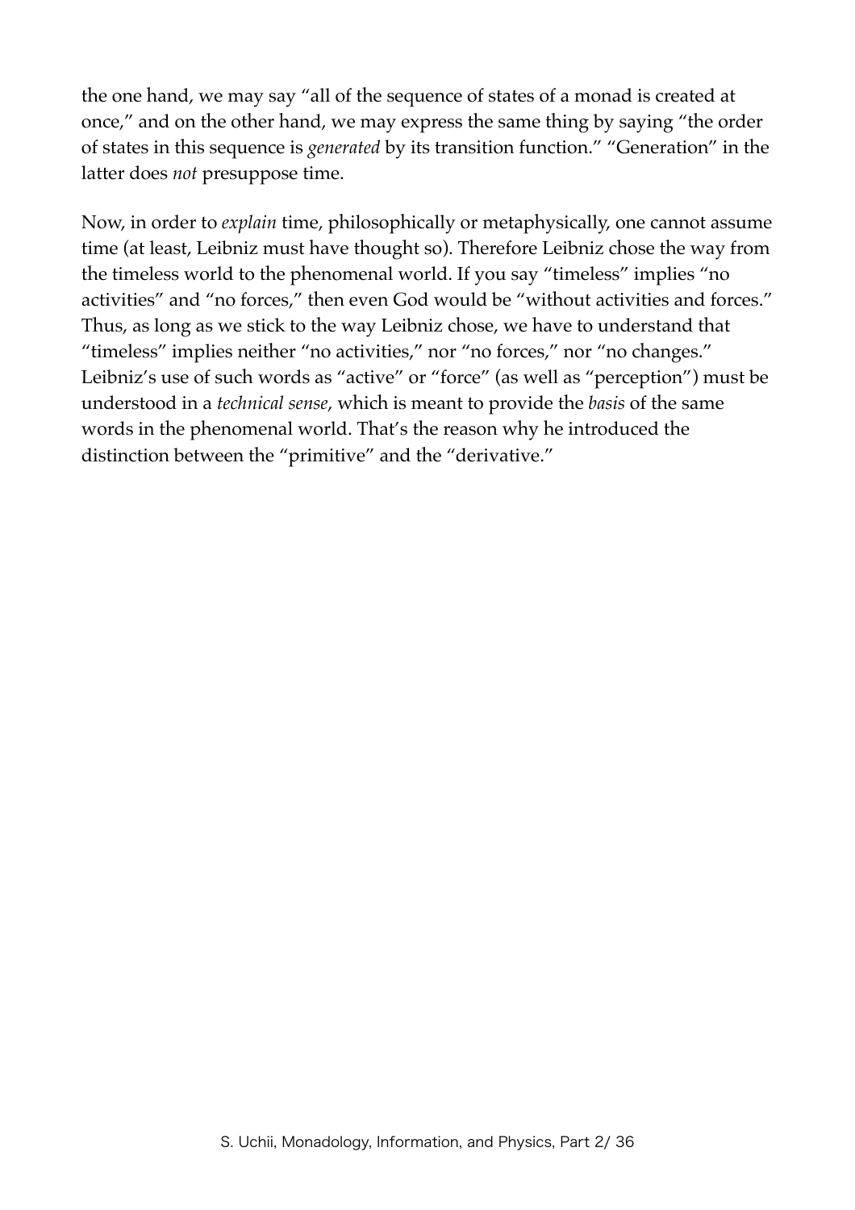the one hand, we may say "all of the sequence of states of a monad is created at once," and on the other hand, we may express the same thing by saying "the order of states in this sequence is *generated* by its transition function." "Generation" in the latter does *not* presuppose time.

Now, in order to *explain* time, philosophically or metaphysically, one cannot assume time (at least, Leibniz must have thought so). Therefore Leibniz chose the way from the timeless world to the phenomenal world. If you say "timeless" implies "no activities" and "no forces," then even God would be "without activities and forces." Thus, as long as we stick to the way Leibniz chose, we have to understand that "timeless" implies neither "no activities," nor "no forces," nor "no changes." Leibniz's use of such words as "active" or "force" (as well as "perception") must be understood in a *technical sense*, which is meant to provide the *basis* of the same words in the phenomenal world. That's the reason why he introduced the distinction between the "primitive" and the "derivative."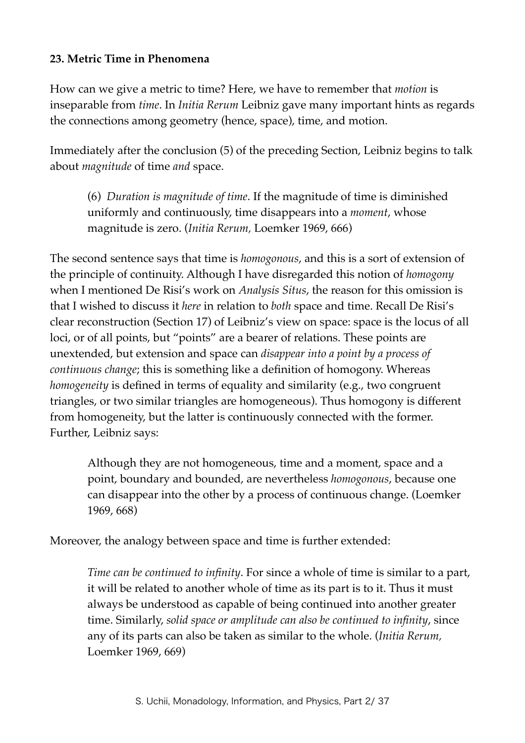**23. Metric Time in Phenomena**

How can we give a metric to time? Here, we have to remember that *motion* is inseparable from *time*. In *Initia Rerum* Leibniz gave many important hints as regards the connections among geometry (hence, space), time, and motion.

Immediately after the conclusion (5) of the preceding Section, Leibniz begins to talk about *magnitude* of time *and* space.

> (6) *Duration is magnitude of time*. If the magnitude of time is diminished uniformly and continuously, time disappears into a *moment*, whose magnitude is zero. (*Initia Rerum,* Loemker 1969, 666)

The second sentence says that time is *homogonous*, and this is a sort of extension of the principle of continuity. Although I have disregarded this notion of *homogony* when I mentioned De Risi's work on *Analysis Situs*, the reason for this omission is that I wished to discuss it *here* in relation to *both* space and time. Recall De Risi's clear reconstruction (Section 17) of Leibniz's view on space: space is the locus of all loci, or of all points, but "points" are a bearer of relations. These points are unextended, but extension and space can *disappear into a point by a process of continuous change*; this is something like a definition of homogony. Whereas *homogeneity* is defined in terms of equality and similarity (e.g., two congruent triangles, or two similar triangles are homogeneous). Thus homogony is different from homogeneity, but the latter is continuously connected with the former. Further, Leibniz says:

> Although they are not homogeneous, time and a moment, space and a point, boundary and bounded, are nevertheless *homogonous*, because one can disappear into the other by a process of continuous change. (Loemker 1969, 668)

Moreover, the analogy between space and time is further extended:

> *Time can be continued to infinity*. For since a whole of time is similar to a part, it will be related to another whole of time as its part is to it. Thus it must always be understood as capable of being continued into another greater time. Similarly, *solid space or amplitude can also be continued to infinity*, since any of its parts can also be taken as similar to the whole. (*Initia Rerum,* Loemker 1969, 669)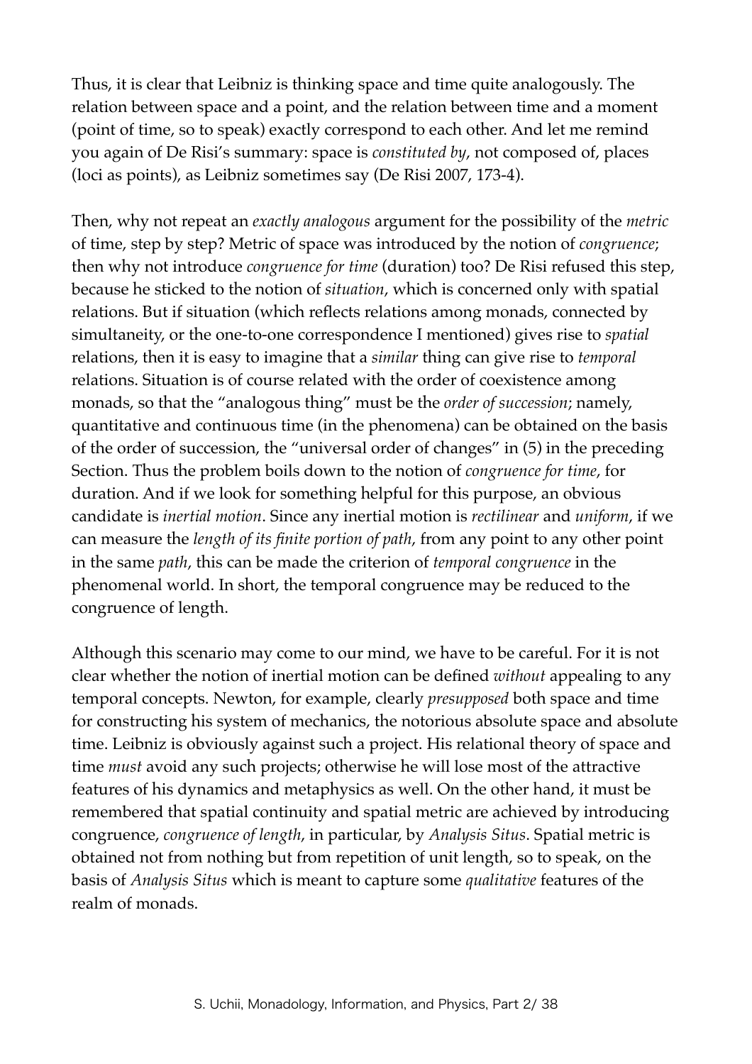Thus, it is clear that Leibniz is thinking space and time quite analogously. The relation between space and a point, and the relation between time and a moment (point of time, so to speak) exactly correspond to each other. And let me remind you again of De Risi's summary: space is *constituted by*, not composed of, places (loci as points), as Leibniz sometimes say (De Risi 2007, 173-4).

Then, why not repeat an *exactly analogous* argument for the possibility of the *metric* of time, step by step? Metric of space was introduced by the notion of *congruence*; then why not introduce *congruence for time* (duration) too? De Risi refused this step, because he sticked to the notion of *situation*, which is concerned only with spatial relations. But if situation (which reflects relations among monads, connected by simultaneity, or the one-to-one correspondence I mentioned) gives rise to *spatial* relations, then it is easy to imagine that a *similar* thing can give rise to *temporal* relations. Situation is of course related with the order of coexistence among monads, so that the "analogous thing" must be the *order of succession*; namely, quantitative and continuous time (in the phenomena) can be obtained on the basis of the order of succession, the "universal order of changes" in (5) in the preceding Section. Thus the problem boils down to the notion of *congruence for time*, for duration. And if we look for something helpful for this purpose, an obvious candidate is *inertial motion*. Since any inertial motion is *rectilinear* and *uniform*, if we can measure the *length of its finite portion of path*, from any point to any other point in the same *path*, this can be made the criterion of *temporal congruence* in the phenomenal world. In short, the temporal congruence may be reduced to the congruence of length.

Although this scenario may come to our mind, we have to be careful. For it is not clear whether the notion of inertial motion can be defined *without* appealing to any temporal concepts. Newton, for example, clearly *presupposed* both space and time for constructing his system of mechanics, the notorious absolute space and absolute time. Leibniz is obviously against such a project. His relational theory of space and time *must* avoid any such projects; otherwise he will lose most of the attractive features of his dynamics and metaphysics as well. On the other hand, it must be remembered that spatial continuity and spatial metric are achieved by introducing congruence, *congruence of length*, in particular, by *Analysis Situs*. Spatial metric is obtained not from nothing but from repetition of unit length, so to speak, on the basis of *Analysis Situs* which is meant to capture some *qualitative* features of the realm of monads.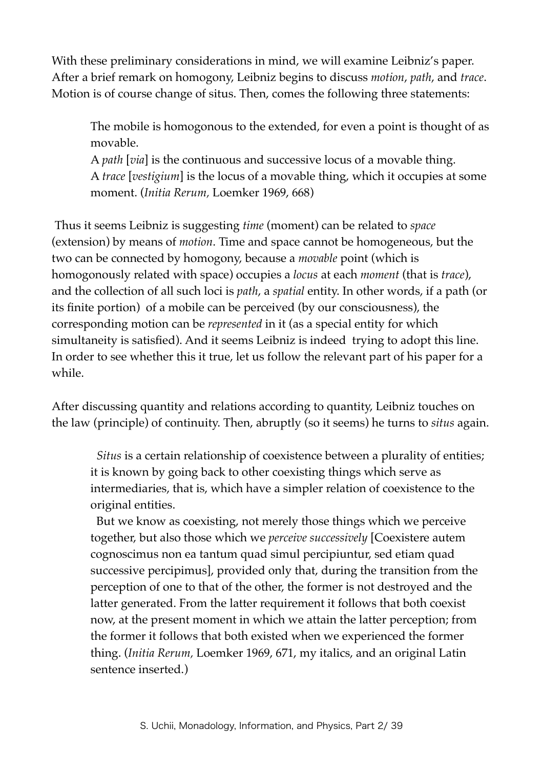With these preliminary considerations in mind, we will examine Leibniz's paper. After a brief remark on homogony, Leibniz begins to discuss *motion*, *path*, and *trace*. Motion is of course change of situs. Then, comes the following three statements:

> The mobile is homogonous to the extended, for even a point is thought of as movable.
> A *path* [*via*] is the continuous and successive locus of a movable thing.
> A *trace* [*vestigium*] is the locus of a movable thing, which it occupies at some moment. (*Initia Rerum*, Loemker 1969, 668)

Thus it seems Leibniz is suggesting *time* (moment) can be related to *space* (extension) by means of *motion*. Time and space cannot be homogeneous, but the two can be connected by homogony, because a *movable* point (which is homogonously related with space) occupies a *locus* at each *moment* (that is *trace*), and the collection of all such loci is *path*, a *spatial* entity. In other words, if a path (or its finite portion) of a mobile can be perceived (by our consciousness), the corresponding motion can be *represented* in it (as a special entity for which simultaneity is satisfied). And it seems Leibniz is indeed trying to adopt this line. In order to see whether this it true, let us follow the relevant part of his paper for a while.

After discussing quantity and relations according to quantity, Leibniz touches on the law (principle) of continuity. Then, abruptly (so it seems) he turns to *situs* again.

> *Situs* is a certain relationship of coexistence between a plurality of entities; it is known by going back to other coexisting things which serve as intermediaries, that is, which have a simpler relation of coexistence to the original entities.
>
> But we know as coexisting, not merely those things which we perceive together, but also those which we *perceive successively* [Coexistere autem cognoscimus non ea tantum quad simul percipiuntur, sed etiam quad successive percipimus], provided only that, during the transition from the perception of one to that of the other, the former is not destroyed and the latter generated. From the latter requirement it follows that both coexist now, at the present moment in which we attain the latter perception; from the former it follows that both existed when we experienced the former thing. (*Initia Rerum*, Loemker 1969, 671, my italics, and an original Latin sentence inserted.)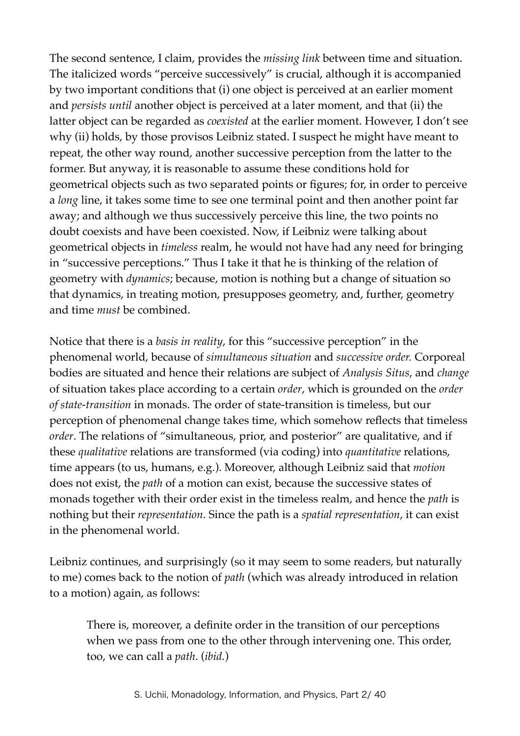The second sentence, I claim, provides the *missing link* between time and situation. The italicized words "perceive successively" is crucial, although it is accompanied by two important conditions that (i) one object is perceived at an earlier moment and *persists until* another object is perceived at a later moment, and that (ii) the latter object can be regarded as *coexisted* at the earlier moment. However, I don't see why (ii) holds, by those provisos Leibniz stated. I suspect he might have meant to repeat, the other way round, another successive perception from the latter to the former. But anyway, it is reasonable to assume these conditions hold for geometrical objects such as two separated points or figures; for, in order to perceive a *long* line, it takes some time to see one terminal point and then another point far away; and although we thus successively perceive this line, the two points no doubt coexists and have been coexisted. Now, if Leibniz were talking about geometrical objects in *timeless* realm, he would not have had any need for bringing in "successive perceptions." Thus I take it that he is thinking of the relation of geometry with *dynamics*; because, motion is nothing but a change of situation so that dynamics, in treating motion, presupposes geometry, and, further, geometry and time *must* be combined.

Notice that there is a *basis in reality*, for this "successive perception" in the phenomenal world, because of *simultaneous situation* and *successive order.* Corporeal bodies are situated and hence their relations are subject of *Analysis Situs*, and *change* of situation takes place according to a certain *order*, which is grounded on the *order of state-transition* in monads. The order of state-transition is timeless, but our perception of phenomenal change takes time, which somehow reflects that timeless *order*. The relations of "simultaneous, prior, and posterior" are qualitative, and if these *qualitative* relations are transformed (via coding) into *quantitative* relations, time appears (to us, humans, e.g.). Moreover, although Leibniz said that *motion* does not exist, the *path* of a motion can exist, because the successive states of monads together with their order exist in the timeless realm, and hence the *path* is nothing but their *representation*. Since the path is a *spatial representation*, it can exist in the phenomenal world.

Leibniz continues, and surprisingly (so it may seem to some readers, but naturally to me) comes back to the notion of *path* (which was already introduced in relation to a motion) again, as follows:

> There is, moreover, a definite order in the transition of our perceptions when we pass from one to the other through intervening one. This order, too, we can call a *path*. (*ibid.*)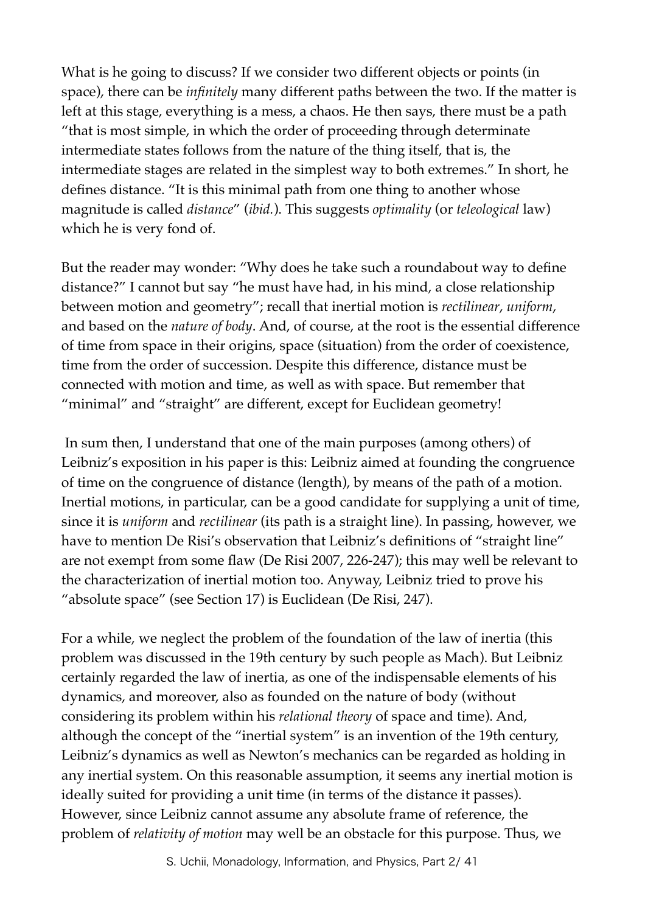What is he going to discuss? If we consider two different objects or points (in space), there can be *infinitely* many different paths between the two. If the matter is left at this stage, everything is a mess, a chaos. He then says, there must be a path "that is most simple, in which the order of proceeding through determinate intermediate states follows from the nature of the thing itself, that is, the intermediate stages are related in the simplest way to both extremes." In short, he defines distance. "It is this minimal path from one thing to another whose magnitude is called *distance*" (*ibid.*). This suggests *optimality* (or *teleological* law) which he is very fond of.

But the reader may wonder: "Why does he take such a roundabout way to define distance?" I cannot but say "he must have had, in his mind, a close relationship between motion and geometry"; recall that inertial motion is *rectilinear*, *uniform*, and based on the *nature of body*. And, of course, at the root is the essential difference of time from space in their origins, space (situation) from the order of coexistence, time from the order of succession. Despite this difference, distance must be connected with motion and time, as well as with space. But remember that "minimal" and "straight" are different, except for Euclidean geometry!

In sum then, I understand that one of the main purposes (among others) of Leibniz's exposition in his paper is this: Leibniz aimed at founding the congruence of time on the congruence of distance (length), by means of the path of a motion. Inertial motions, in particular, can be a good candidate for supplying a unit of time, since it is *uniform* and *rectilinear* (its path is a straight line). In passing, however, we have to mention De Risi's observation that Leibniz's definitions of "straight line" are not exempt from some flaw (De Risi 2007, 226-247); this may well be relevant to the characterization of inertial motion too. Anyway, Leibniz tried to prove his "absolute space" (see Section 17) is Euclidean (De Risi, 247).

For a while, we neglect the problem of the foundation of the law of inertia (this problem was discussed in the 19th century by such people as Mach). But Leibniz certainly regarded the law of inertia, as one of the indispensable elements of his dynamics, and moreover, also as founded on the nature of body (without considering its problem within his *relational theory* of space and time). And, although the concept of the "inertial system" is an invention of the 19th century, Leibniz's dynamics as well as Newton's mechanics can be regarded as holding in any inertial system. On this reasonable assumption, it seems any inertial motion is ideally suited for providing a unit time (in terms of the distance it passes). However, since Leibniz cannot assume any absolute frame of reference, the problem of *relativity of motion* may well be an obstacle for this purpose. Thus, we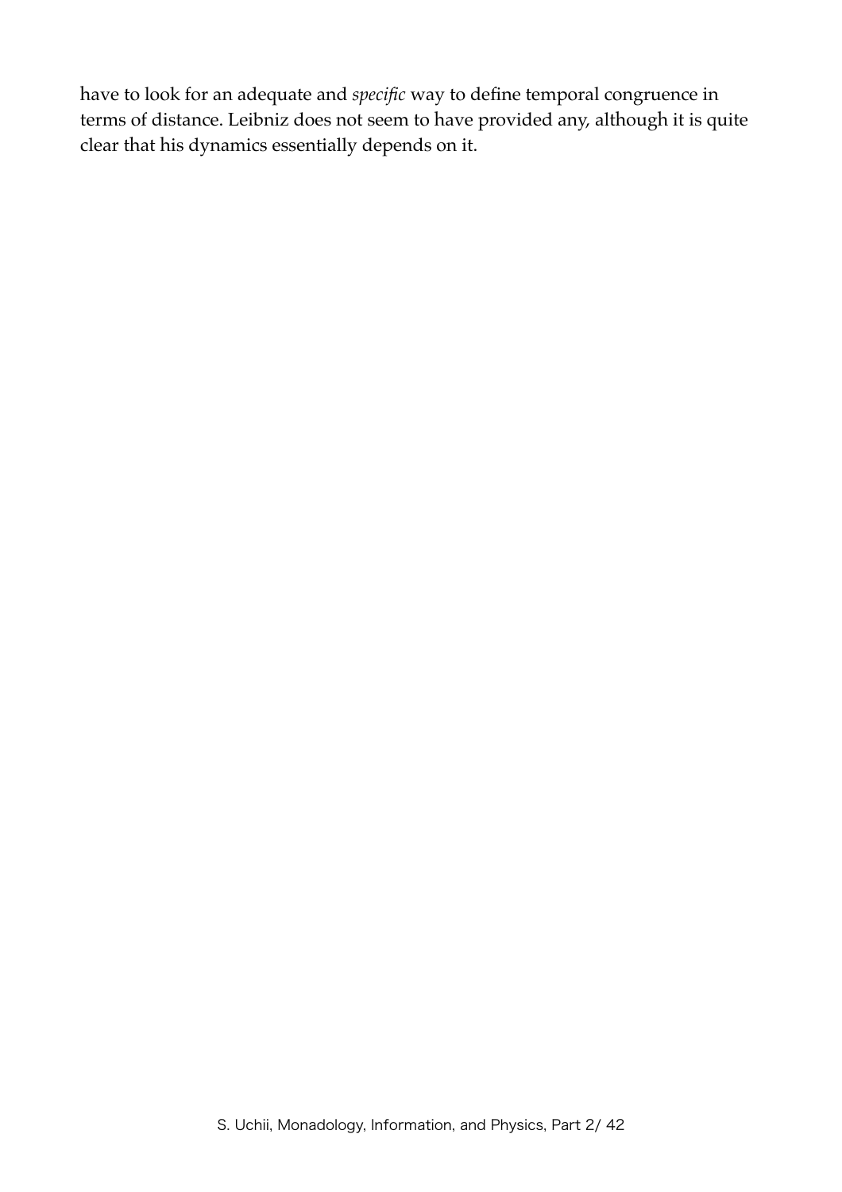have to look for an adequate and *specific* way to define temporal congruence in terms of distance. Leibniz does not seem to have provided any, although it is quite clear that his dynamics essentially depends on it.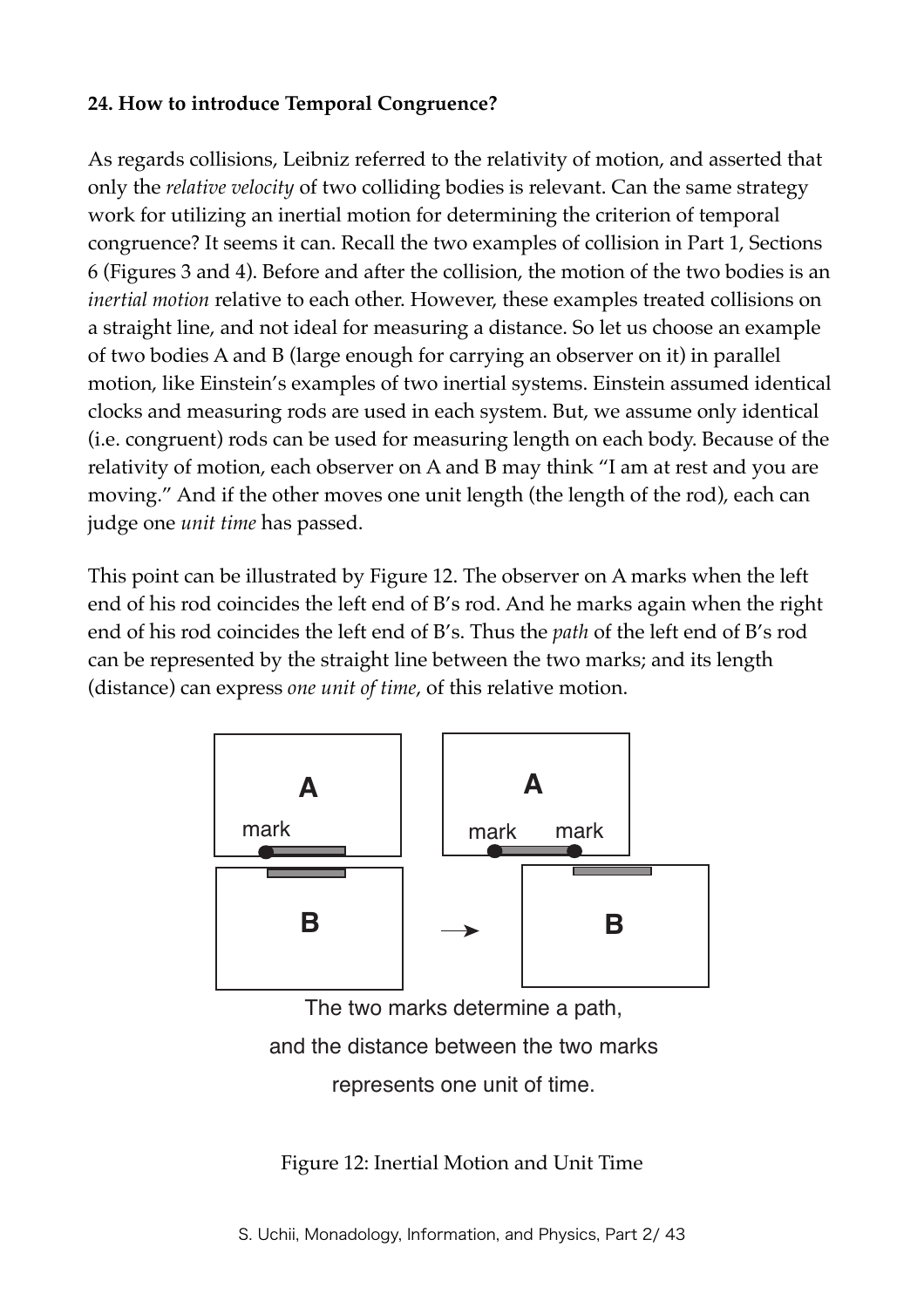**24. How to introduce Temporal Congruence?**

As regards collisions, Leibniz referred to the relativity of motion, and asserted that only the *relative velocity* of two colliding bodies is relevant. Can the same strategy work for utilizing an inertial motion for determining the criterion of temporal congruence? It seems it can. Recall the two examples of collision in Part 1, Sections 6 (Figures 3 and 4). Before and after the collision, the motion of the two bodies is an *inertial motion* relative to each other. However, these examples treated collisions on a straight line, and not ideal for measuring a distance. So let us choose an example of two bodies A and B (large enough for carrying an observer on it) in parallel motion, like Einstein's examples of two inertial systems. Einstein assumed identical clocks and measuring rods are used in each system. But, we assume only identical (i.e. congruent) rods can be used for measuring length on each body. Because of the relativity of motion, each observer on A and B may think "I am at rest and you are moving." And if the other moves one unit length (the length of the rod), each can judge one *unit time* has passed.

This point can be illustrated by Figure 12. The observer on A marks when the left end of his rod coincides the left end of B's rod. And he marks again when the right end of his rod coincides the left end of B's. Thus the *path* of the left end of B's rod can be represented by the straight line between the two marks; and its length (distance) can express *one unit of time*, of this relative motion.

The two marks determine a path, and the distance between the two marks represents one unit of time.

Figure 12: Inertial Motion and Unit Time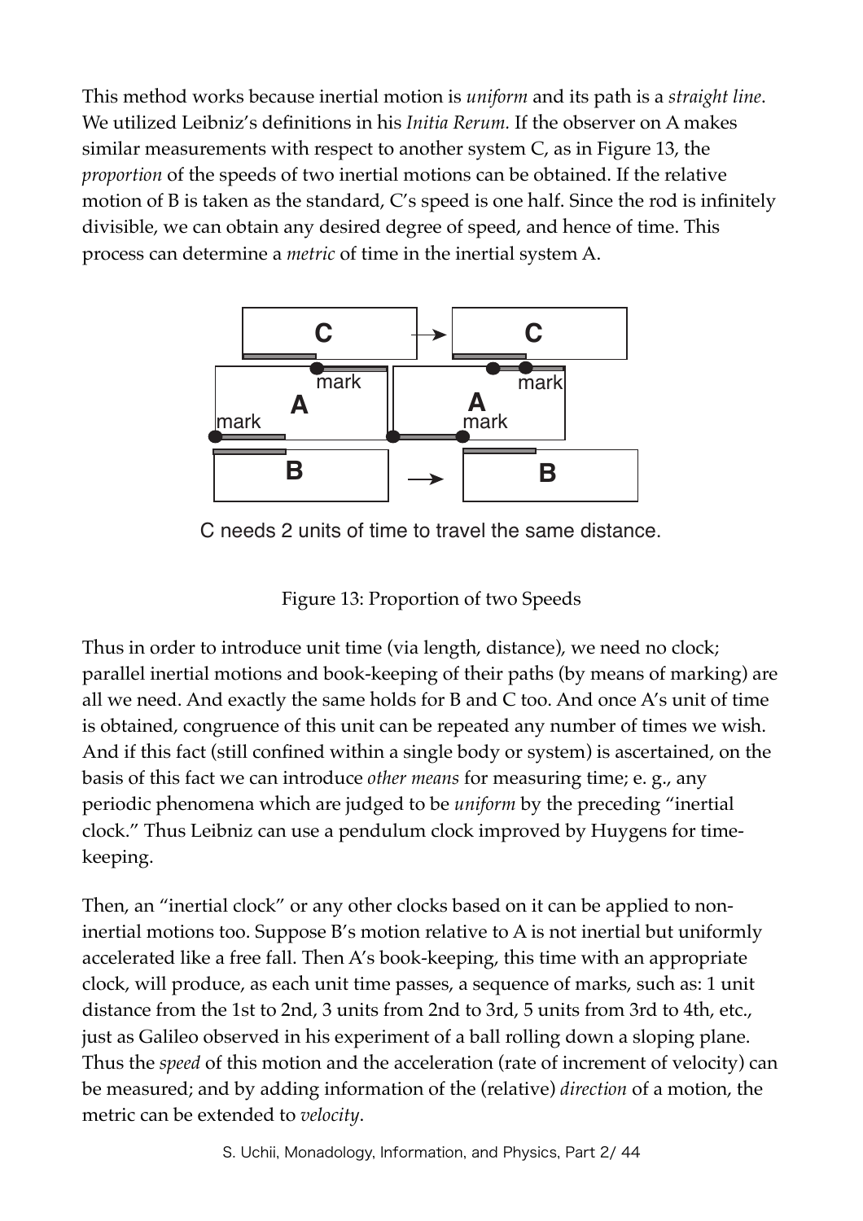This method works because inertial motion is *uniform* and its path is a *straight line*. We utilized Leibniz's definitions in his *Initia Rerum.* If the observer on A makes similar measurements with respect to another system C, as in Figure 13, the *proportion* of the speeds of two inertial motions can be obtained. If the relative motion of B is taken as the standard, C's speed is one half. Since the rod is infinitely divisible, we can obtain any desired degree of speed, and hence of time. This process can determine a *metric* of time in the inertial system A.

C needs 2 units of time to travel the same distance.

Figure 13: Proportion of two Speeds

Thus in order to introduce unit time (via length, distance), we need no clock; parallel inertial motions and book-keeping of their paths (by means of marking) are all we need. And exactly the same holds for B and C too. And once A's unit of time is obtained, congruence of this unit can be repeated any number of times we wish. And if this fact (still confined within a single body or system) is ascertained, on the basis of this fact we can introduce *other means* for measuring time; e. g., any periodic phenomena which are judged to be *uniform* by the preceding "inertial clock." Thus Leibniz can use a pendulum clock improved by Huygens for time-keeping.

Then, an "inertial clock" or any other clocks based on it can be applied to non-inertial motions too. Suppose B's motion relative to A is not inertial but uniformly accelerated like a free fall. Then A's book-keeping, this time with an appropriate clock, will produce, as each unit time passes, a sequence of marks, such as: 1 unit distance from the 1st to 2nd, 3 units from 2nd to 3rd, 5 units from 3rd to 4th, etc., just as Galileo observed in his experiment of a ball rolling down a sloping plane. Thus the *speed* of this motion and the acceleration (rate of increment of velocity) can be measured; and by adding information of the (relative) *direction* of a motion, the metric can be extended to *velocity*.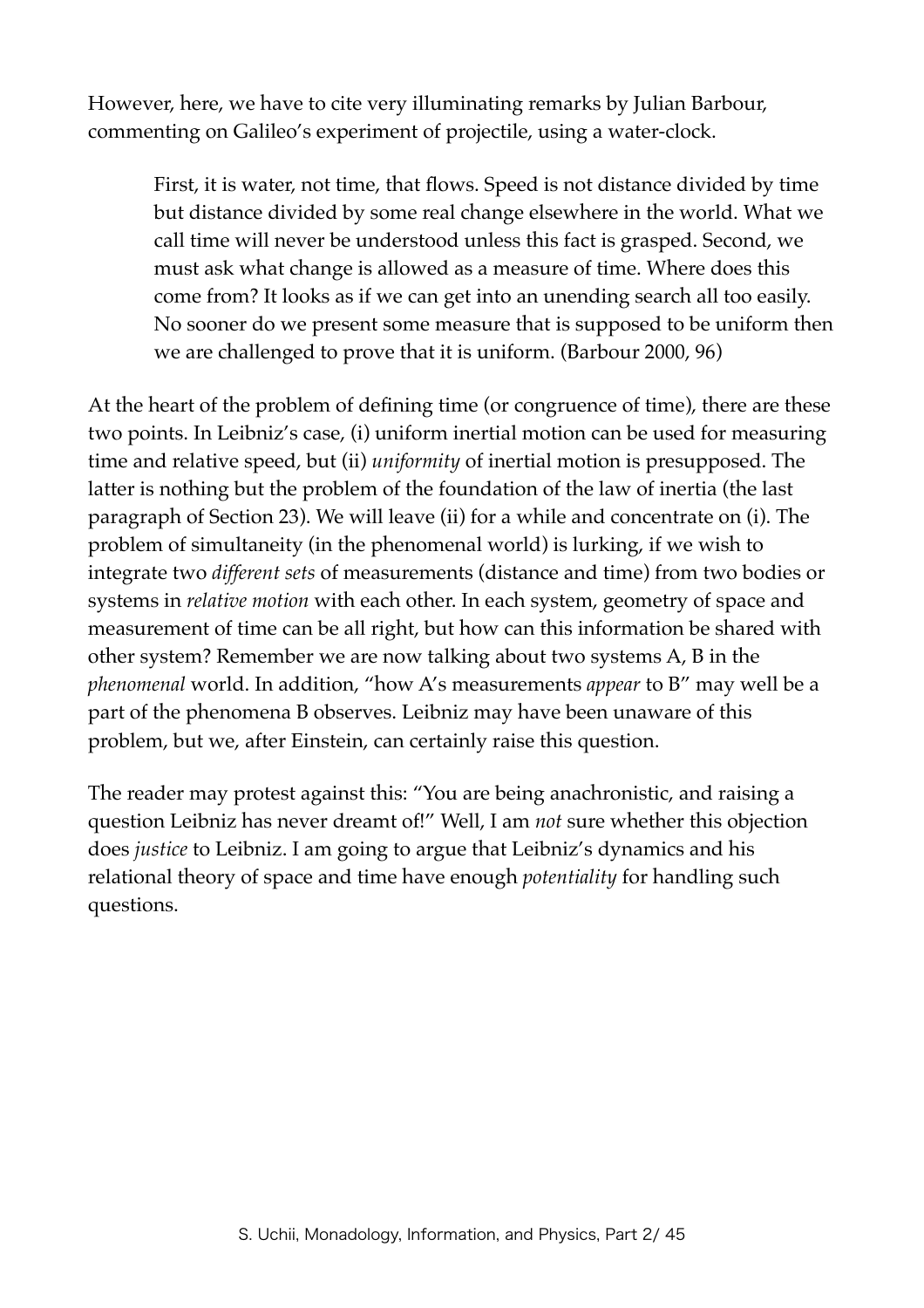However, here, we have to cite very illuminating remarks by Julian Barbour, commenting on Galileo's experiment of projectile, using a water-clock.

> First, it is water, not time, that flows. Speed is not distance divided by time but distance divided by some real change elsewhere in the world. What we call time will never be understood unless this fact is grasped. Second, we must ask what change is allowed as a measure of time. Where does this come from? It looks as if we can get into an unending search all too easily. No sooner do we present some measure that is supposed to be uniform then we are challenged to prove that it is uniform. (Barbour 2000, 96)

At the heart of the problem of defining time (or congruence of time), there are these two points. In Leibniz's case, (i) uniform inertial motion can be used for measuring time and relative speed, but (ii) *uniformity* of inertial motion is presupposed. The latter is nothing but the problem of the foundation of the law of inertia (the last paragraph of Section 23). We will leave (ii) for a while and concentrate on (i). The problem of simultaneity (in the phenomenal world) is lurking, if we wish to integrate two *different sets* of measurements (distance and time) from two bodies or systems in *relative motion* with each other. In each system, geometry of space and measurement of time can be all right, but how can this information be shared with other system? Remember we are now talking about two systems A, B in the *phenomenal* world. In addition, "how A's measurements *appear* to B" may well be a part of the phenomena B observes. Leibniz may have been unaware of this problem, but we, after Einstein, can certainly raise this question.

The reader may protest against this: "You are being anachronistic, and raising a question Leibniz has never dreamt of!" Well, I am *not* sure whether this objection does *justice* to Leibniz. I am going to argue that Leibniz's dynamics and his relational theory of space and time have enough *potentiality* for handling such questions.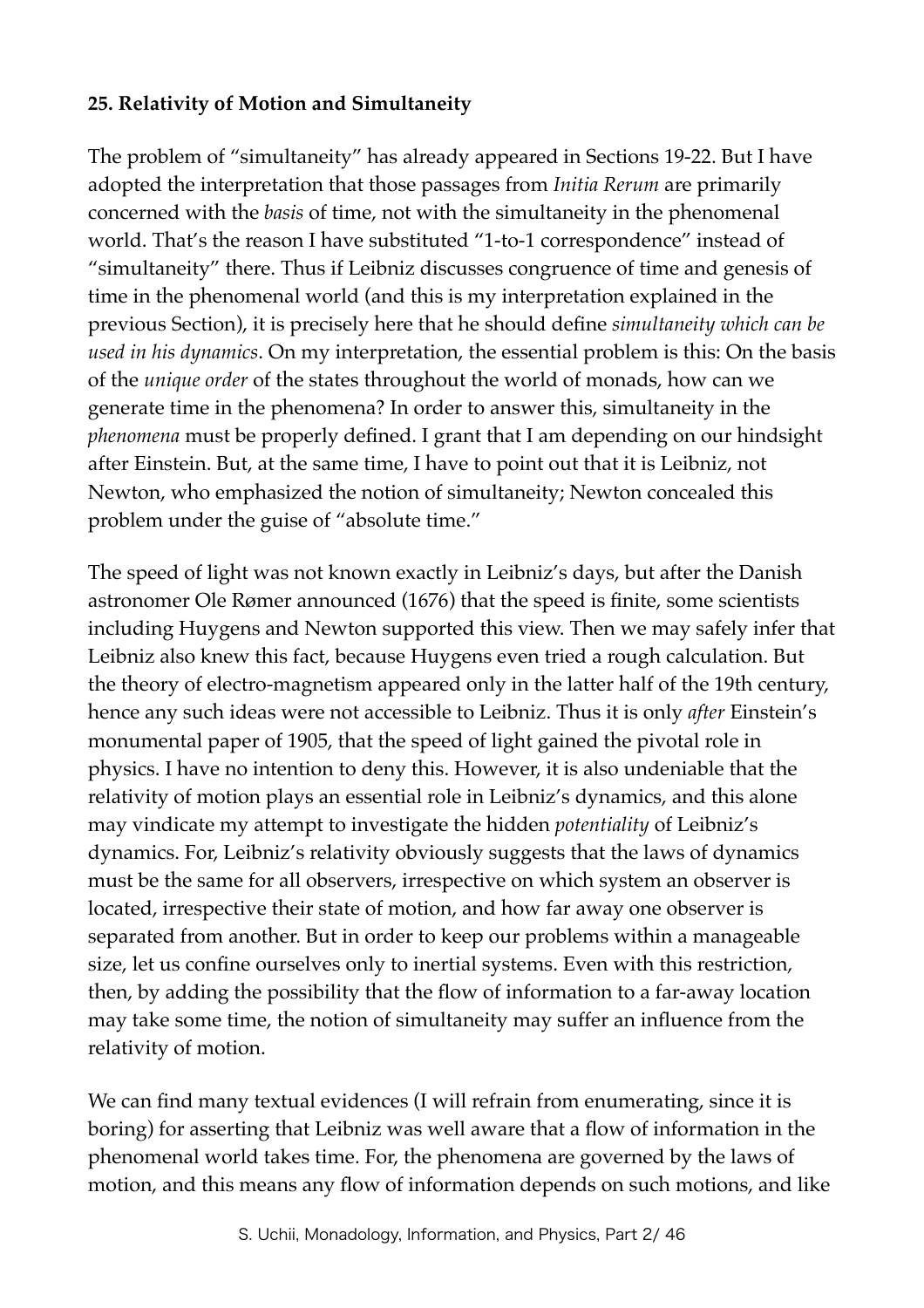### 25. Relativity of Motion and Simultaneity

The problem of "simultaneity" has already appeared in Sections 19-22. But I have adopted the interpretation that those passages from *Initia Rerum* are primarily concerned with the *basis* of time, not with the simultaneity in the phenomenal world. That's the reason I have substituted "1-to-1 correspondence" instead of "simultaneity" there. Thus if Leibniz discusses congruence of time and genesis of time in the phenomenal world (and this is my interpretation explained in the previous Section), it is precisely here that he should define *simultaneity which can be used in his dynamics*. On my interpretation, the essential problem is this: On the basis of the *unique order* of the states throughout the world of monads, how can we generate time in the phenomena? In order to answer this, simultaneity in the *phenomena* must be properly defined. I grant that I am depending on our hindsight after Einstein. But, at the same time, I have to point out that it is Leibniz, not Newton, who emphasized the notion of simultaneity; Newton concealed this problem under the guise of "absolute time."

The speed of light was not known exactly in Leibniz's days, but after the Danish astronomer Ole Rømer announced (1676) that the speed is finite, some scientists including Huygens and Newton supported this view. Then we may safely infer that Leibniz also knew this fact, because Huygens even tried a rough calculation. But the theory of electro-magnetism appeared only in the latter half of the 19th century, hence any such ideas were not accessible to Leibniz. Thus it is only *after* Einstein's monumental paper of 1905, that the speed of light gained the pivotal role in physics. I have no intention to deny this. However, it is also undeniable that the relativity of motion plays an essential role in Leibniz's dynamics, and this alone may vindicate my attempt to investigate the hidden *potentiality* of Leibniz's dynamics. For, Leibniz's relativity obviously suggests that the laws of dynamics must be the same for all observers, irrespective on which system an observer is located, irrespective their state of motion, and how far away one observer is separated from another. But in order to keep our problems within a manageable size, let us confine ourselves only to inertial systems. Even with this restriction, then, by adding the possibility that the flow of information to a far-away location may take some time, the notion of simultaneity may suffer an influence from the relativity of motion.

We can find many textual evidences (I will refrain from enumerating, since it is boring) for asserting that Leibniz was well aware that a flow of information in the phenomenal world takes time. For, the phenomena are governed by the laws of motion, and this means any flow of information depends on such motions, and like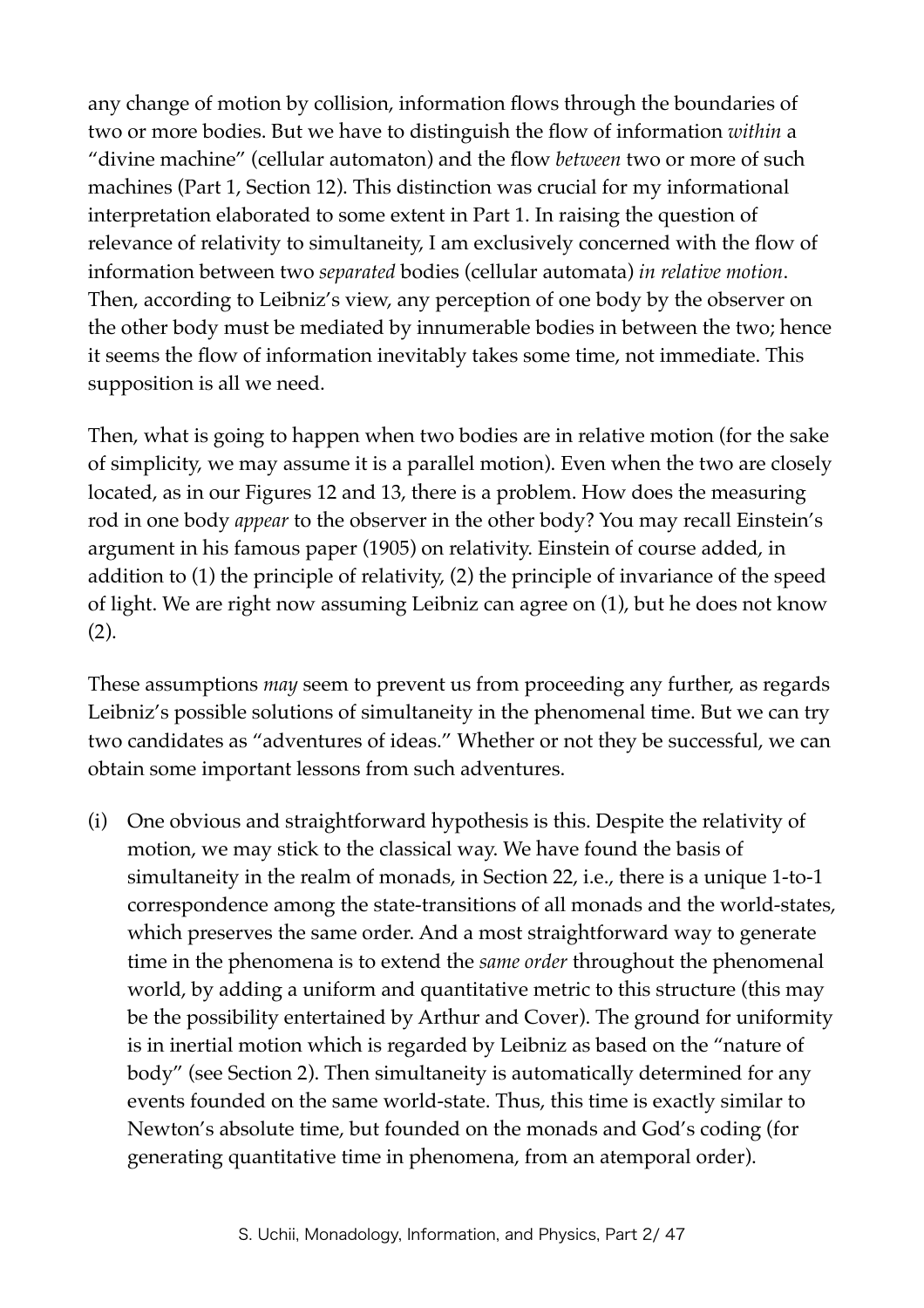any change of motion by collision, information flows through the boundaries of two or more bodies. But we have to distinguish the flow of information *within* a "divine machine" (cellular automaton) and the flow *between* two or more of such machines (Part 1, Section 12). This distinction was crucial for my informational interpretation elaborated to some extent in Part 1. In raising the question of relevance of relativity to simultaneity, I am exclusively concerned with the flow of information between two *separated* bodies (cellular automata) *in relative motion*. Then, according to Leibniz's view, any perception of one body by the observer on the other body must be mediated by innumerable bodies in between the two; hence it seems the flow of information inevitably takes some time, not immediate. This supposition is all we need.

Then, what is going to happen when two bodies are in relative motion (for the sake of simplicity, we may assume it is a parallel motion). Even when the two are closely located, as in our Figures 12 and 13, there is a problem. How does the measuring rod in one body *appear* to the observer in the other body? You may recall Einstein's argument in his famous paper (1905) on relativity. Einstein of course added, in addition to (1) the principle of relativity, (2) the principle of invariance of the speed of light. We are right now assuming Leibniz can agree on (1), but he does not know (2).

These assumptions *may* seem to prevent us from proceeding any further, as regards Leibniz's possible solutions of simultaneity in the phenomenal time. But we can try two candidates as "adventures of ideas." Whether or not they be successful, we can obtain some important lessons from such adventures.

(i) One obvious and straightforward hypothesis is this. Despite the relativity of motion, we may stick to the classical way. We have found the basis of simultaneity in the realm of monads, in Section 22, i.e., there is a unique 1-to-1 correspondence among the state-transitions of all monads and the world-states, which preserves the same order. And a most straightforward way to generate time in the phenomena is to extend the *same order* throughout the phenomenal world, by adding a uniform and quantitative metric to this structure (this may be the possibility entertained by Arthur and Cover). The ground for uniformity is in inertial motion which is regarded by Leibniz as based on the "nature of body" (see Section 2). Then simultaneity is automatically determined for any events founded on the same world-state. Thus, this time is exactly similar to Newton's absolute time, but founded on the monads and God's coding (for generating quantitative time in phenomena, from an atemporal order).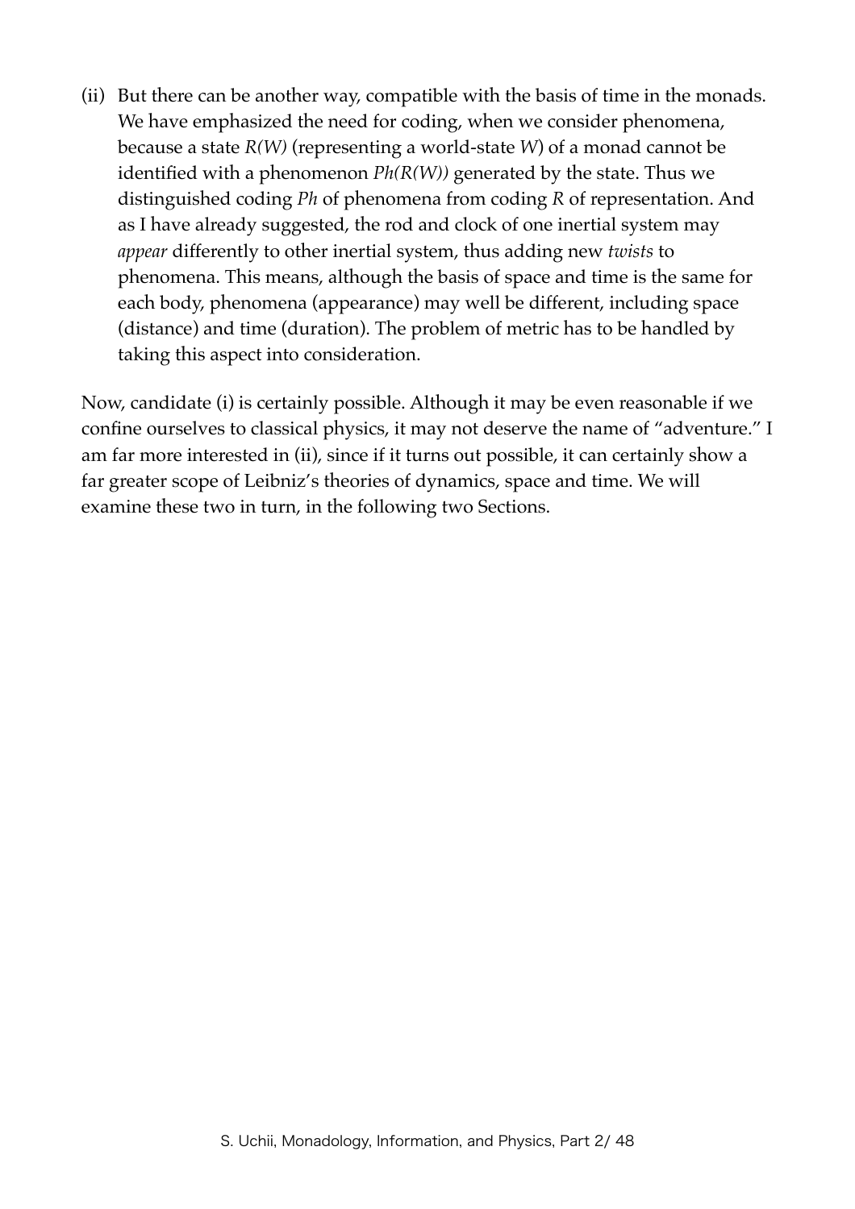(ii) But there can be another way, compatible with the basis of time in the monads. We have emphasized the need for coding, when we consider phenomena, because a state *R(W)* (representing a world-state *W*) of a monad cannot be identified with a phenomenon *Ph(R(W))* generated by the state. Thus we distinguished coding *Ph* of phenomena from coding *R* of representation. And as I have already suggested, the rod and clock of one inertial system may *appear* differently to other inertial system, thus adding new *twists* to phenomena. This means, although the basis of space and time is the same for each body, phenomena (appearance) may well be different, including space (distance) and time (duration). The problem of metric has to be handled by taking this aspect into consideration.

Now, candidate (i) is certainly possible. Although it may be even reasonable if we confine ourselves to classical physics, it may not deserve the name of "adventure." I am far more interested in (ii), since if it turns out possible, it can certainly show a far greater scope of Leibniz's theories of dynamics, space and time. We will examine these two in turn, in the following two Sections.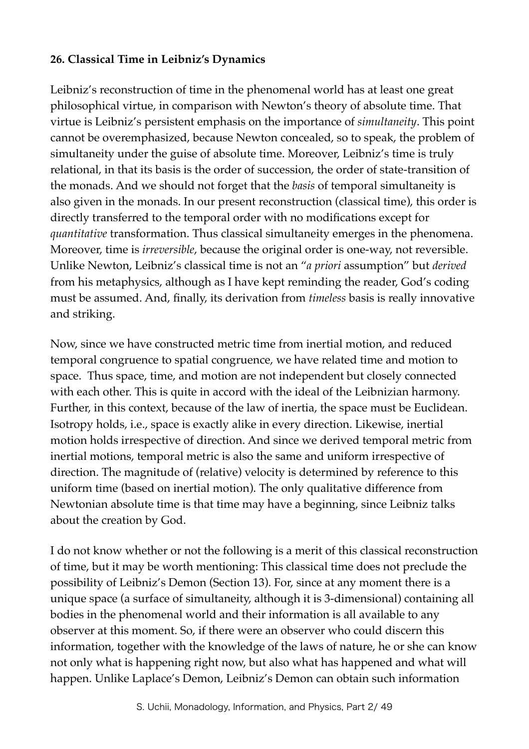**26. Classical Time in Leibniz's Dynamics**

Leibniz's reconstruction of time in the phenomenal world has at least one great philosophical virtue, in comparison with Newton's theory of absolute time. That virtue is Leibniz's persistent emphasis on the importance of *simultaneity*. This point cannot be overemphasized, because Newton concealed, so to speak, the problem of simultaneity under the guise of absolute time. Moreover, Leibniz's time is truly relational, in that its basis is the order of succession, the order of state-transition of the monads. And we should not forget that the *basis* of temporal simultaneity is also given in the monads. In our present reconstruction (classical time), this order is directly transferred to the temporal order with no modifications except for *quantitative* transformation. Thus classical simultaneity emerges in the phenomena. Moreover, time is *irreversible*, because the original order is one-way, not reversible. Unlike Newton, Leibniz's classical time is not an "*a priori* assumption" but *derived* from his metaphysics, although as I have kept reminding the reader, God's coding must be assumed. And, finally, its derivation from *timeless* basis is really innovative and striking.

Now, since we have constructed metric time from inertial motion, and reduced temporal congruence to spatial congruence, we have related time and motion to space. Thus space, time, and motion are not independent but closely connected with each other. This is quite in accord with the ideal of the Leibnizian harmony. Further, in this context, because of the law of inertia, the space must be Euclidean. Isotropy holds, i.e., space is exactly alike in every direction. Likewise, inertial motion holds irrespective of direction. And since we derived temporal metric from inertial motions, temporal metric is also the same and uniform irrespective of direction. The magnitude of (relative) velocity is determined by reference to this uniform time (based on inertial motion). The only qualitative difference from Newtonian absolute time is that time may have a beginning, since Leibniz talks about the creation by God.

I do not know whether or not the following is a merit of this classical reconstruction of time, but it may be worth mentioning: This classical time does not preclude the possibility of Leibniz's Demon (Section 13). For, since at any moment there is a unique space (a surface of simultaneity, although it is 3-dimensional) containing all bodies in the phenomenal world and their information is all available to any observer at this moment. So, if there were an observer who could discern this information, together with the knowledge of the laws of nature, he or she can know not only what is happening right now, but also what has happened and what will happen. Unlike Laplace's Demon, Leibniz's Demon can obtain such information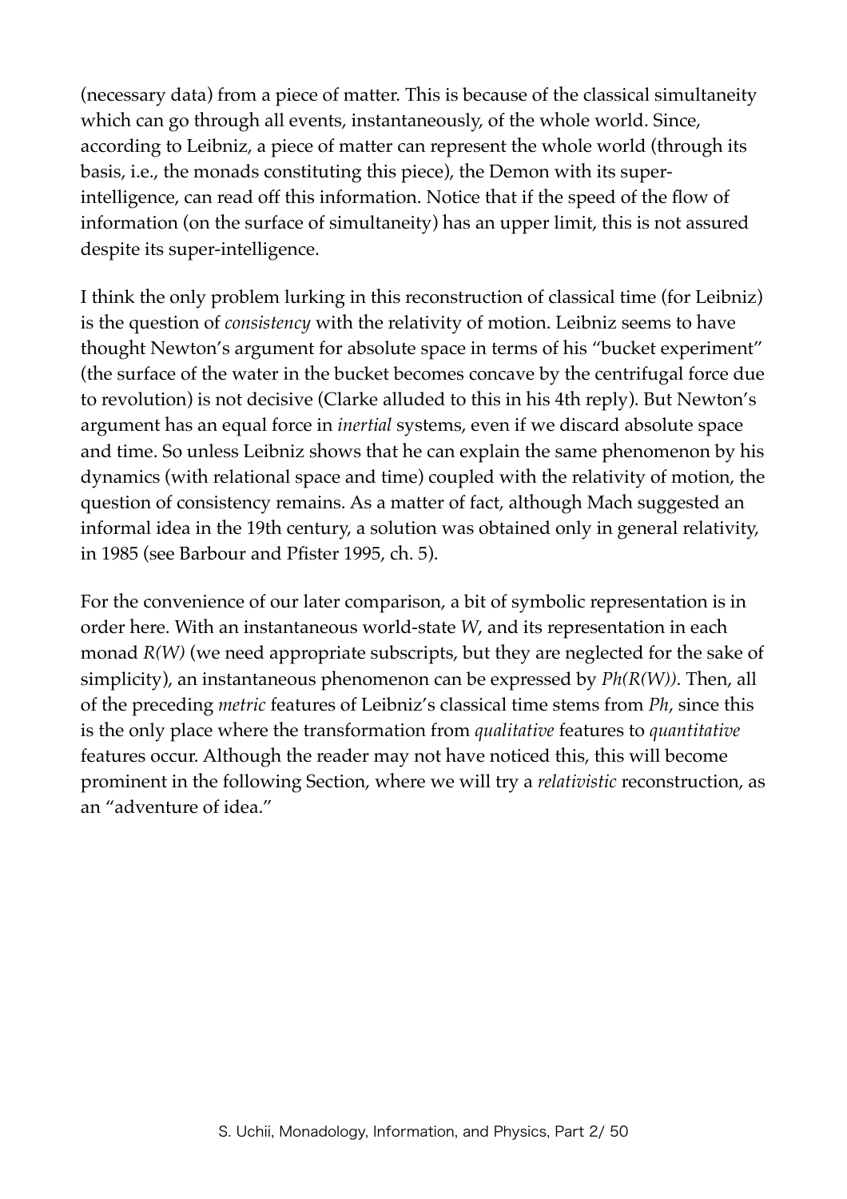(necessary data) from a piece of matter. This is because of the classical simultaneity which can go through all events, instantaneously, of the whole world. Since, according to Leibniz, a piece of matter can represent the whole world (through its basis, i.e., the monads constituting this piece), the Demon with its super-intelligence, can read off this information. Notice that if the speed of the flow of information (on the surface of simultaneity) has an upper limit, this is not assured despite its super-intelligence.

I think the only problem lurking in this reconstruction of classical time (for Leibniz) is the question of *consistency* with the relativity of motion. Leibniz seems to have thought Newton's argument for absolute space in terms of his "bucket experiment" (the surface of the water in the bucket becomes concave by the centrifugal force due to revolution) is not decisive (Clarke alluded to this in his 4th reply). But Newton's argument has an equal force in *inertial* systems, even if we discard absolute space and time. So unless Leibniz shows that he can explain the same phenomenon by his dynamics (with relational space and time) coupled with the relativity of motion, the question of consistency remains. As a matter of fact, although Mach suggested an informal idea in the 19th century, a solution was obtained only in general relativity, in 1985 (see Barbour and Pfister 1995, ch. 5).

For the convenience of our later comparison, a bit of symbolic representation is in order here. With an instantaneous world-state $W$, and its representation in each monad $R(W)$ (we need appropriate subscripts, but they are neglected for the sake of simplicity), an instantaneous phenomenon can be expressed by $Ph(R(W))$. Then, all of the preceding *metric* features of Leibniz's classical time stems from $Ph$, since this is the only place where the transformation from *qualitative* features to *quantitative* features occur. Although the reader may not have noticed this, this will become prominent in the following Section, where we will try a *relativistic* reconstruction, as an "adventure of idea."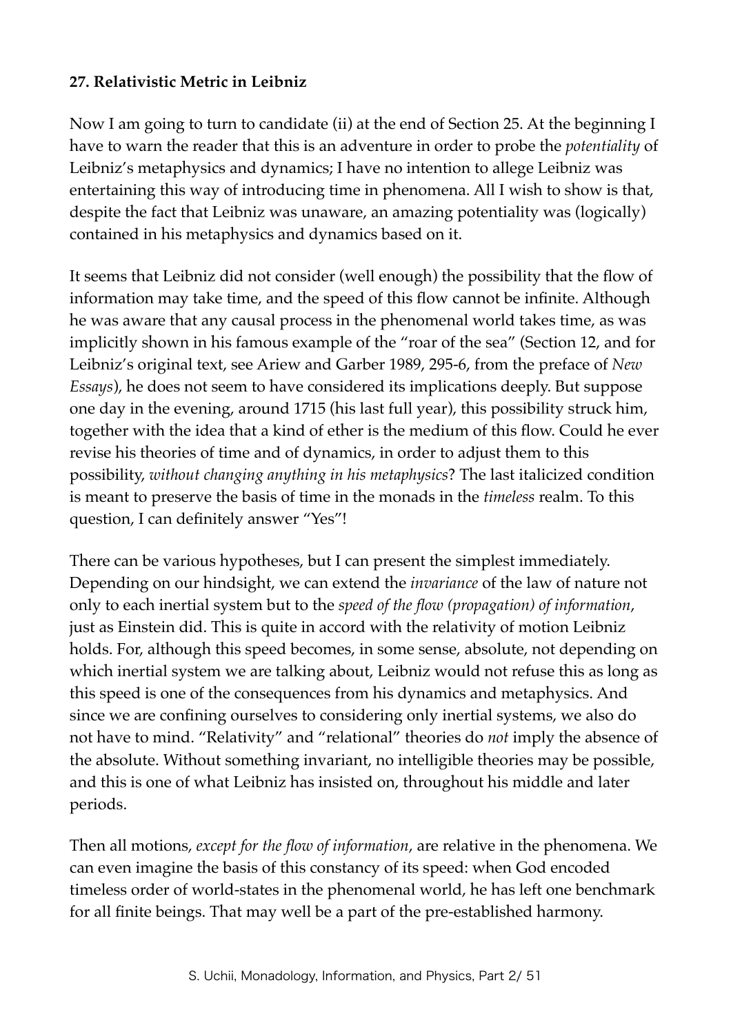**27. Relativistic Metric in Leibniz**

Now I am going to turn to candidate (ii) at the end of Section 25. At the beginning I have to warn the reader that this is an adventure in order to probe the *potentiality* of Leibniz's metaphysics and dynamics; I have no intention to allege Leibniz was entertaining this way of introducing time in phenomena. All I wish to show is that, despite the fact that Leibniz was unaware, an amazing potentiality was (logically) contained in his metaphysics and dynamics based on it.

It seems that Leibniz did not consider (well enough) the possibility that the flow of information may take time, and the speed of this flow cannot be infinite. Although he was aware that any causal process in the phenomenal world takes time, as was implicitly shown in his famous example of the "roar of the sea" (Section 12, and for Leibniz's original text, see Ariew and Garber 1989, 295-6, from the preface of *New Essays*), he does not seem to have considered its implications deeply. But suppose one day in the evening, around 1715 (his last full year), this possibility struck him, together with the idea that a kind of ether is the medium of this flow. Could he ever revise his theories of time and of dynamics, in order to adjust them to this possibility, *without changing anything in his metaphysics*? The last italicized condition is meant to preserve the basis of time in the monads in the *timeless* realm. To this question, I can definitely answer "Yes"!

There can be various hypotheses, but I can present the simplest immediately. Depending on our hindsight, we can extend the *invariance* of the law of nature not only to each inertial system but to the *speed of the flow (propagation) of information*, just as Einstein did. This is quite in accord with the relativity of motion Leibniz holds. For, although this speed becomes, in some sense, absolute, not depending on which inertial system we are talking about, Leibniz would not refuse this as long as this speed is one of the consequences from his dynamics and metaphysics. And since we are confining ourselves to considering only inertial systems, we also do not have to mind. "Relativity" and "relational" theories do *not* imply the absence of the absolute. Without something invariant, no intelligible theories may be possible, and this is one of what Leibniz has insisted on, throughout his middle and later periods.

Then all motions, *except for the flow of information*, are relative in the phenomena. We can even imagine the basis of this constancy of its speed: when God encoded timeless order of world-states in the phenomenal world, he has left one benchmark for all finite beings. That may well be a part of the pre-established harmony.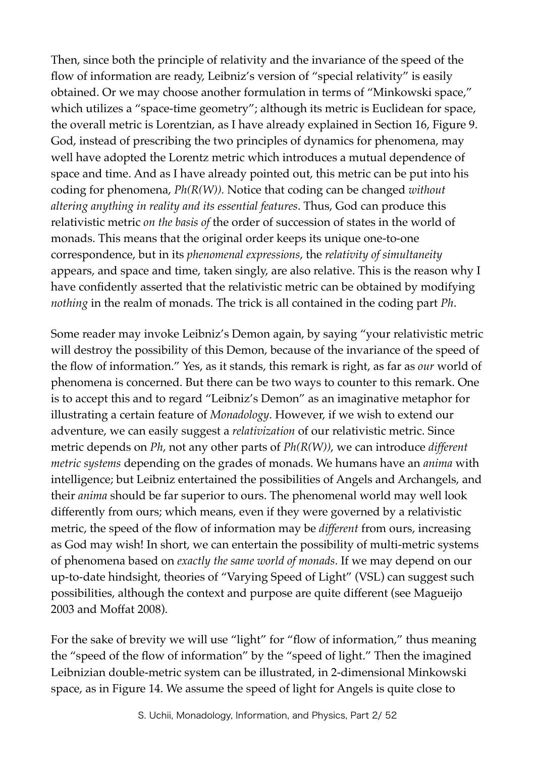Then, since both the principle of relativity and the invariance of the speed of the flow of information are ready, Leibniz's version of "special relativity" is easily obtained. Or we may choose another formulation in terms of "Minkowski space," which utilizes a "space-time geometry"; although its metric is Euclidean for space, the overall metric is Lorentzian, as I have already explained in Section 16, Figure 9. God, instead of prescribing the two principles of dynamics for phenomena, may well have adopted the Lorentz metric which introduces a mutual dependence of space and time. And as I have already pointed out, this metric can be put into his coding for phenomena, *Ph(R(W)).* Notice that coding can be changed *without altering anything in reality and its essential features*. Thus, God can produce this relativistic metric *on the basis of* the order of succession of states in the world of monads. This means that the original order keeps its unique one-to-one correspondence, but in its *phenomenal expressions*, the *relativity of simultaneity* appears, and space and time, taken singly, are also relative. This is the reason why I have confidently asserted that the relativistic metric can be obtained by modifying *nothing* in the realm of monads. The trick is all contained in the coding part *Ph*.

Some reader may invoke Leibniz's Demon again, by saying "your relativistic metric will destroy the possibility of this Demon, because of the invariance of the speed of the flow of information." Yes, as it stands, this remark is right, as far as *our* world of phenomena is concerned. But there can be two ways to counter to this remark. One is to accept this and to regard "Leibniz's Demon" as an imaginative metaphor for illustrating a certain feature of *Monadology*. However, if we wish to extend our adventure, we can easily suggest a *relativization* of our relativistic metric. Since metric depends on *Ph*, not any other parts of *Ph(R(W))*, we can introduce *different metric systems* depending on the grades of monads. We humans have an *anima* with intelligence; but Leibniz entertained the possibilities of Angels and Archangels, and their *anima* should be far superior to ours. The phenomenal world may well look differently from ours; which means, even if they were governed by a relativistic metric, the speed of the flow of information may be *different* from ours, increasing as God may wish! In short, we can entertain the possibility of multi-metric systems of phenomena based on *exactly the same world of monads*. If we may depend on our up-to-date hindsight, theories of "Varying Speed of Light" (VSL) can suggest such possibilities, although the context and purpose are quite different (see Magueijo 2003 and Moffat 2008).

For the sake of brevity we will use "light" for "flow of information," thus meaning the "speed of the flow of information" by the "speed of light." Then the imagined Leibnizian double-metric system can be illustrated, in 2-dimensional Minkowski space, as in Figure 14. We assume the speed of light for Angels is quite close to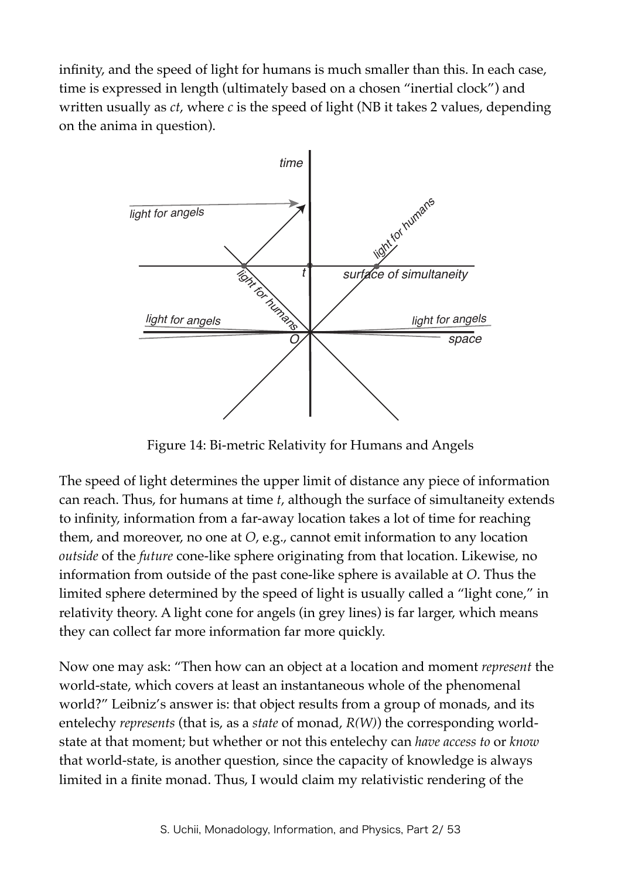infinity, and the speed of light for humans is much smaller than this. In each case, time is expressed in length (ultimately based on a chosen "inertial clock") and written usually as $ct$, where $c$ is the speed of light (NB it takes 2 values, depending on the anima in question).

Figure 14: Bi-metric Relativity for Humans and Angels

The speed of light determines the upper limit of distance any piece of information can reach. Thus, for humans at time $t$, although the surface of simultaneity extends to infinity, information from a far-away location takes a lot of time for reaching them, and moreover, no one at $O$, e.g., cannot emit information to any location *outside* of the *future* cone-like sphere originating from that location. Likewise, no information from outside of the past cone-like sphere is available at $O$. Thus the limited sphere determined by the speed of light is usually called a "light cone," in relativity theory. A light cone for angels (in grey lines) is far larger, which means they can collect far more information far more quickly.

Now one may ask: "Then how can an object at a location and moment *represent* the world-state, which covers at least an instantaneous whole of the phenomenal world?" Leibniz's answer is: that object results from a group of monads, and its entelechy *represents* (that is, as a *state* of monad, $R(W)$) the corresponding world-state at that moment; but whether or not this entelechy can *have access to* or *know* that world-state, is another question, since the capacity of knowledge is always limited in a finite monad. Thus, I would claim my relativistic rendering of the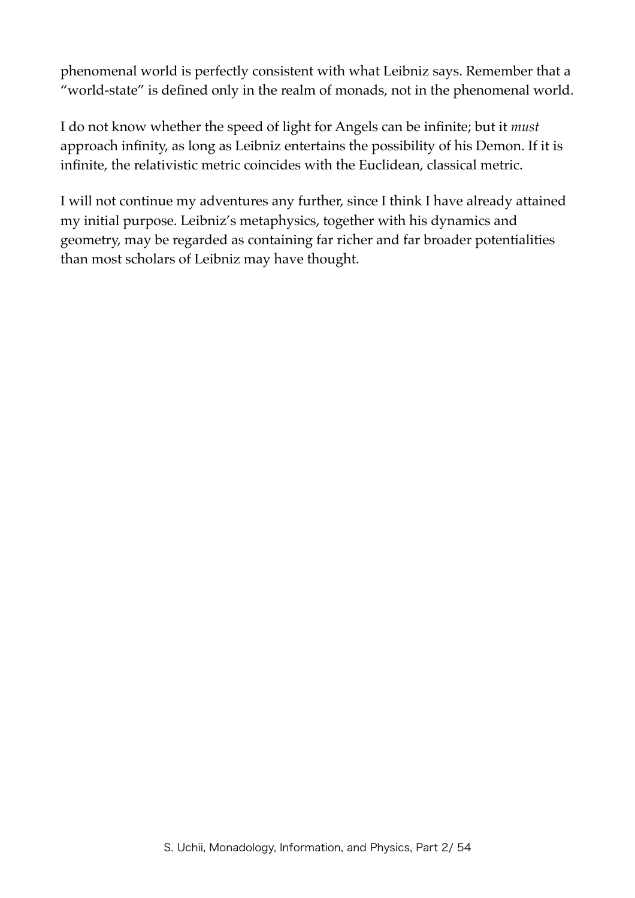phenomenal world is perfectly consistent with what Leibniz says. Remember that a "world-state" is defined only in the realm of monads, not in the phenomenal world.

I do not know whether the speed of light for Angels can be infinite; but it *must* approach infinity, as long as Leibniz entertains the possibility of his Demon. If it is infinite, the relativistic metric coincides with the Euclidean, classical metric.

I will not continue my adventures any further, since I think I have already attained my initial purpose. Leibniz's metaphysics, together with his dynamics and geometry, may be regarded as containing far richer and far broader potentialities than most scholars of Leibniz may have thought.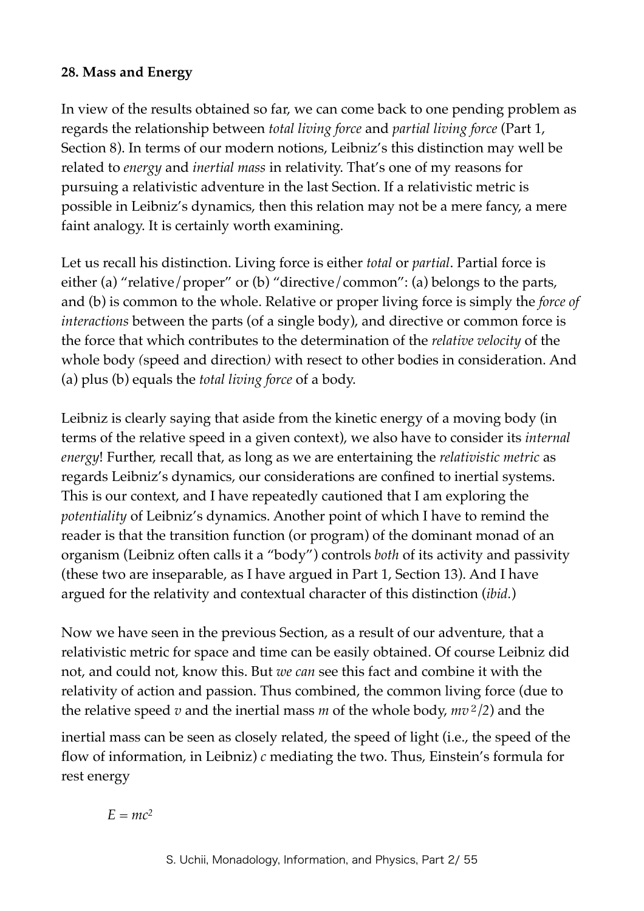**28. Mass and Energy**

In view of the results obtained so far, we can come back to one pending problem as regards the relationship between *total living force* and *partial living force* (Part 1, Section 8). In terms of our modern notions, Leibniz's this distinction may well be related to *energy* and *inertial mass* in relativity. That's one of my reasons for pursuing a relativistic adventure in the last Section. If a relativistic metric is possible in Leibniz's dynamics, then this relation may not be a mere fancy, a mere faint analogy. It is certainly worth examining.

Let us recall his distinction. Living force is either *total* or *partial*. Partial force is either (a) "relative/proper" or (b) "directive/common": (a) belongs to the parts, and (b) is common to the whole. Relative or proper living force is simply the *force of interactions* between the parts (of a single body), and directive or common force is the force that which contributes to the determination of the *relative velocity* of the whole body (speed and direction) with resect to other bodies in consideration. And (a) plus (b) equals the *total living force* of a body.

Leibniz is clearly saying that aside from the kinetic energy of a moving body (in terms of the relative speed in a given context), we also have to consider its *internal energy*! Further, recall that, as long as we are entertaining the *relativistic metric* as regards Leibniz's dynamics, our considerations are confined to inertial systems. This is our context, and I have repeatedly cautioned that I am exploring the *potentiality* of Leibniz's dynamics. Another point of which I have to remind the reader is that the transition function (or program) of the dominant monad of an organism (Leibniz often calls it a "body") controls *both* of its activity and passivity (these two are inseparable, as I have argued in Part 1, Section 13). And I have argued for the relativity and contextual character of this distinction (*ibid.*)

Now we have seen in the previous Section, as a result of our adventure, that a relativistic metric for space and time can be easily obtained. Of course Leibniz did not, and could not, know this. But *we can* see this fact and combine it with the relativity of action and passion. Thus combined, the common living force (due to the relative speed $v$ and the inertial mass $m$ of the whole body, $mv^2/2$) and the inertial mass can be seen as closely related, the speed of light (i.e., the speed of the flow of information, in Leibniz) $c$ mediating the two. Thus, Einstein's formula for rest energy

$$E = mc^2$$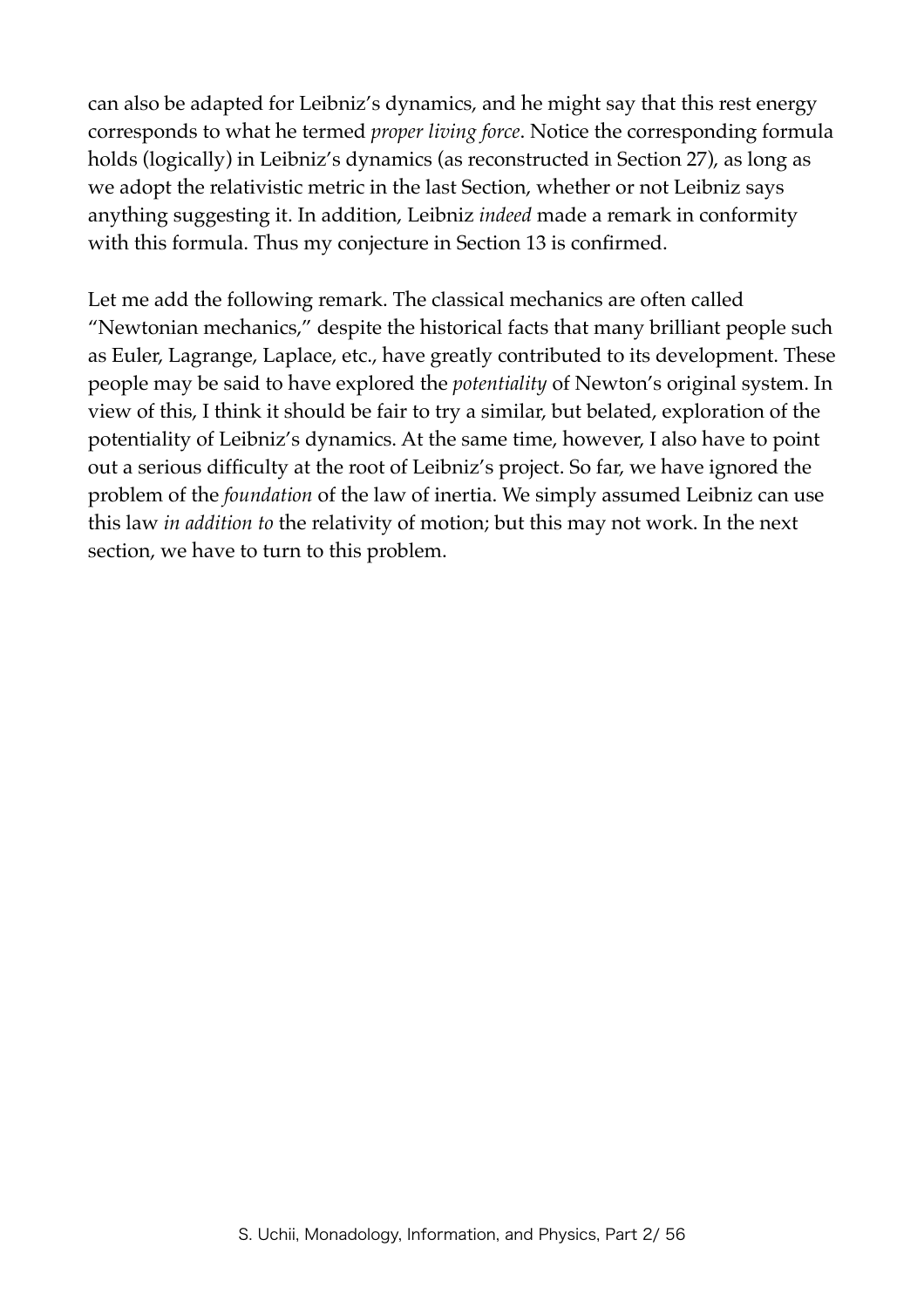can also be adapted for Leibniz's dynamics, and he might say that this rest energy corresponds to what he termed *proper living force*. Notice the corresponding formula holds (logically) in Leibniz's dynamics (as reconstructed in Section 27), as long as we adopt the relativistic metric in the last Section, whether or not Leibniz says anything suggesting it. In addition, Leibniz *indeed* made a remark in conformity with this formula. Thus my conjecture in Section 13 is confirmed.

Let me add the following remark. The classical mechanics are often called "Newtonian mechanics," despite the historical facts that many brilliant people such as Euler, Lagrange, Laplace, etc., have greatly contributed to its development. These people may be said to have explored the *potentiality* of Newton's original system. In view of this, I think it should be fair to try a similar, but belated, exploration of the potentiality of Leibniz's dynamics. At the same time, however, I also have to point out a serious difficulty at the root of Leibniz's project. So far, we have ignored the problem of the *foundation* of the law of inertia. We simply assumed Leibniz can use this law *in addition to* the relativity of motion; but this may not work. In the next section, we have to turn to this problem.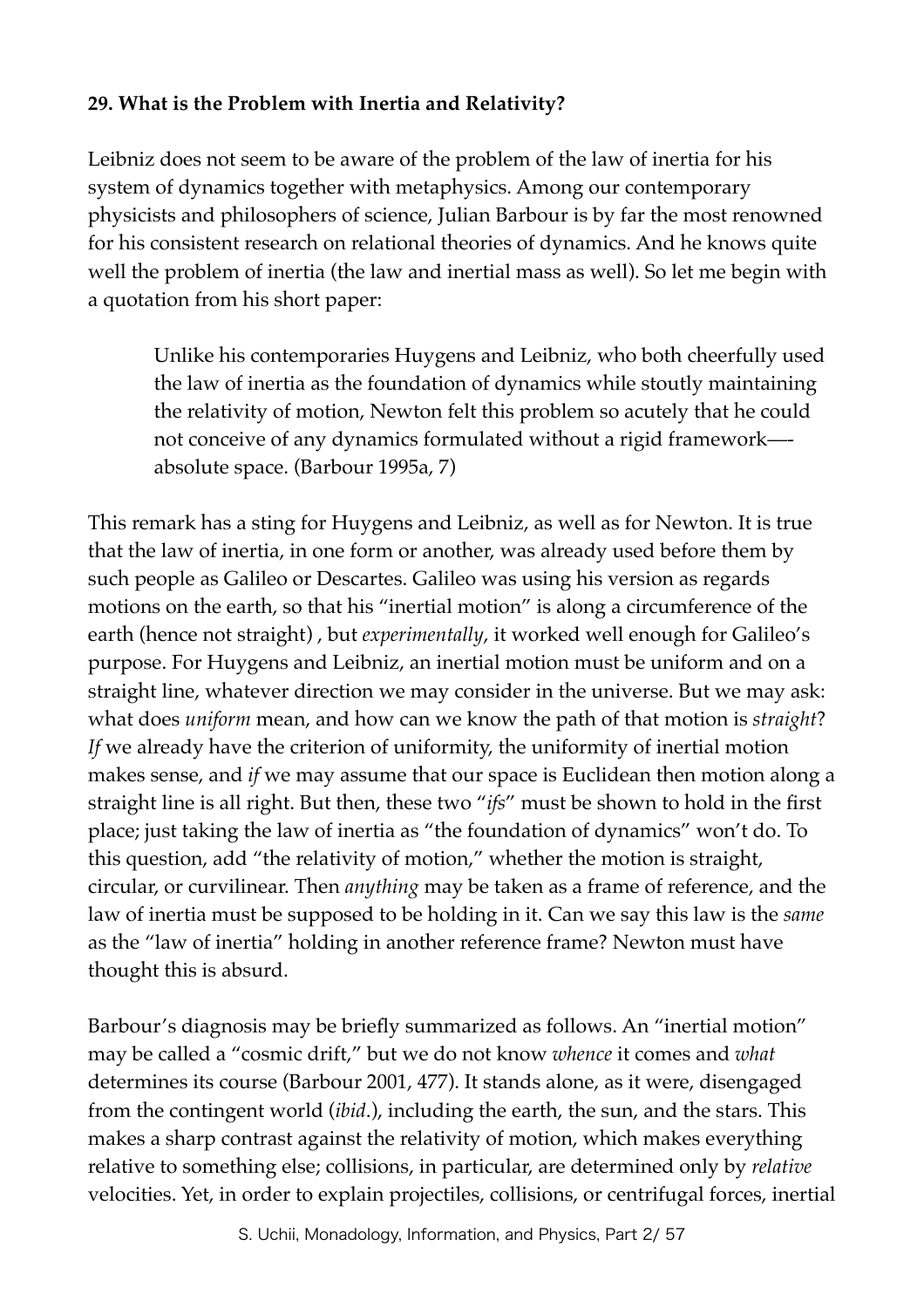**29. What is the Problem with Inertia and Relativity?**

Leibniz does not seem to be aware of the problem of the law of inertia for his system of dynamics together with metaphysics. Among our contemporary physicists and philosophers of science, Julian Barbour is by far the most renowned for his consistent research on relational theories of dynamics. And he knows quite well the problem of inertia (the law and inertial mass as well). So let me begin with a quotation from his short paper:

> Unlike his contemporaries Huygens and Leibniz, who both cheerfully used the law of inertia as the foundation of dynamics while stoutly maintaining the relativity of motion, Newton felt this problem so acutely that he could not conceive of any dynamics formulated without a rigid framework—-absolute space. (Barbour 1995a, 7)

This remark has a sting for Huygens and Leibniz, as well as for Newton. It is true that the law of inertia, in one form or another, was already used before them by such people as Galileo or Descartes. Galileo was using his version as regards motions on the earth, so that his "inertial motion" is along a circumference of the earth (hence not straight) , but *experimentally,* it worked well enough for Galileo's purpose. For Huygens and Leibniz, an inertial motion must be uniform and on a straight line, whatever direction we may consider in the universe. But we may ask: what does *uniform* mean, and how can we know the path of that motion is *straight*? *If* we already have the criterion of uniformity, the uniformity of inertial motion makes sense, and *if* we may assume that our space is Euclidean then motion along a straight line is all right. But then, these two "*ifs*" must be shown to hold in the first place; just taking the law of inertia as "the foundation of dynamics" won't do. To this question, add "the relativity of motion," whether the motion is straight, circular, or curvilinear. Then *anything* may be taken as a frame of reference, and the law of inertia must be supposed to be holding in it. Can we say this law is the *same* as the "law of inertia" holding in another reference frame? Newton must have thought this is absurd.

Barbour's diagnosis may be briefly summarized as follows. An "inertial motion" may be called a "cosmic drift," but we do not know *whence* it comes and *what* determines its course (Barbour 2001, 477). It stands alone, as it were, disengaged from the contingent world (*ibid.*), including the earth, the sun, and the stars. This makes a sharp contrast against the relativity of motion, which makes everything relative to something else; collisions, in particular, are determined only by *relative* velocities. Yet, in order to explain projectiles, collisions, or centrifugal forces, inertial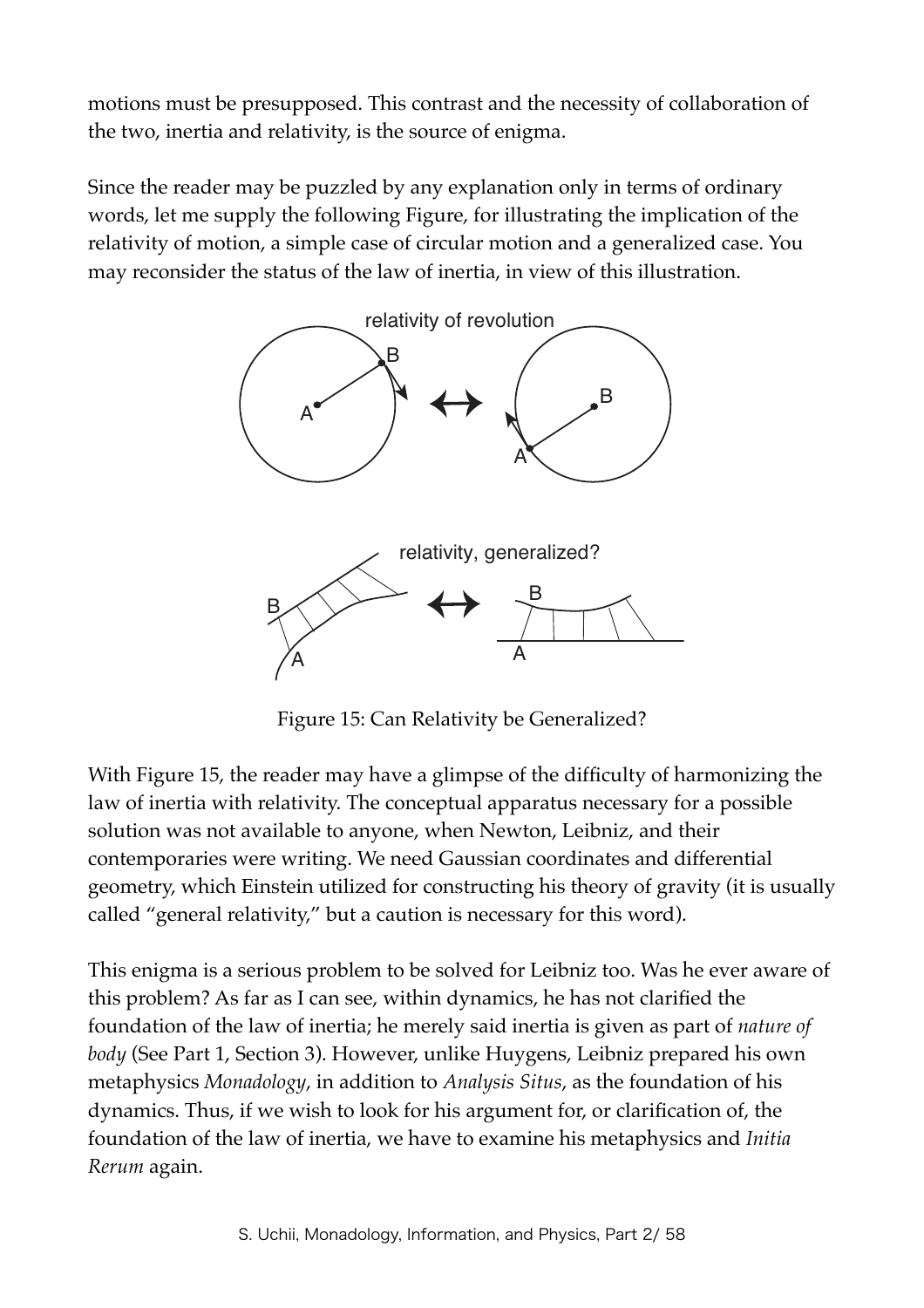motions must be presupposed. This contrast and the necessity of collaboration of the two, inertia and relativity, is the source of enigma.

Since the reader may be puzzled by any explanation only in terms of ordinary words, let me supply the following Figure, for illustrating the implication of the relativity of motion, a simple case of circular motion and a generalized case. You may reconsider the status of the law of inertia, in view of this illustration.

Figure 15: Can Relativity be Generalized?

With Figure 15, the reader may have a glimpse of the difficulty of harmonizing the law of inertia with relativity. The conceptual apparatus necessary for a possible solution was not available to anyone, when Newton, Leibniz, and their contemporaries were writing. We need Gaussian coordinates and differential geometry, which Einstein utilized for constructing his theory of gravity (it is usually called "general relativity," but a caution is necessary for this word).

This enigma is a serious problem to be solved for Leibniz too. Was he ever aware of this problem? As far as I can see, within dynamics, he has not clarified the foundation of the law of inertia; he merely said inertia is given as part of *nature of body* (See Part 1, Section 3). However, unlike Huygens, Leibniz prepared his own metaphysics *Monadology*, in addition to *Analysis Situs*, as the foundation of his dynamics. Thus, if we wish to look for his argument for, or clarification of, the foundation of the law of inertia, we have to examine his metaphysics and *Initia Rerum* again.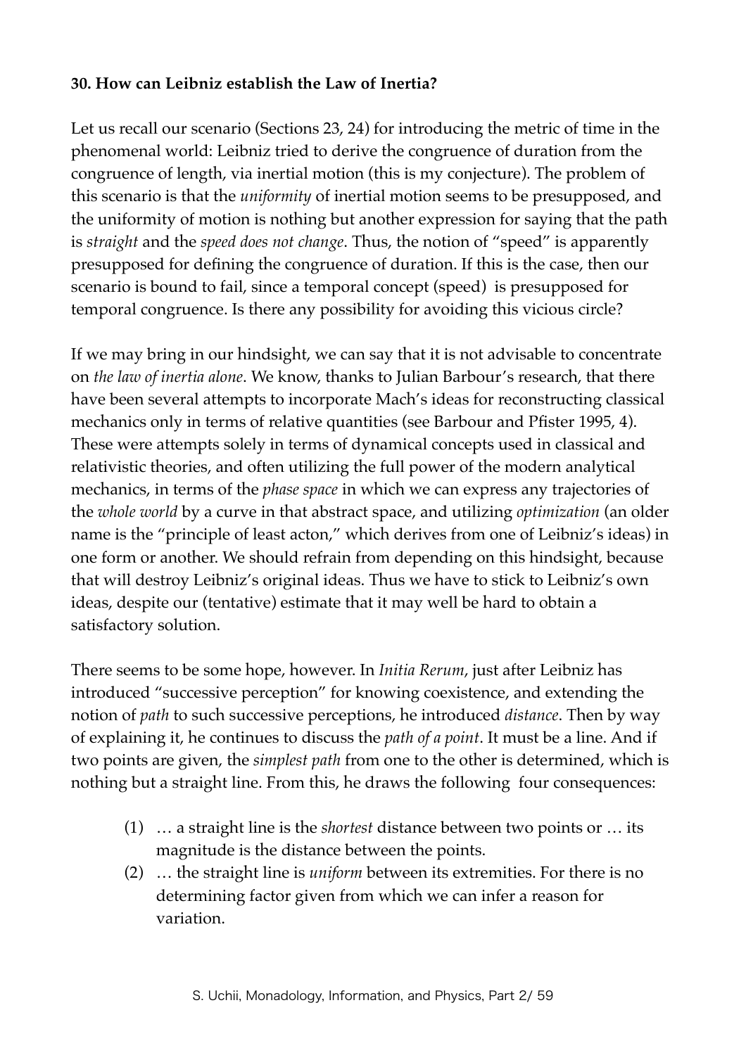**30. How can Leibniz establish the Law of Inertia?**

Let us recall our scenario (Sections 23, 24) for introducing the metric of time in the phenomenal world: Leibniz tried to derive the congruence of duration from the congruence of length, via inertial motion (this is my conjecture). The problem of this scenario is that the *uniformity* of inertial motion seems to be presupposed, and the uniformity of motion is nothing but another expression for saying that the path is *straight* and the *speed does not change*. Thus, the notion of "speed" is apparently presupposed for defining the congruence of duration. If this is the case, then our scenario is bound to fail, since a temporal concept (speed) is presupposed for temporal congruence. Is there any possibility for avoiding this vicious circle?

If we may bring in our hindsight, we can say that it is not advisable to concentrate on *the law of inertia alone*. We know, thanks to Julian Barbour's research, that there have been several attempts to incorporate Mach's ideas for reconstructing classical mechanics only in terms of relative quantities (see Barbour and Pfister 1995, 4). These were attempts solely in terms of dynamical concepts used in classical and relativistic theories, and often utilizing the full power of the modern analytical mechanics, in terms of the *phase space* in which we can express any trajectories of the *whole world* by a curve in that abstract space, and utilizing *optimization* (an older name is the "principle of least acton," which derives from one of Leibniz's ideas) in one form or another. We should refrain from depending on this hindsight, because that will destroy Leibniz's original ideas. Thus we have to stick to Leibniz's own ideas, despite our (tentative) estimate that it may well be hard to obtain a satisfactory solution.

There seems to be some hope, however. In *Initia Rerum*, just after Leibniz has introduced "successive perception" for knowing coexistence, and extending the notion of *path* to such successive perceptions, he introduced *distance*. Then by way of explaining it, he continues to discuss the *path of a point*. It must be a line. And if two points are given, the *simplest path* from one to the other is determined, which is nothing but a straight line. From this, he draws the following four consequences:

(1) … a straight line is the *shortest* distance between two points or … its magnitude is the distance between the points.

(2) … the straight line is *uniform* between its extremities. For there is no determining factor given from which we can infer a reason for variation.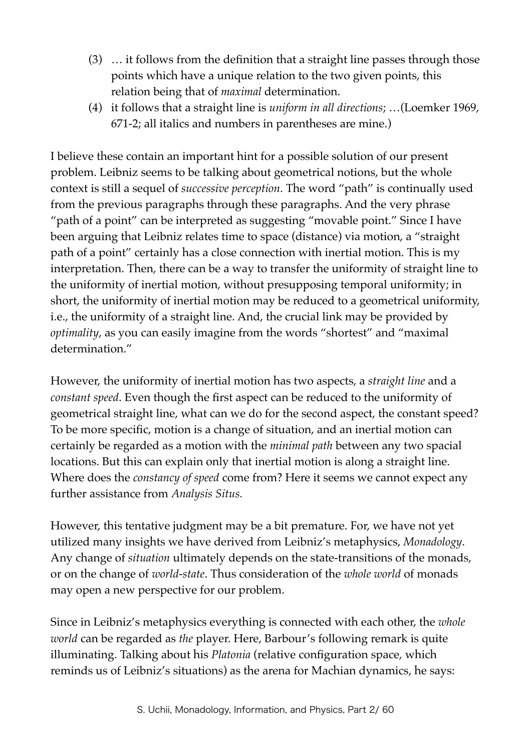(3) … it follows from the definition that a straight line passes through those points which have a unique relation to the two given points, this relation being that of *maximal* determination.

(4) it follows that a straight line is *uniform in all directions*; …(Loemker 1969, 671-2; all italics and numbers in parentheses are mine.)

I believe these contain an important hint for a possible solution of our present problem. Leibniz seems to be talking about geometrical notions, but the whole context is still a sequel of *successive perception*. The word "path" is continually used from the previous paragraphs through these paragraphs. And the very phrase "path of a point" can be interpreted as suggesting "movable point." Since I have been arguing that Leibniz relates time to space (distance) via motion, a "straight path of a point" certainly has a close connection with inertial motion. This is my interpretation. Then, there can be a way to transfer the uniformity of straight line to the uniformity of inertial motion, without presupposing temporal uniformity; in short, the uniformity of inertial motion may be reduced to a geometrical uniformity, i.e., the uniformity of a straight line. And, the crucial link may be provided by *optimality*, as you can easily imagine from the words "shortest" and "maximal determination."

However, the uniformity of inertial motion has two aspects, a *straight line* and a *constant speed*. Even though the first aspect can be reduced to the uniformity of geometrical straight line, what can we do for the second aspect, the constant speed? To be more specific, motion is a change of situation, and an inertial motion can certainly be regarded as a motion with the *minimal path* between any two spacial locations. But this can explain only that inertial motion is along a straight line. Where does the *constancy of speed* come from? Here it seems we cannot expect any further assistance from *Analysis Situs.*

However, this tentative judgment may be a bit premature. For, we have not yet utilized many insights we have derived from Leibniz's metaphysics, *Monadology*. Any change of *situation* ultimately depends on the state-transitions of the monads, or on the change of *world-state*. Thus consideration of the *whole world* of monads may open a new perspective for our problem.

Since in Leibniz's metaphysics everything is connected with each other, the *whole world* can be regarded as *the* player. Here, Barbour's following remark is quite illuminating. Talking about his *Platonia* (relative configuration space, which reminds us of Leibniz's situations) as the arena for Machian dynamics, he says: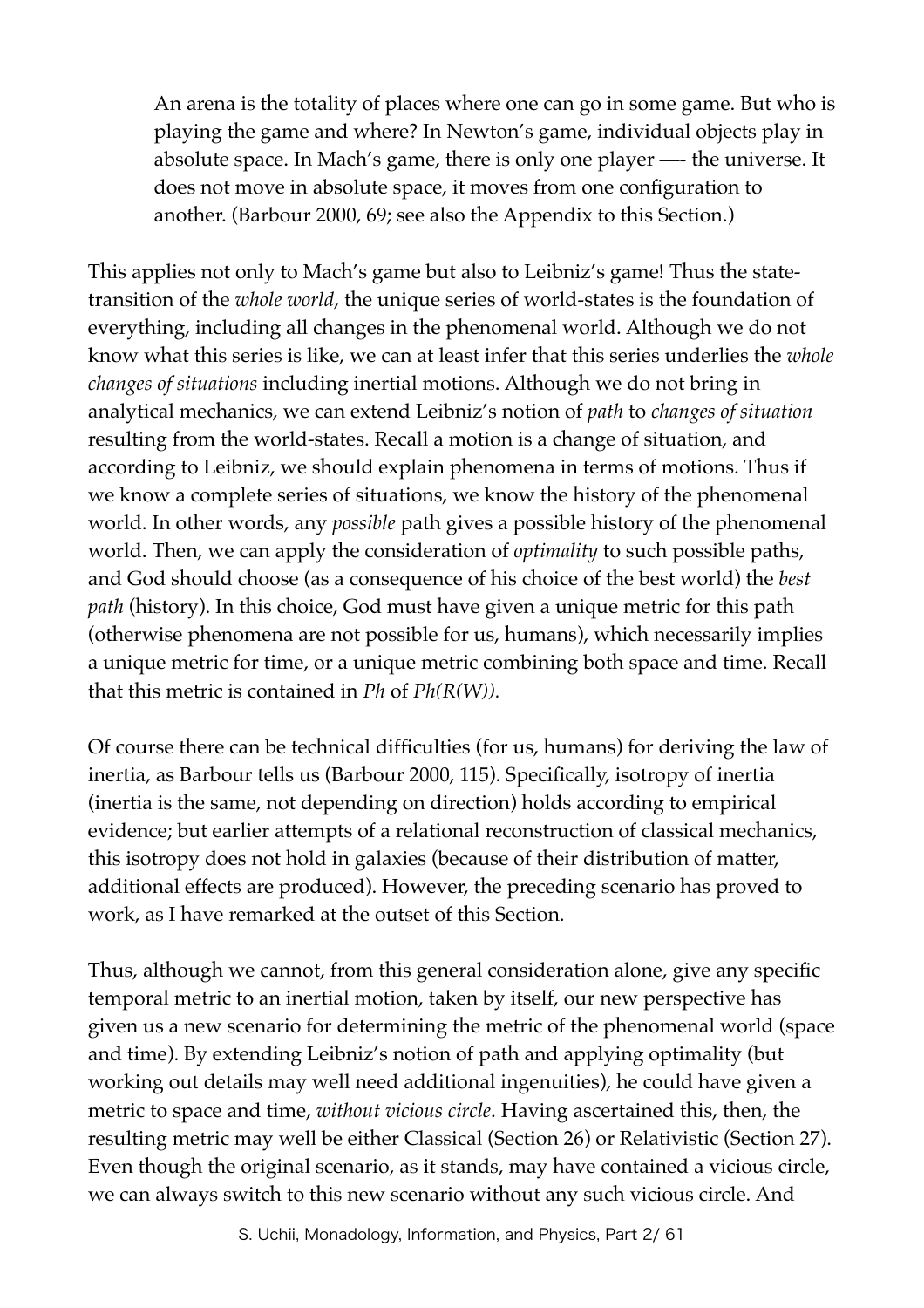> An arena is the totality of places where one can go in some game. But who is playing the game and where? In Newton's game, individual objects play in absolute space. In Mach's game, there is only one player —- the universe. It does not move in absolute space, it moves from one configuration to another. (Barbour 2000, 69; see also the Appendix to this Section.)

This applies not only to Mach's game but also to Leibniz's game! Thus the state-transition of the *whole world*, the unique series of world-states is the foundation of everything, including all changes in the phenomenal world. Although we do not know what this series is like, we can at least infer that this series underlies the *whole changes of situations* including inertial motions. Although we do not bring in analytical mechanics, we can extend Leibniz's notion of *path* to *changes of situation* resulting from the world-states. Recall a motion is a change of situation, and according to Leibniz, we should explain phenomena in terms of motions. Thus if we know a complete series of situations, we know the history of the phenomenal world. In other words, any *possible* path gives a possible history of the phenomenal world. Then, we can apply the consideration of *optimality* to such possible paths, and God should choose (as a consequence of his choice of the best world) the *best path* (history). In this choice, God must have given a unique metric for this path (otherwise phenomena are not possible for us, humans), which necessarily implies a unique metric for time, or a unique metric combining both space and time. Recall that this metric is contained in *Ph* of *Ph(R(W)).*

Of course there can be technical difficulties (for us, humans) for deriving the law of inertia, as Barbour tells us (Barbour 2000, 115). Specifically, isotropy of inertia (inertia is the same, not depending on direction) holds according to empirical evidence; but earlier attempts of a relational reconstruction of classical mechanics, this isotropy does not hold in galaxies (because of their distribution of matter, additional effects are produced). However, the preceding scenario has proved to work, as I have remarked at the outset of this Section.

Thus, although we cannot, from this general consideration alone, give any specific temporal metric to an inertial motion, taken by itself, our new perspective has given us a new scenario for determining the metric of the phenomenal world (space and time). By extending Leibniz's notion of path and applying optimality (but working out details may well need additional ingenuities), he could have given a metric to space and time, *without vicious circle*. Having ascertained this, then, the resulting metric may well be either Classical (Section 26) or Relativistic (Section 27). Even though the original scenario, as it stands, may have contained a vicious circle, we can always switch to this new scenario without any such vicious circle. And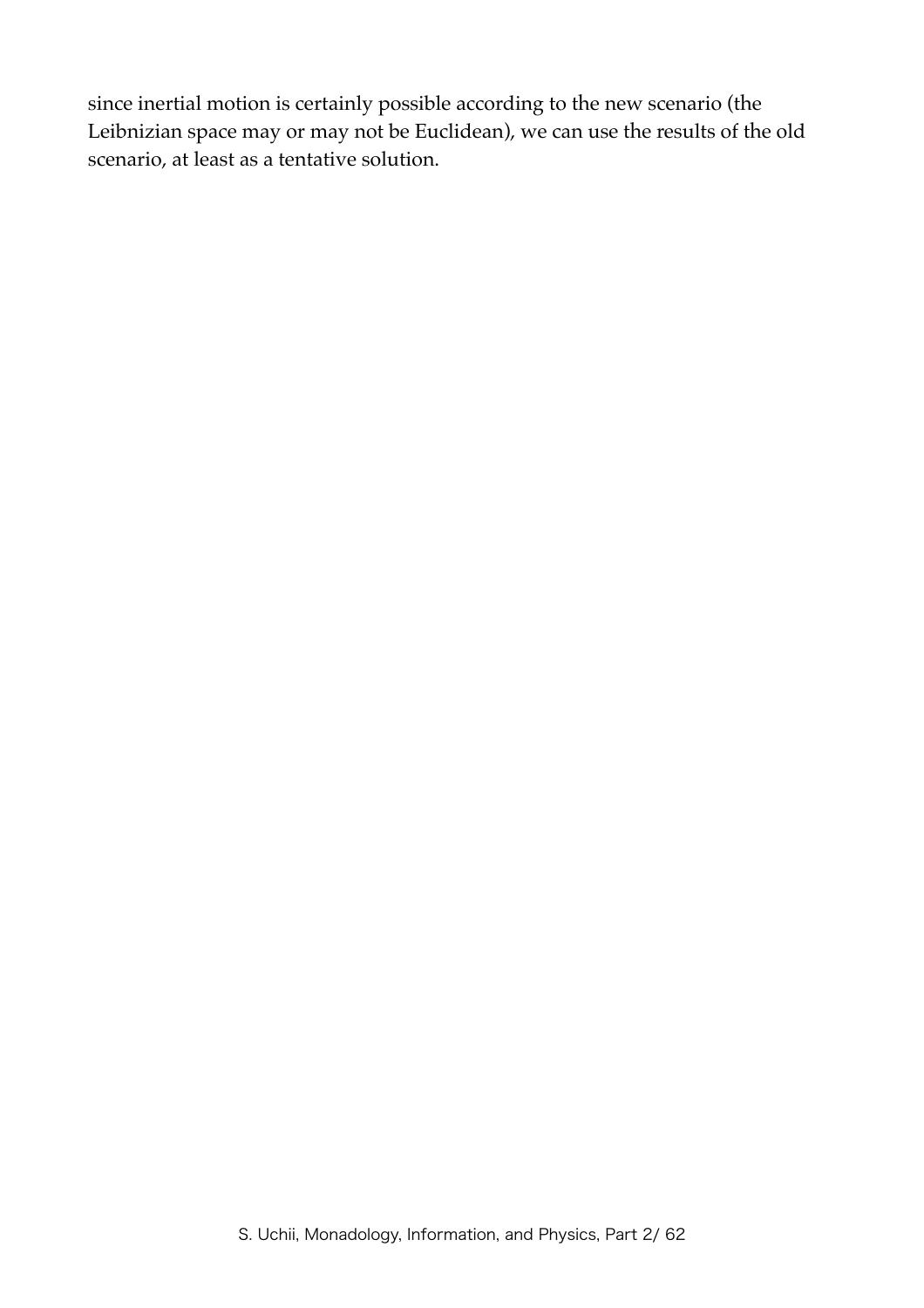since inertial motion is certainly possible according to the new scenario (the Leibnizian space may or may not be Euclidean), we can use the results of the old scenario, at least as a tentative solution.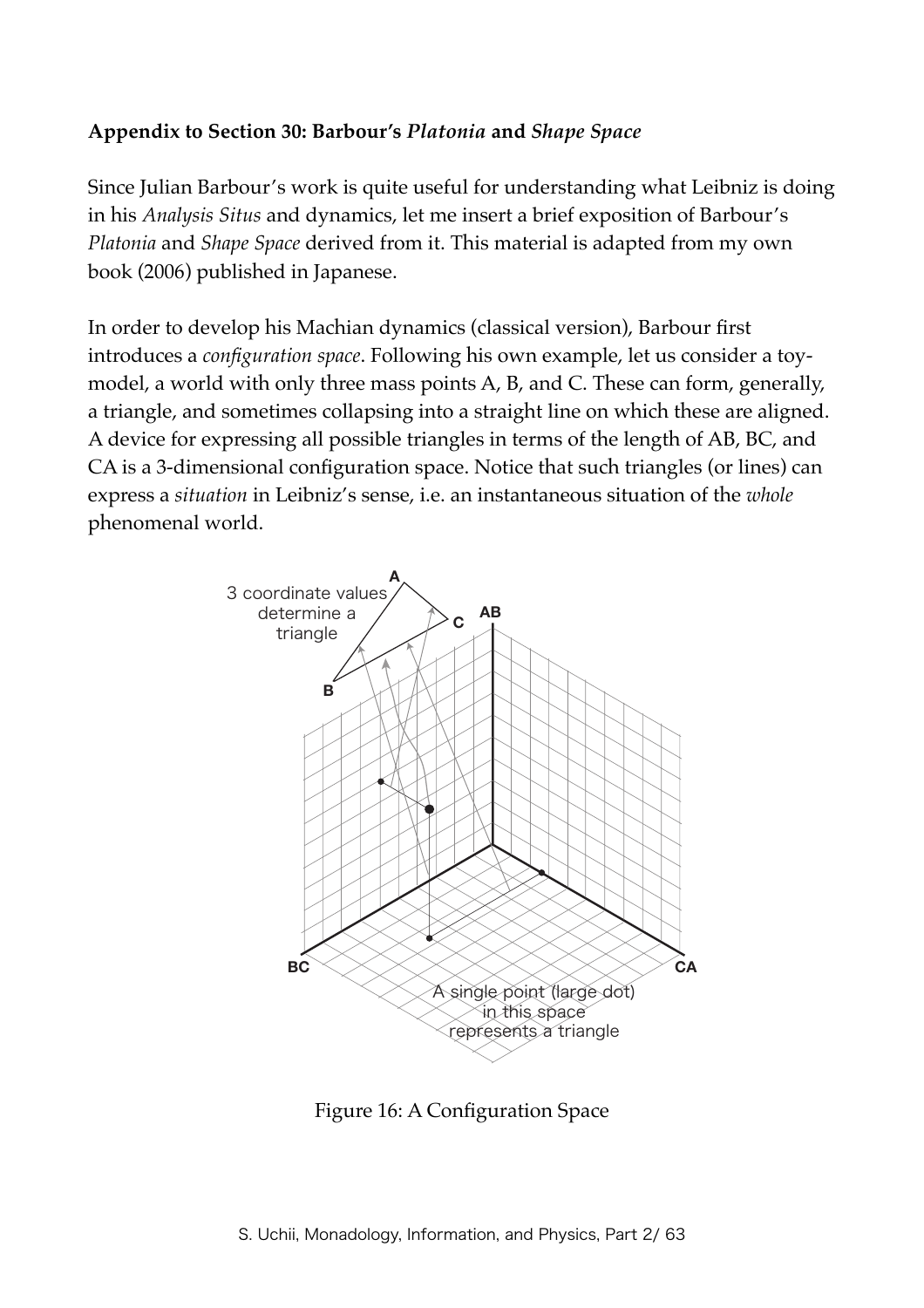**Appendix to Section 30: Barbour's *Platonia* and *Shape Space***

Since Julian Barbour's work is quite useful for understanding what Leibniz is doing in his *Analysis Situs* and dynamics, let me insert a brief exposition of Barbour's *Platonia* and *Shape Space* derived from it. This material is adapted from my own book (2006) published in Japanese.

In order to develop his Machian dynamics (classical version), Barbour first introduces a *configuration space*. Following his own example, let us consider a toy-model, a world with only three mass points A, B, and C. These can form, generally, a triangle, and sometimes collapsing into a straight line on which these are aligned. A device for expressing all possible triangles in terms of the length of AB, BC, and CA is a 3-dimensional configuration space. Notice that such triangles (or lines) can express a *situation* in Leibniz's sense, i.e. an instantaneous situation of the *whole* phenomenal world.

3 coordinate values determine a triangle

A single point (large dot) in this space represents a triangle

Figure 16: A Configuration Space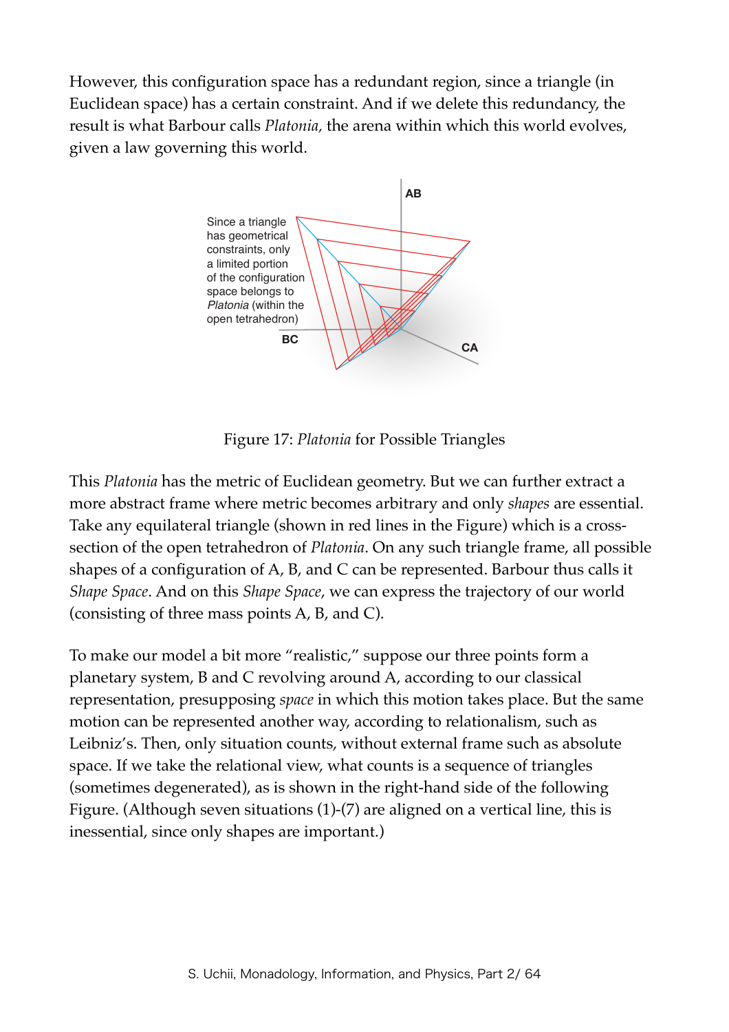However, this configuration space has a redundant region, since a triangle (in Euclidean space) has a certain constraint. And if we delete this redundancy, the result is what Barbour calls *Platonia,* the arena within which this world evolves, given a law governing this world.

Since a triangle has geometrical constraints, only a limited portion of the configuration space belongs to *Platonia* (within the open tetrahedron)

AB

BC

CA

Figure 17: *Platonia* for Possible Triangles

This *Platonia* has the metric of Euclidean geometry. But we can further extract a more abstract frame where metric becomes arbitrary and only *shapes* are essential. Take any equilateral triangle (shown in red lines in the Figure) which is a cross-section of the open tetrahedron of *Platonia*. On any such triangle frame, all possible shapes of a configuration of A, B, and C can be represented. Barbour thus calls it *Shape Space*. And on this *Shape Space*, we can express the trajectory of our world (consisting of three mass points A, B, and C).

To make our model a bit more "realistic," suppose our three points form a planetary system, B and C revolving around A, according to our classical representation, presupposing *space* in which this motion takes place. But the same motion can be represented another way, according to relationalism, such as Leibniz's. Then, only situation counts, without external frame such as absolute space. If we take the relational view, what counts is a sequence of triangles (sometimes degenerated), as is shown in the right-hand side of the following Figure. (Although seven situations (1)-(7) are aligned on a vertical line, this is inessential, since only shapes are important.)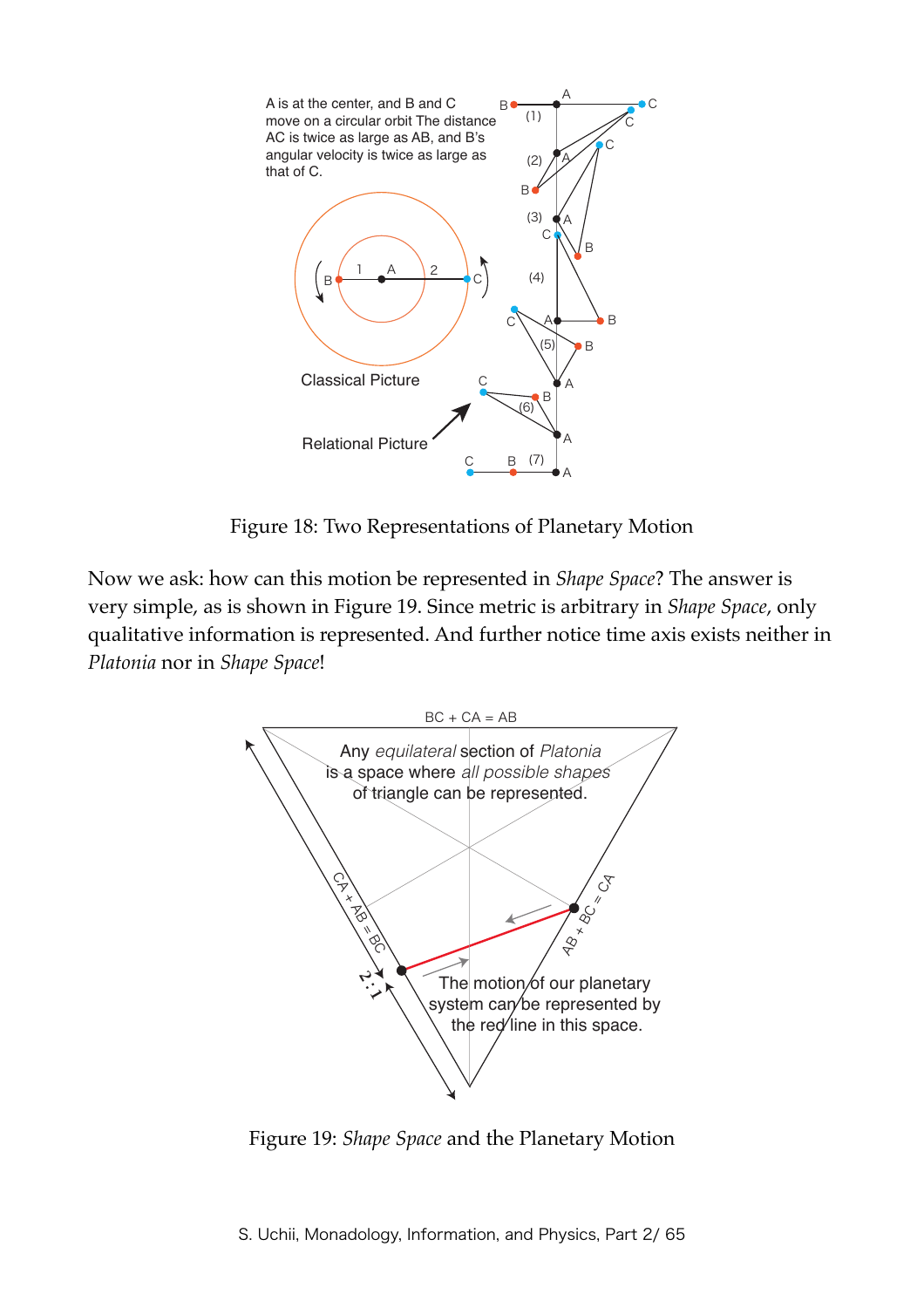Figure 18: Two Representations of Planetary Motion

Now we ask: how can this motion be represented in *Shape Space*? The answer is very simple, as is shown in Figure 19. Since metric is arbitrary in *Shape Space*, only qualitative information is represented. And further notice time axis exists neither in *Platonia* nor in *Shape Space*!

Figure 19: *Shape Space* and the Planetary Motion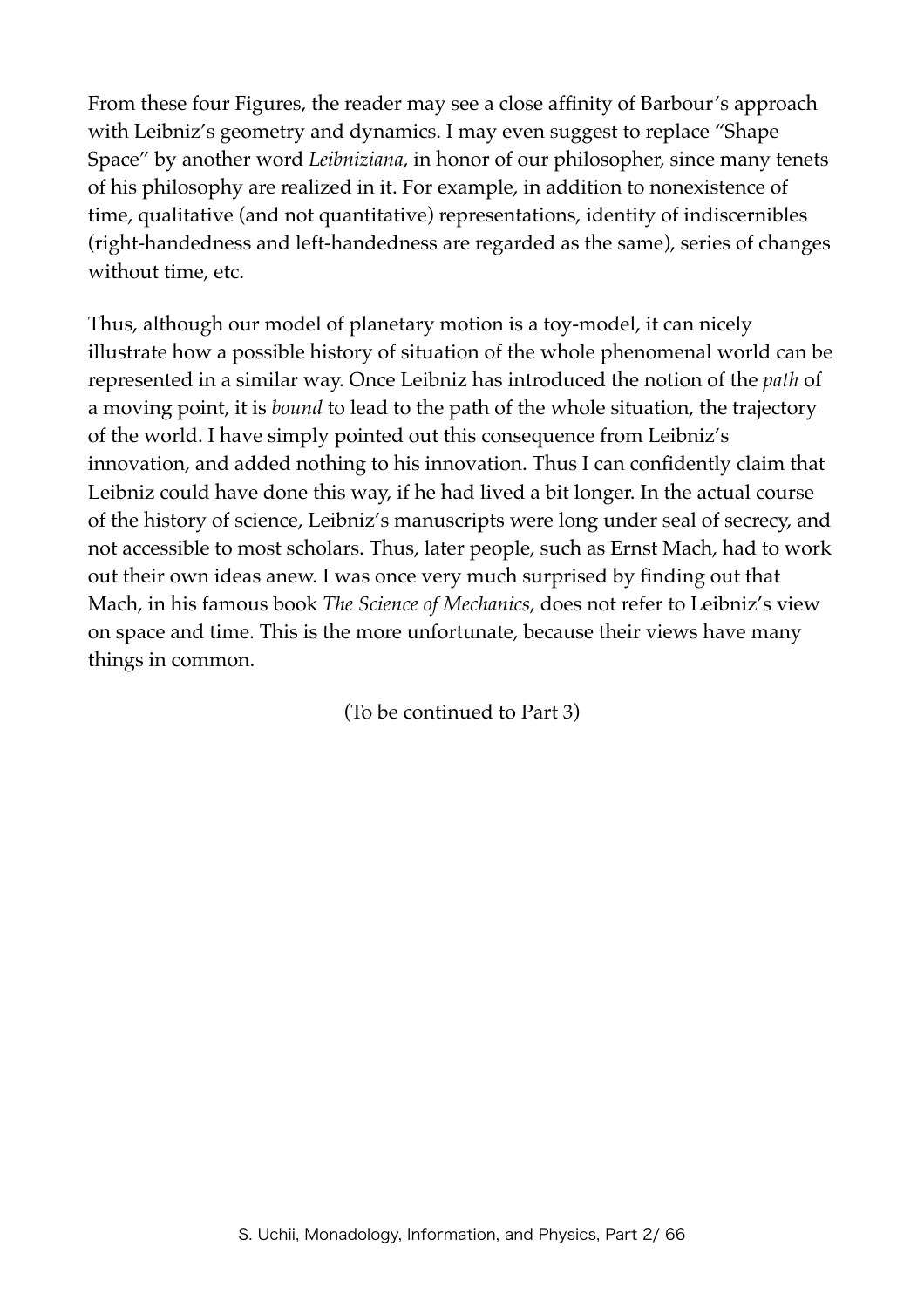From these four Figures, the reader may see a close affinity of Barbour's approach with Leibniz's geometry and dynamics. I may even suggest to replace "Shape Space" by another word *Leibniziana*, in honor of our philosopher, since many tenets of his philosophy are realized in it. For example, in addition to nonexistence of time, qualitative (and not quantitative) representations, identity of indiscernibles (right-handedness and left-handedness are regarded as the same), series of changes without time, etc.

Thus, although our model of planetary motion is a toy-model, it can nicely illustrate how a possible history of situation of the whole phenomenal world can be represented in a similar way. Once Leibniz has introduced the notion of the *path* of a moving point, it is *bound* to lead to the path of the whole situation, the trajectory of the world. I have simply pointed out this consequence from Leibniz's innovation, and added nothing to his innovation. Thus I can confidently claim that Leibniz could have done this way, if he had lived a bit longer. In the actual course of the history of science, Leibniz's manuscripts were long under seal of secrecy, and not accessible to most scholars. Thus, later people, such as Ernst Mach, had to work out their own ideas anew. I was once very much surprised by finding out that Mach, in his famous book *The Science of Mechanics*, does not refer to Leibniz's view on space and time. This is the more unfortunate, because their views have many things in common.

(To be continued to Part 3)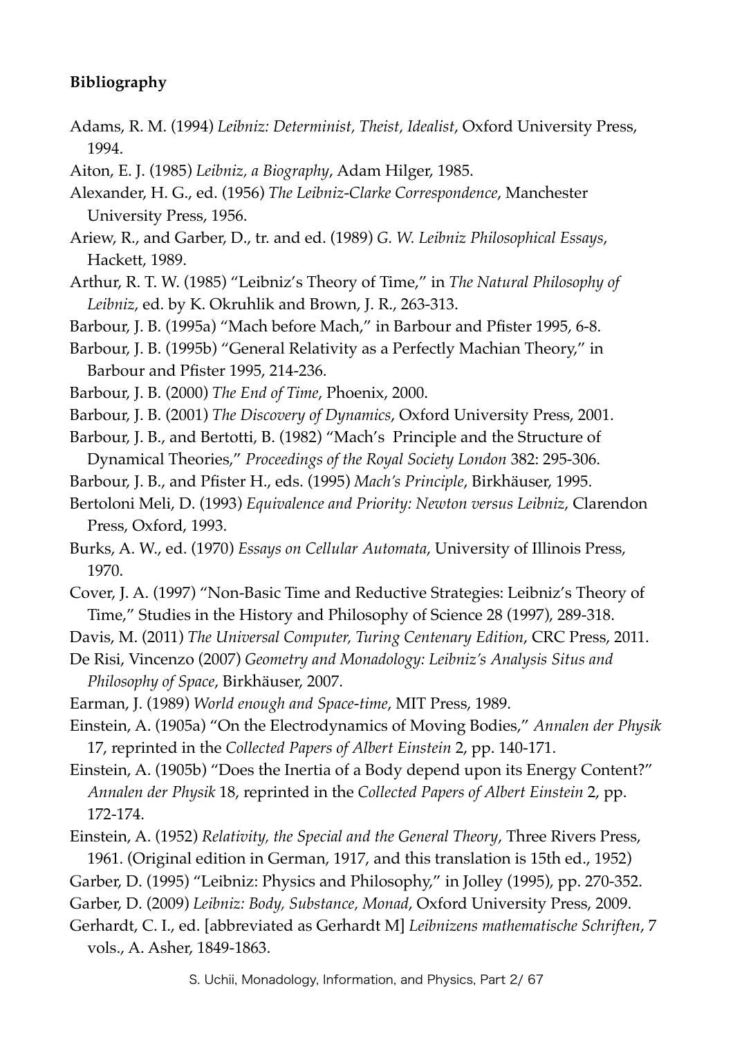**Bibliography**

Adams, R. M. (1994) *Leibniz: Determinist, Theist, Idealist*, Oxford University Press, 1994.

Aiton, E. J. (1985) *Leibniz, a Biography*, Adam Hilger, 1985.

Alexander, H. G., ed. (1956) *The Leibniz-Clarke Correspondence*, Manchester University Press, 1956.

Ariew, R., and Garber, D., tr. and ed. (1989) *G. W. Leibniz Philosophical Essays*, Hackett, 1989.

Arthur, R. T. W. (1985) "Leibniz's Theory of Time," in *The Natural Philosophy of Leibniz*, ed. by K. Okruhlik and Brown, J. R., 263-313.

Barbour, J. B. (1995a) "Mach before Mach," in Barbour and Pfister 1995, 6-8.

Barbour, J. B. (1995b) "General Relativity as a Perfectly Machian Theory," in Barbour and Pfister 1995, 214-236.

Barbour, J. B. (2000) *The End of Time*, Phoenix, 2000.

Barbour, J. B. (2001) *The Discovery of Dynamics*, Oxford University Press, 2001.

Barbour, J. B., and Bertotti, B. (1982) "Mach's Principle and the Structure of Dynamical Theories," *Proceedings of the Royal Society London* 382: 295-306.

Barbour, J. B., and Pfister H., eds. (1995) *Mach's Principle*, Birkhäuser, 1995.

Bertoloni Meli, D. (1993) *Equivalence and Priority: Newton versus Leibniz*, Clarendon Press, Oxford, 1993.

Burks, A. W., ed. (1970) *Essays on Cellular Automata*, University of Illinois Press, 1970.

Cover, J. A. (1997) "Non-Basic Time and Reductive Strategies: Leibniz's Theory of Time," Studies in the History and Philosophy of Science 28 (1997), 289-318.

Davis, M. (2011) *The Universal Computer, Turing Centenary Edition*, CRC Press, 2011.

De Risi, Vincenzo (2007) *Geometry and Monadology: Leibniz's Analysis Situs and Philosophy of Space*, Birkhäuser, 2007.

Earman, J. (1989) *World enough and Space-time*, MIT Press, 1989.

Einstein, A. (1905a) "On the Electrodynamics of Moving Bodies," *Annalen der Physik* 17, reprinted in the *Collected Papers of Albert Einstein* 2, pp. 140-171.

Einstein, A. (1905b) "Does the Inertia of a Body depend upon its Energy Content?" *Annalen der Physik* 18, reprinted in the *Collected Papers of Albert Einstein* 2, pp. 172-174.

Einstein, A. (1952) *Relativity, the Special and the General Theory*, Three Rivers Press, 1961. (Original edition in German, 1917, and this translation is 15th ed., 1952)

Garber, D. (1995) "Leibniz: Physics and Philosophy," in Jolley (1995), pp. 270-352.

Garber, D. (2009) *Leibniz: Body, Substance, Monad*, Oxford University Press, 2009.

Gerhardt, C. I., ed. [abbreviated as Gerhardt M] *Leibnizens mathematische Schriften*, 7 vols., A. Asher, 1849-1863.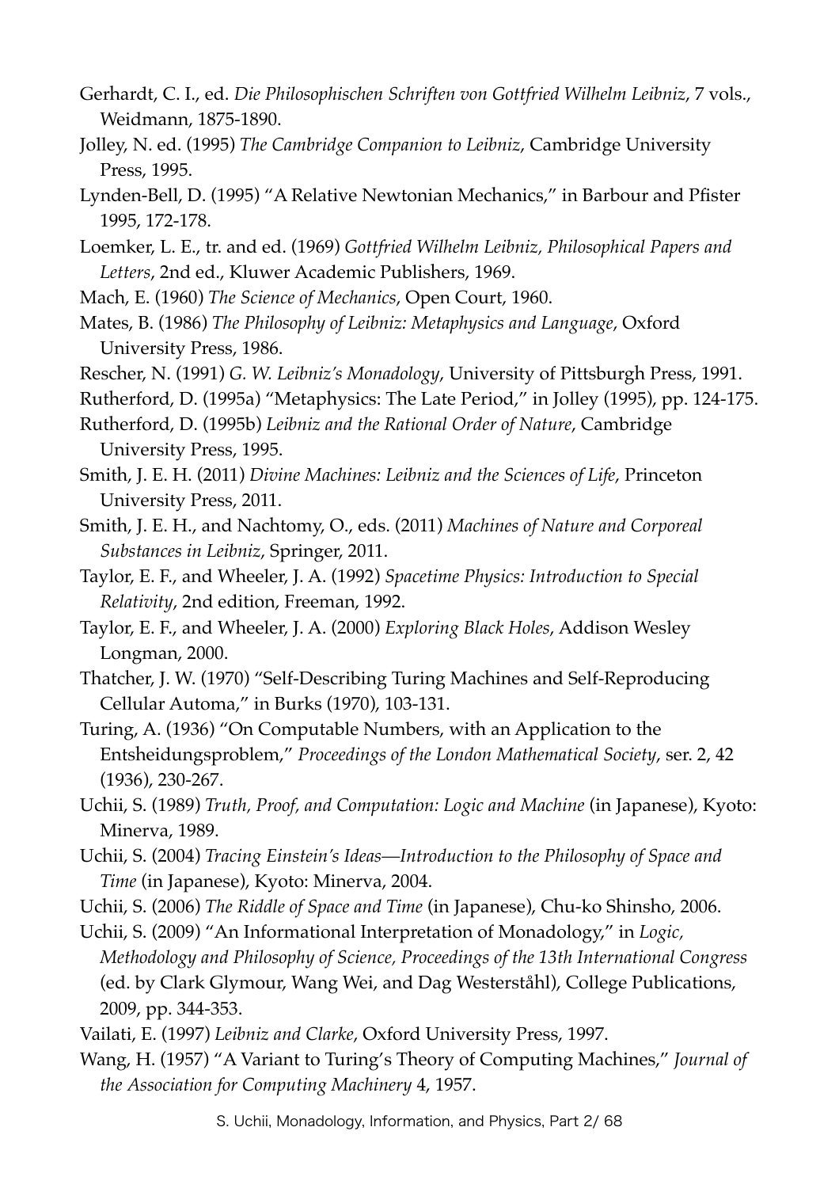Gerhardt, C. I., ed. *Die Philosophischen Schriften von Gottfried Wilhelm Leibniz*, 7 vols., Weidmann, 1875-1890.

Jolley, N. ed. (1995) *The Cambridge Companion to Leibniz*, Cambridge University Press, 1995.

Lynden-Bell, D. (1995) "A Relative Newtonian Mechanics," in Barbour and Pfister 1995, 172-178.

Loemker, L. E., tr. and ed. (1969) *Gottfried Wilhelm Leibniz, Philosophical Papers and Letters*, 2nd ed., Kluwer Academic Publishers, 1969.

Mach, E. (1960) *The Science of Mechanics*, Open Court, 1960.

Mates, B. (1986) *The Philosophy of Leibniz: Metaphysics and Language*, Oxford University Press, 1986.

Rescher, N. (1991) *G. W. Leibniz's Monadology*, University of Pittsburgh Press, 1991.

Rutherford, D. (1995a) "Metaphysics: The Late Period," in Jolley (1995), pp. 124-175.

Rutherford, D. (1995b) *Leibniz and the Rational Order of Nature*, Cambridge University Press, 1995.

Smith, J. E. H. (2011) *Divine Machines: Leibniz and the Sciences of Life*, Princeton University Press, 2011.

Smith, J. E. H., and Nachtomy, O., eds. (2011) *Machines of Nature and Corporeal Substances in Leibniz*, Springer, 2011.

Taylor, E. F., and Wheeler, J. A. (1992) *Spacetime Physics: Introduction to Special Relativity*, 2nd edition, Freeman, 1992.

Taylor, E. F., and Wheeler, J. A. (2000) *Exploring Black Holes*, Addison Wesley Longman, 2000.

Thatcher, J. W. (1970) "Self-Describing Turing Machines and Self-Reproducing Cellular Automa," in Burks (1970), 103-131.

Turing, A. (1936) "On Computable Numbers, with an Application to the Entsheidungsproblem," *Proceedings of the London Mathematical Society*, ser. 2, 42 (1936), 230-267.

Uchii, S. (1989) *Truth, Proof, and Computation: Logic and Machine* (in Japanese), Kyoto: Minerva, 1989.

Uchii, S. (2004) *Tracing Einstein's Ideas—Introduction to the Philosophy of Space and Time* (in Japanese), Kyoto: Minerva, 2004.

Uchii, S. (2006) *The Riddle of Space and Time* (in Japanese), Chu-ko Shinsho, 2006.

Uchii, S. (2009) "An Informational Interpretation of Monadology," in *Logic, Methodology and Philosophy of Science, Proceedings of the 13th International Congress* (ed. by Clark Glymour, Wang Wei, and Dag Westerståhl), College Publications, 2009, pp. 344-353.

Vailati, E. (1997) *Leibniz and Clarke*, Oxford University Press, 1997.

Wang, H. (1957) "A Variant to Turing's Theory of Computing Machines," *Journal of the Association for Computing Machinery* 4, 1957.